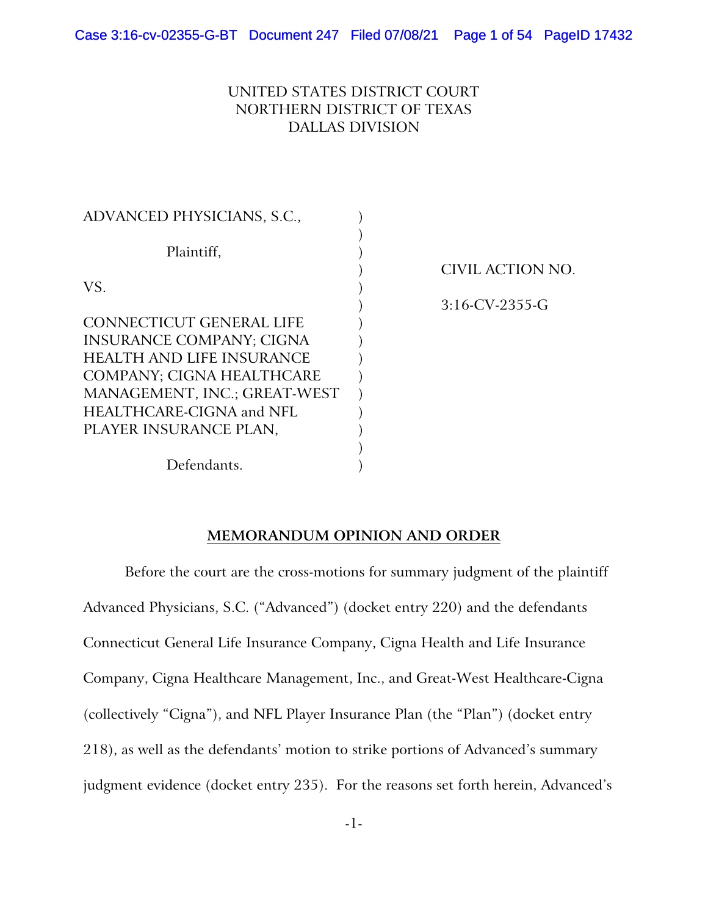UNITED STATES DISTRICT COURT
NORTHERN DISTRICT OF TEXAS
DALLAS DIVISION

| | | |
|---|---|---|
| ADVANCED PHYSICIANS, S.C., | ) | |
| | ) | |
| Plaintiff, | ) | |
| | ) | CIVIL ACTION NO. |
| VS. | ) | |
| | ) | 3:16-CV-2355-G |
| CONNECTICUT GENERAL LIFE INSURANCE COMPANY; CIGNA HEALTH AND LIFE INSURANCE COMPANY; CIGNA HEALTHCARE MANAGEMENT, INC.; GREAT-WEST HEALTHCARE-CIGNA and NFL PLAYER INSURANCE PLAN, | ) | |
| | ) | |
| Defendants. | ) | |

**MEMORANDUM OPINION AND ORDER**

Before the court are the cross-motions for summary judgment of the plaintiff Advanced Physicians, S.C. ("Advanced") (docket entry 220) and the defendants Connecticut General Life Insurance Company, Cigna Health and Life Insurance Company, Cigna Healthcare Management, Inc., and Great-West Healthcare-Cigna (collectively "Cigna"), and NFL Player Insurance Plan (the "Plan") (docket entry 218), as well as the defendants' motion to strike portions of Advanced's summary judgment evidence (docket entry 235). For the reasons set forth herein, Advanced's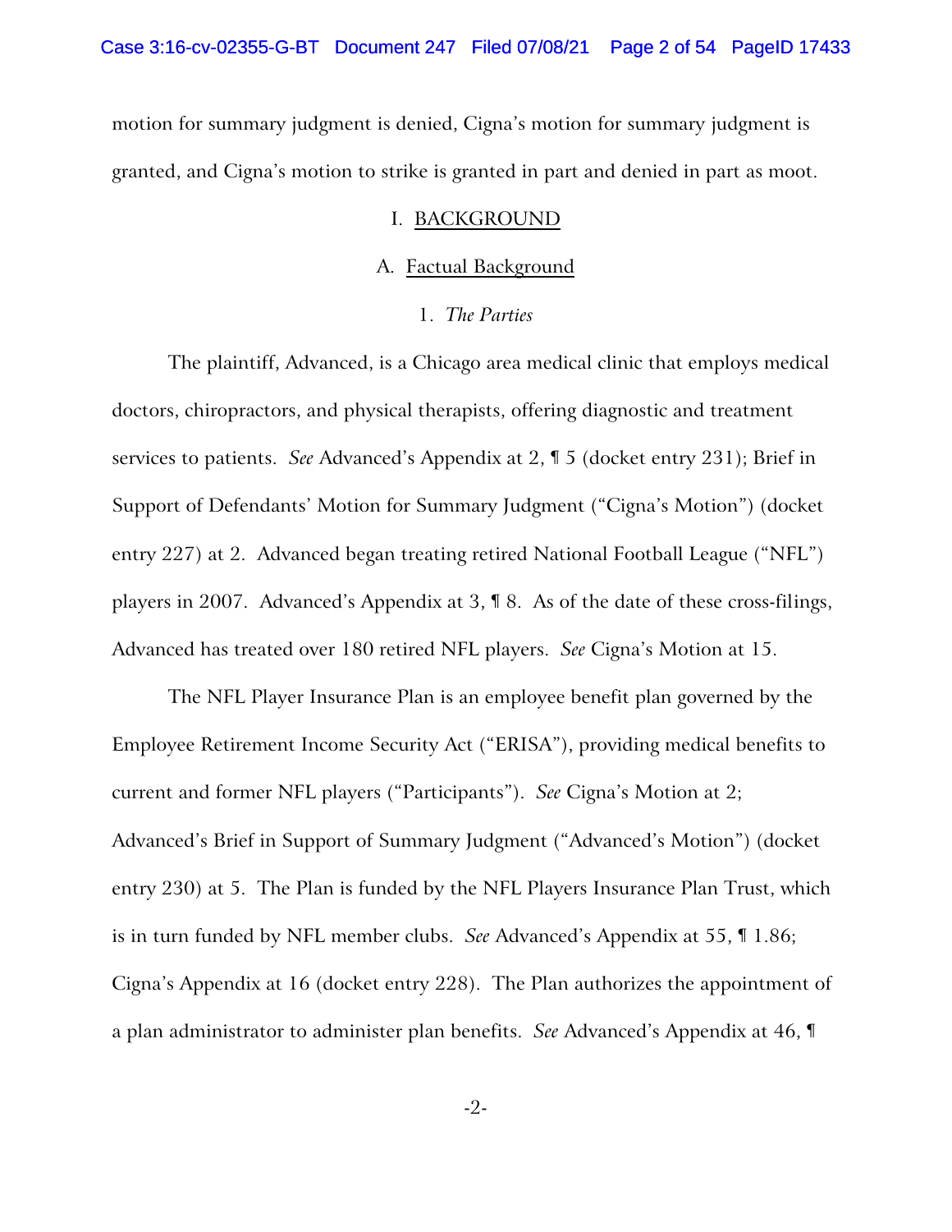motion for summary judgment is denied, Cigna's motion for summary judgment is granted, and Cigna's motion to strike is granted in part and denied in part as moot.

# I. BACKGROUND

## A. Factual Background

### 1. *The Parties*

The plaintiff, Advanced, is a Chicago area medical clinic that employs medical doctors, chiropractors, and physical therapists, offering diagnostic and treatment services to patients. *See* Advanced's Appendix at 2, ¶ 5 (docket entry 231); Brief in Support of Defendants' Motion for Summary Judgment ("Cigna's Motion") (docket entry 227) at 2. Advanced began treating retired National Football League ("NFL") players in 2007. Advanced's Appendix at 3, ¶ 8. As of the date of these cross-filings, Advanced has treated over 180 retired NFL players. *See* Cigna's Motion at 15.

The NFL Player Insurance Plan is an employee benefit plan governed by the Employee Retirement Income Security Act ("ERISA"), providing medical benefits to current and former NFL players ("Participants"). *See* Cigna's Motion at 2; Advanced's Brief in Support of Summary Judgment ("Advanced's Motion") (docket entry 230) at 5. The Plan is funded by the NFL Players Insurance Plan Trust, which is in turn funded by NFL member clubs. *See* Advanced's Appendix at 55, ¶ 1.86; Cigna's Appendix at 16 (docket entry 228). The Plan authorizes the appointment of a plan administrator to administer plan benefits. *See* Advanced's Appendix at 46, ¶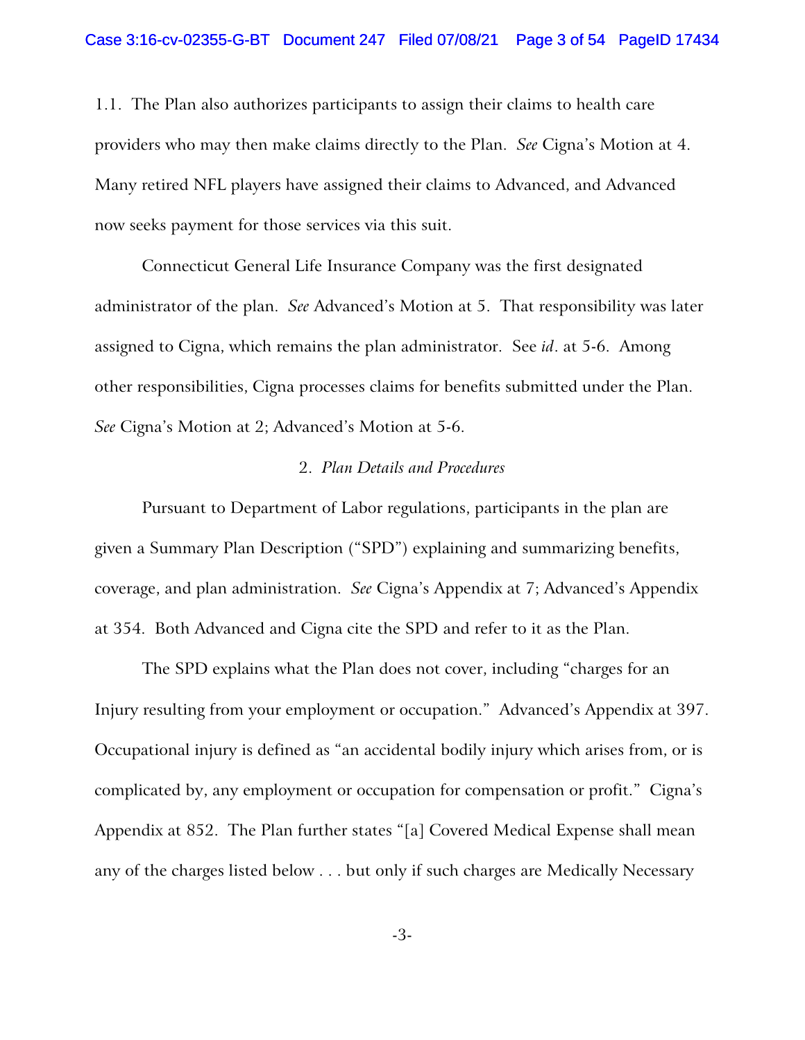1.1. The Plan also authorizes participants to assign their claims to health care providers who may then make claims directly to the Plan. *See* Cigna's Motion at 4. Many retired NFL players have assigned their claims to Advanced, and Advanced now seeks payment for those services via this suit.

Connecticut General Life Insurance Company was the first designated administrator of the plan. *See* Advanced's Motion at 5. That responsibility was later assigned to Cigna, which remains the plan administrator. See *id*. at 5-6. Among other responsibilities, Cigna processes claims for benefits submitted under the Plan. *See* Cigna's Motion at 2; Advanced's Motion at 5-6.

2. *Plan Details and Procedures*

Pursuant to Department of Labor regulations, participants in the plan are given a Summary Plan Description ("SPD") explaining and summarizing benefits, coverage, and plan administration. *See* Cigna's Appendix at 7; Advanced's Appendix at 354. Both Advanced and Cigna cite the SPD and refer to it as the Plan.

The SPD explains what the Plan does not cover, including "charges for an Injury resulting from your employment or occupation." Advanced's Appendix at 397. Occupational injury is defined as "an accidental bodily injury which arises from, or is complicated by, any employment or occupation for compensation or profit." Cigna's Appendix at 852. The Plan further states "[a] Covered Medical Expense shall mean any of the charges listed below . . . but only if such charges are Medically Necessary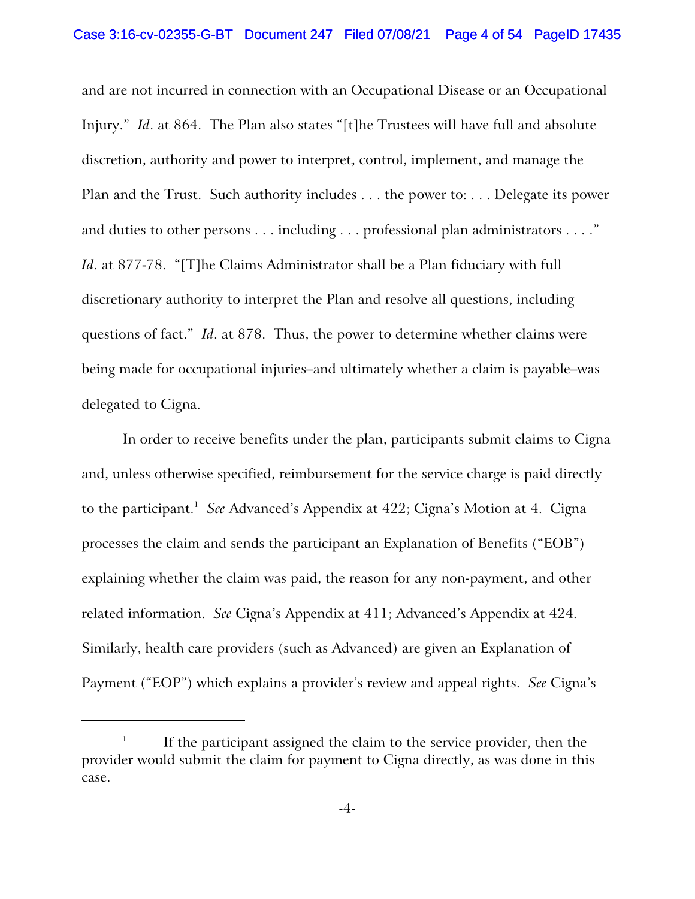and are not incurred in connection with an Occupational Disease or an Occupational Injury." *Id*. at 864. The Plan also states "[t]he Trustees will have full and absolute discretion, authority and power to interpret, control, implement, and manage the Plan and the Trust. Such authority includes . . . the power to: . . . Delegate its power and duties to other persons . . . including . . . professional plan administrators . . . ." *Id*. at 877-78. "[T]he Claims Administrator shall be a Plan fiduciary with full discretionary authority to interpret the Plan and resolve all questions, including questions of fact." *Id*. at 878. Thus, the power to determine whether claims were being made for occupational injuries–and ultimately whether a claim is payable–was delegated to Cigna.

In order to receive benefits under the plan, participants submit claims to Cigna and, unless otherwise specified, reimbursement for the service charge is paid directly to the participant.[1] *See* Advanced's Appendix at 422; Cigna's Motion at 4. Cigna processes the claim and sends the participant an Explanation of Benefits ("EOB") explaining whether the claim was paid, the reason for any non-payment, and other related information. *See* Cigna's Appendix at 411; Advanced's Appendix at 424. Similarly, health care providers (such as Advanced) are given an Explanation of Payment ("EOP") which explains a provider's review and appeal rights. *See* Cigna's

[1] If the participant assigned the claim to the service provider, then the provider would submit the claim for payment to Cigna directly, as was done in this case.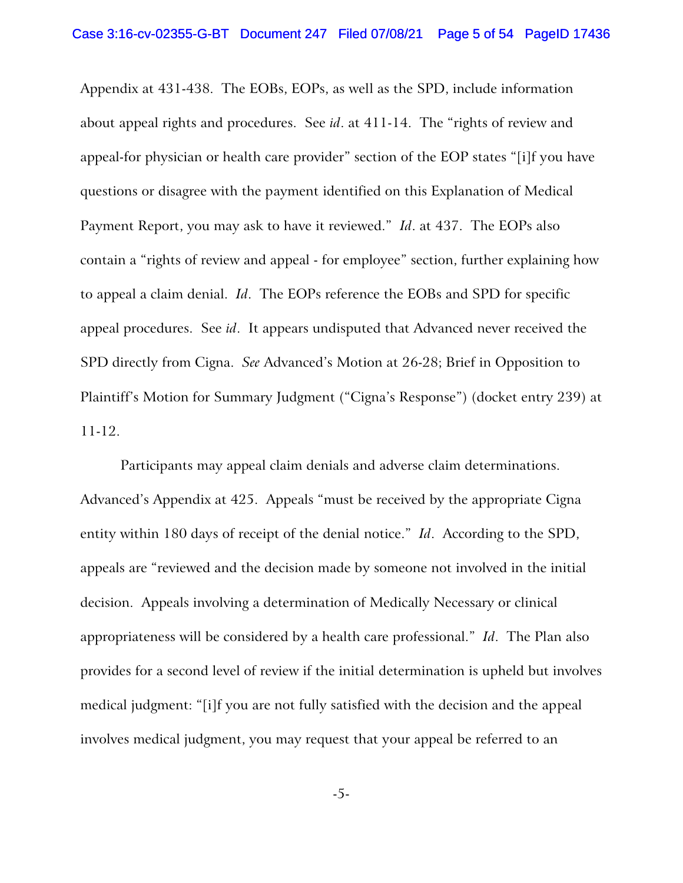Appendix at 431-438. The EOBs, EOPs, as well as the SPD, include information about appeal rights and procedures. See *id*. at 411-14. The "rights of review and appeal-for physician or health care provider" section of the EOP states "[i]f you have questions or disagree with the payment identified on this Explanation of Medical Payment Report, you may ask to have it reviewed." *Id*. at 437. The EOPs also contain a "rights of review and appeal - for employee" section, further explaining how to appeal a claim denial. *Id*. The EOPs reference the EOBs and SPD for specific appeal procedures. See *id*. It appears undisputed that Advanced never received the SPD directly from Cigna. *See* Advanced's Motion at 26-28; Brief in Opposition to Plaintiff's Motion for Summary Judgment ("Cigna's Response") (docket entry 239) at 11-12.

Participants may appeal claim denials and adverse claim determinations. Advanced's Appendix at 425. Appeals "must be received by the appropriate Cigna entity within 180 days of receipt of the denial notice." *Id*. According to the SPD, appeals are "reviewed and the decision made by someone not involved in the initial decision. Appeals involving a determination of Medically Necessary or clinical appropriateness will be considered by a health care professional." *Id*. The Plan also provides for a second level of review if the initial determination is upheld but involves medical judgment: "[i]f you are not fully satisfied with the decision and the appeal involves medical judgment, you may request that your appeal be referred to an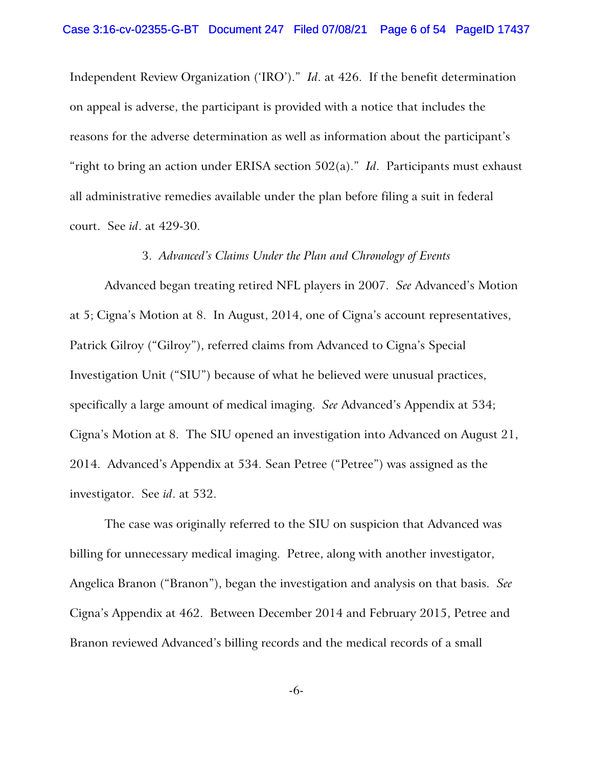Independent Review Organization ('IRO')." *Id*. at 426. If the benefit determination on appeal is adverse, the participant is provided with a notice that includes the reasons for the adverse determination as well as information about the participant's "right to bring an action under ERISA section 502(a)." *Id*. Participants must exhaust all administrative remedies available under the plan before filing a suit in federal court. See *id*. at 429-30.

3. *Advanced's Claims Under the Plan and Chronology of Events*

Advanced began treating retired NFL players in 2007. *See* Advanced's Motion at 5; Cigna's Motion at 8. In August, 2014, one of Cigna's account representatives, Patrick Gilroy ("Gilroy"), referred claims from Advanced to Cigna's Special Investigation Unit ("SIU") because of what he believed were unusual practices, specifically a large amount of medical imaging. *See* Advanced's Appendix at 534; Cigna's Motion at 8. The SIU opened an investigation into Advanced on August 21, 2014. Advanced's Appendix at 534. Sean Petree ("Petree") was assigned as the investigator. See *id*. at 532.

The case was originally referred to the SIU on suspicion that Advanced was billing for unnecessary medical imaging. Petree, along with another investigator, Angelica Branon ("Branon"), began the investigation and analysis on that basis. *See* Cigna's Appendix at 462. Between December 2014 and February 2015, Petree and Branon reviewed Advanced's billing records and the medical records of a small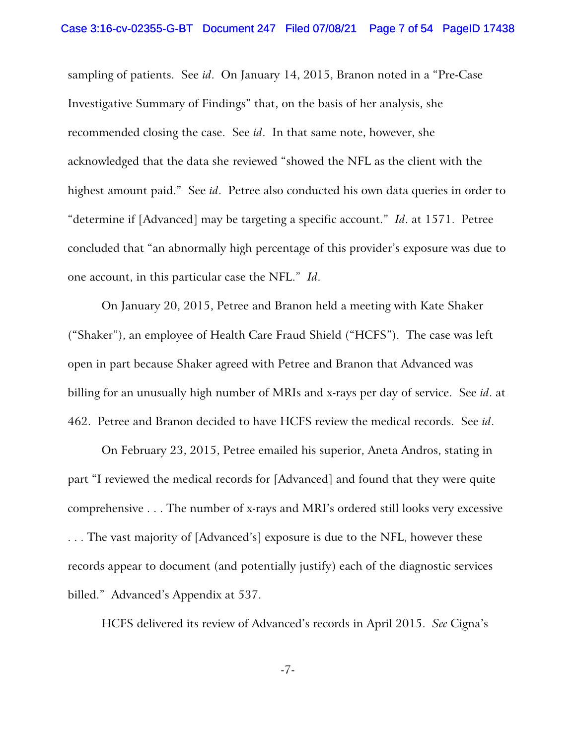sampling of patients. See *id*. On January 14, 2015, Branon noted in a "Pre-Case Investigative Summary of Findings" that, on the basis of her analysis, she recommended closing the case. See *id*. In that same note, however, she acknowledged that the data she reviewed "showed the NFL as the client with the highest amount paid." See *id*. Petree also conducted his own data queries in order to "determine if [Advanced] may be targeting a specific account." *Id*. at 1571. Petree concluded that "an abnormally high percentage of this provider's exposure was due to one account, in this particular case the NFL." *Id*.

On January 20, 2015, Petree and Branon held a meeting with Kate Shaker ("Shaker"), an employee of Health Care Fraud Shield ("HCFS"). The case was left open in part because Shaker agreed with Petree and Branon that Advanced was billing for an unusually high number of MRIs and x-rays per day of service. See *id*. at 462. Petree and Branon decided to have HCFS review the medical records. See *id*.

On February 23, 2015, Petree emailed his superior, Aneta Andros, stating in part "I reviewed the medical records for [Advanced] and found that they were quite comprehensive . . . The number of x-rays and MRI's ordered still looks very excessive . . . The vast majority of [Advanced's] exposure is due to the NFL, however these records appear to document (and potentially justify) each of the diagnostic services billed." Advanced's Appendix at 537.

HCFS delivered its review of Advanced's records in April 2015. *See* Cigna's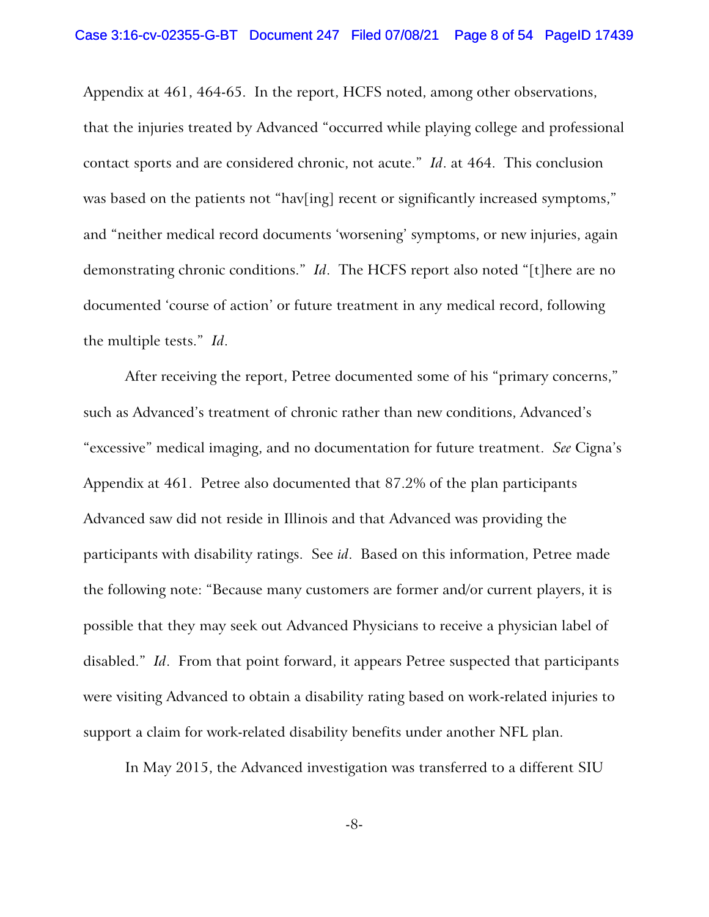Appendix at 461, 464-65. In the report, HCFS noted, among other observations, that the injuries treated by Advanced "occurred while playing college and professional contact sports and are considered chronic, not acute." *Id*. at 464. This conclusion was based on the patients not "hav[ing] recent or significantly increased symptoms," and "neither medical record documents 'worsening' symptoms, or new injuries, again demonstrating chronic conditions." *Id*. The HCFS report also noted "[t]here are no documented 'course of action' or future treatment in any medical record, following the multiple tests." *Id*.

After receiving the report, Petree documented some of his "primary concerns," such as Advanced's treatment of chronic rather than new conditions, Advanced's "excessive" medical imaging, and no documentation for future treatment. *See* Cigna's Appendix at 461. Petree also documented that 87.2% of the plan participants Advanced saw did not reside in Illinois and that Advanced was providing the participants with disability ratings. See *id*. Based on this information, Petree made the following note: "Because many customers are former and/or current players, it is possible that they may seek out Advanced Physicians to receive a physician label of disabled." *Id*. From that point forward, it appears Petree suspected that participants were visiting Advanced to obtain a disability rating based on work-related injuries to support a claim for work-related disability benefits under another NFL plan.

In May 2015, the Advanced investigation was transferred to a different SIU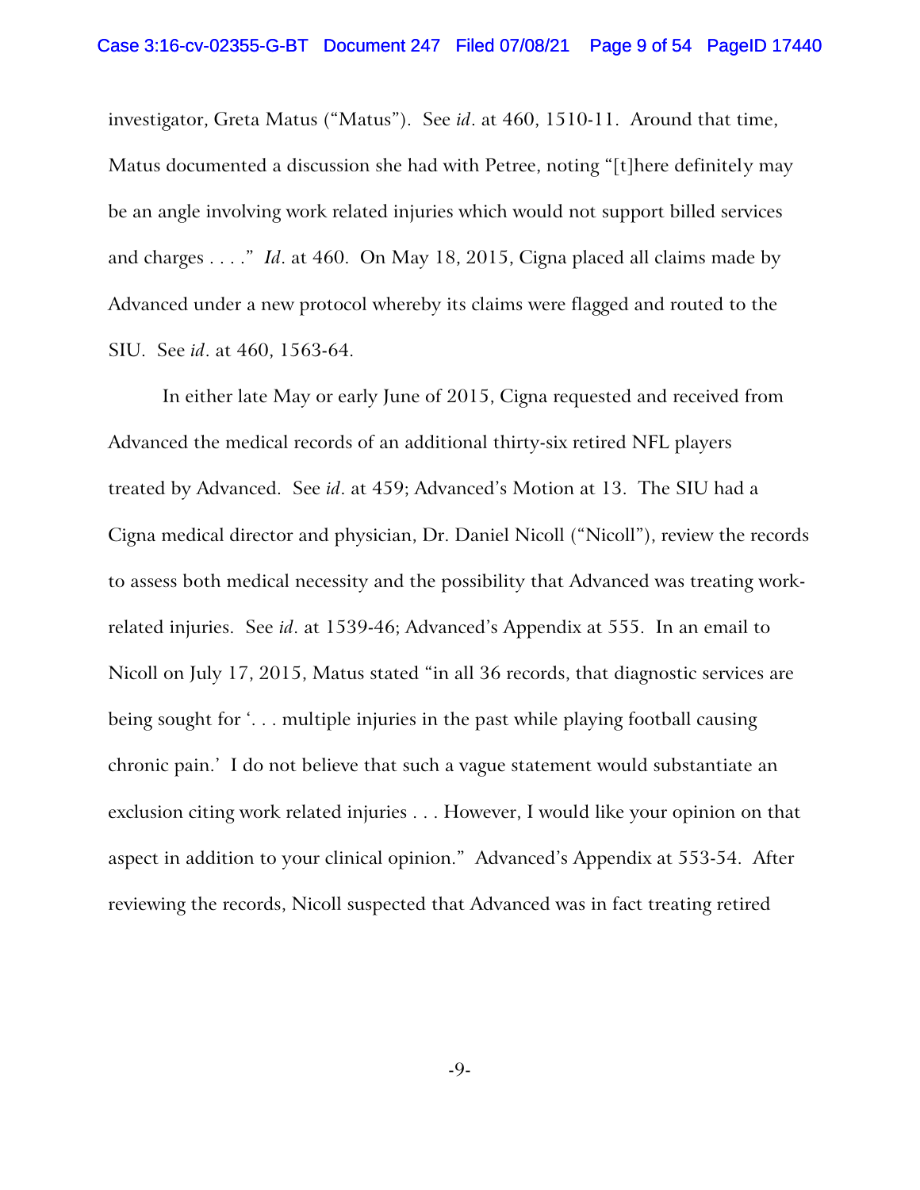investigator, Greta Matus ("Matus"). See *id*. at 460, 1510-11. Around that time, Matus documented a discussion she had with Petree, noting "[t]here definitely may be an angle involving work related injuries which would not support billed services and charges . . . ." *Id*. at 460. On May 18, 2015, Cigna placed all claims made by Advanced under a new protocol whereby its claims were flagged and routed to the SIU. See *id*. at 460, 1563-64.

In either late May or early June of 2015, Cigna requested and received from Advanced the medical records of an additional thirty-six retired NFL players treated by Advanced. See *id*. at 459; Advanced's Motion at 13. The SIU had a Cigna medical director and physician, Dr. Daniel Nicoll ("Nicoll"), review the records to assess both medical necessity and the possibility that Advanced was treating work-related injuries. See *id*. at 1539-46; Advanced's Appendix at 555. In an email to Nicoll on July 17, 2015, Matus stated "in all 36 records, that diagnostic services are being sought for '. . . multiple injuries in the past while playing football causing chronic pain.' I do not believe that such a vague statement would substantiate an exclusion citing work related injuries . . . However, I would like your opinion on that aspect in addition to your clinical opinion." Advanced's Appendix at 553-54. After reviewing the records, Nicoll suspected that Advanced was in fact treating retired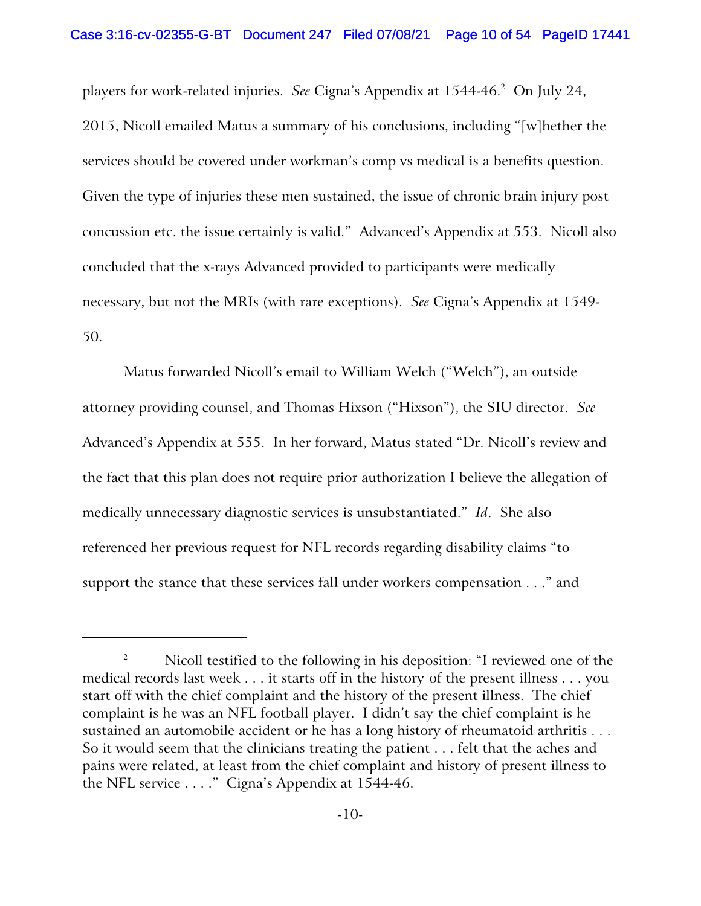players for work-related injuries. *See* Cigna's Appendix at 1544-46.[2] On July 24, 2015, Nicoll emailed Matus a summary of his conclusions, including "[w]hether the services should be covered under workman's comp vs medical is a benefits question. Given the type of injuries these men sustained, the issue of chronic brain injury post concussion etc. the issue certainly is valid." Advanced's Appendix at 553. Nicoll also concluded that the x-rays Advanced provided to participants were medically necessary, but not the MRIs (with rare exceptions). *See* Cigna's Appendix at 1549-50.

Matus forwarded Nicoll's email to William Welch ("Welch"), an outside attorney providing counsel, and Thomas Hixson ("Hixson"), the SIU director. *See* Advanced's Appendix at 555. In her forward, Matus stated "Dr. Nicoll's review and the fact that this plan does not require prior authorization I believe the allegation of medically unnecessary diagnostic services is unsubstantiated." *Id*. She also referenced her previous request for NFL records regarding disability claims "to support the stance that these services fall under workers compensation . . ." and

---

[2] Nicoll testified to the following in his deposition: "I reviewed one of the medical records last week . . . it starts off in the history of the present illness . . . you start off with the chief complaint and the history of the present illness. The chief complaint is he was an NFL football player. I didn't say the chief complaint is he sustained an automobile accident or he has a long history of rheumatoid arthritis . . . So it would seem that the clinicians treating the patient . . . felt that the aches and pains were related, at least from the chief complaint and history of present illness to the NFL service . . . ." Cigna's Appendix at 1544-46.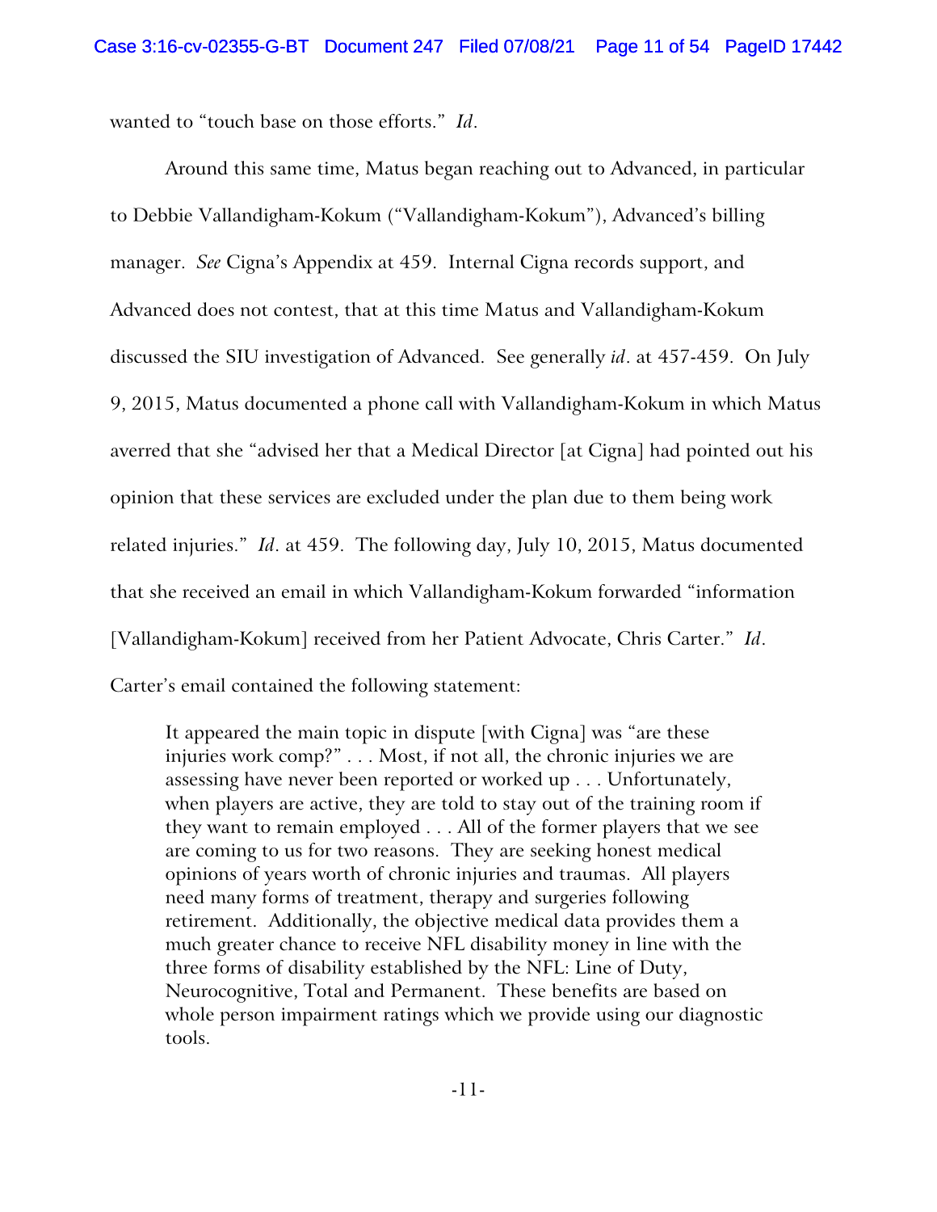wanted to "touch base on those efforts." *Id*.

Around this same time, Matus began reaching out to Advanced, in particular to Debbie Vallandigham-Kokum ("Vallandigham-Kokum"), Advanced's billing manager. *See* Cigna's Appendix at 459. Internal Cigna records support, and Advanced does not contest, that at this time Matus and Vallandigham-Kokum discussed the SIU investigation of Advanced. See generally *id*. at 457-459. On July 9, 2015, Matus documented a phone call with Vallandigham-Kokum in which Matus averred that she "advised her that a Medical Director [at Cigna] had pointed out his opinion that these services are excluded under the plan due to them being work related injuries." *Id*. at 459. The following day, July 10, 2015, Matus documented that she received an email in which Vallandigham-Kokum forwarded "information [Vallandigham-Kokum] received from her Patient Advocate, Chris Carter." *Id*. Carter's email contained the following statement:

> It appeared the main topic in dispute [with Cigna] was "are these injuries work comp?" . . . Most, if not all, the chronic injuries we are assessing have never been reported or worked up . . . Unfortunately, when players are active, they are told to stay out of the training room if they want to remain employed . . . All of the former players that we see are coming to us for two reasons. They are seeking honest medical opinions of years worth of chronic injuries and traumas. All players need many forms of treatment, therapy and surgeries following retirement. Additionally, the objective medical data provides them a much greater chance to receive NFL disability money in line with the three forms of disability established by the NFL: Line of Duty, Neurocognitive, Total and Permanent. These benefits are based on whole person impairment ratings which we provide using our diagnostic tools.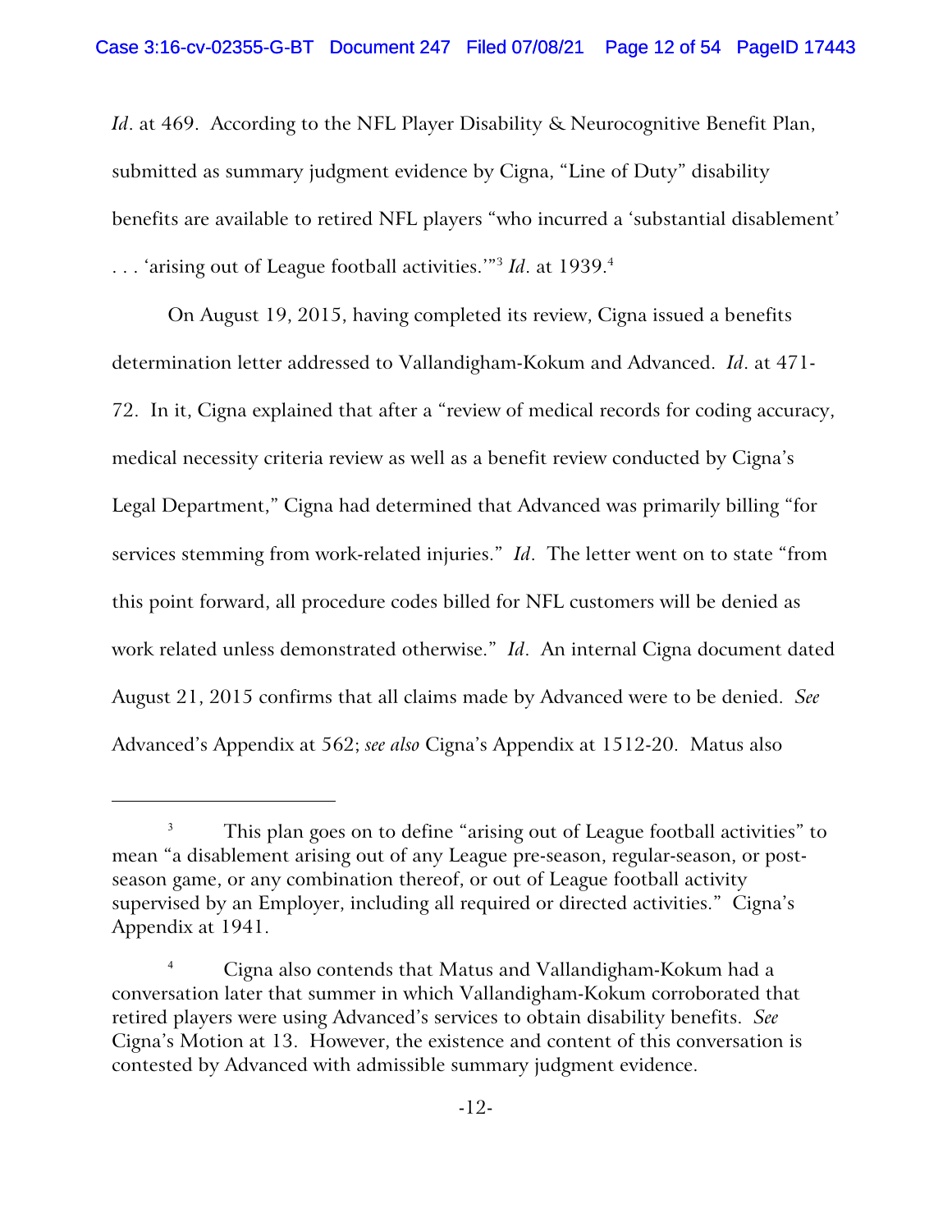*Id*. at 469. According to the NFL Player Disability & Neurocognitive Benefit Plan, submitted as summary judgment evidence by Cigna, "Line of Duty" disability benefits are available to retired NFL players "who incurred a 'substantial disablement' . . . 'arising out of League football activities.'"[3] *Id*. at 1939.[4]

On August 19, 2015, having completed its review, Cigna issued a benefits determination letter addressed to Vallandigham-Kokum and Advanced. *Id*. at 471-72. In it, Cigna explained that after a "review of medical records for coding accuracy, medical necessity criteria review as well as a benefit review conducted by Cigna's Legal Department," Cigna had determined that Advanced was primarily billing "for services stemming from work-related injuries." *Id*. The letter went on to state "from this point forward, all procedure codes billed for NFL customers will be denied as work related unless demonstrated otherwise." *Id*. An internal Cigna document dated August 21, 2015 confirms that all claims made by Advanced were to be denied. *See* Advanced's Appendix at 562; *see also* Cigna's Appendix at 1512-20. Matus also

---

[3] This plan goes on to define "arising out of League football activities" to mean "a disablement arising out of any League pre-season, regular-season, or post-season game, or any combination thereof, or out of League football activity supervised by an Employer, including all required or directed activities." Cigna's Appendix at 1941.

[4] Cigna also contends that Matus and Vallandigham-Kokum had a conversation later that summer in which Vallandigham-Kokum corroborated that retired players were using Advanced's services to obtain disability benefits. *See* Cigna's Motion at 13. However, the existence and content of this conversation is contested by Advanced with admissible summary judgment evidence.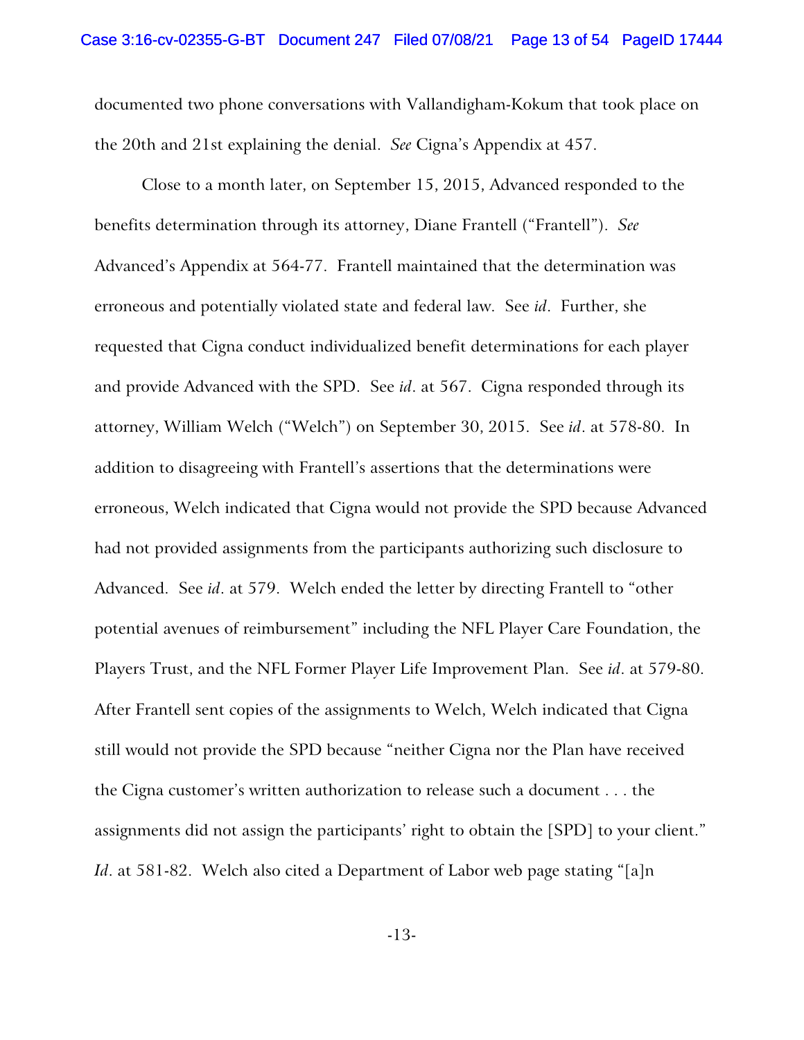documented two phone conversations with Vallandigham-Kokum that took place on the 20th and 21st explaining the denial. *See* Cigna's Appendix at 457.

Close to a month later, on September 15, 2015, Advanced responded to the benefits determination through its attorney, Diane Frantell ("Frantell"). *See* Advanced's Appendix at 564-77. Frantell maintained that the determination was erroneous and potentially violated state and federal law. See *id*. Further, she requested that Cigna conduct individualized benefit determinations for each player and provide Advanced with the SPD. See *id*. at 567. Cigna responded through its attorney, William Welch ("Welch") on September 30, 2015. See *id*. at 578-80. In addition to disagreeing with Frantell's assertions that the determinations were erroneous, Welch indicated that Cigna would not provide the SPD because Advanced had not provided assignments from the participants authorizing such disclosure to Advanced. See *id*. at 579. Welch ended the letter by directing Frantell to "other potential avenues of reimbursement" including the NFL Player Care Foundation, the Players Trust, and the NFL Former Player Life Improvement Plan. See *id*. at 579-80. After Frantell sent copies of the assignments to Welch, Welch indicated that Cigna still would not provide the SPD because "neither Cigna nor the Plan have received the Cigna customer's written authorization to release such a document . . . the assignments did not assign the participants' right to obtain the [SPD] to your client." *Id*. at 581-82. Welch also cited a Department of Labor web page stating "[a]n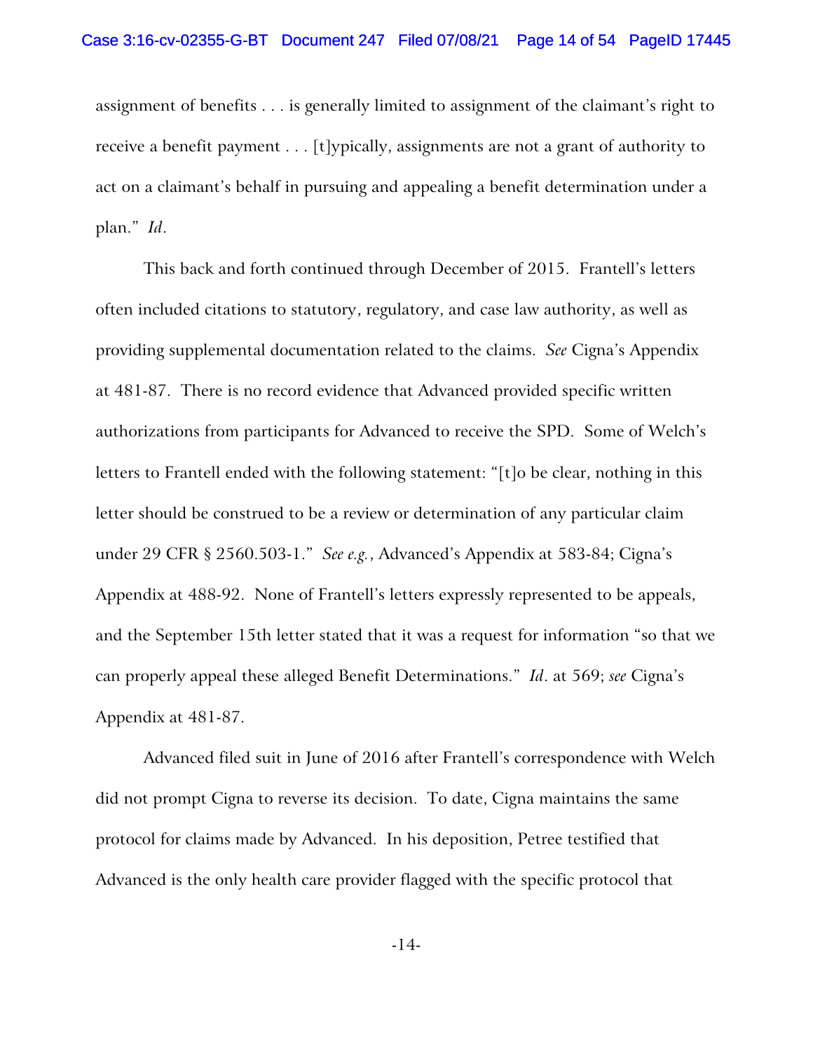assignment of benefits . . . is generally limited to assignment of the claimant's right to receive a benefit payment . . . [t]ypically, assignments are not a grant of authority to act on a claimant's behalf in pursuing and appealing a benefit determination under a plan." *Id*.

This back and forth continued through December of 2015. Frantell's letters often included citations to statutory, regulatory, and case law authority, as well as providing supplemental documentation related to the claims. *See* Cigna's Appendix at 481-87. There is no record evidence that Advanced provided specific written authorizations from participants for Advanced to receive the SPD. Some of Welch's letters to Frantell ended with the following statement: "[t]o be clear, nothing in this letter should be construed to be a review or determination of any particular claim under 29 CFR § 2560.503-1." *See e.g.*, Advanced's Appendix at 583-84; Cigna's Appendix at 488-92. None of Frantell's letters expressly represented to be appeals, and the September 15th letter stated that it was a request for information "so that we can properly appeal these alleged Benefit Determinations." *Id*. at 569; *see* Cigna's Appendix at 481-87.

Advanced filed suit in June of 2016 after Frantell's correspondence with Welch did not prompt Cigna to reverse its decision. To date, Cigna maintains the same protocol for claims made by Advanced. In his deposition, Petree testified that Advanced is the only health care provider flagged with the specific protocol that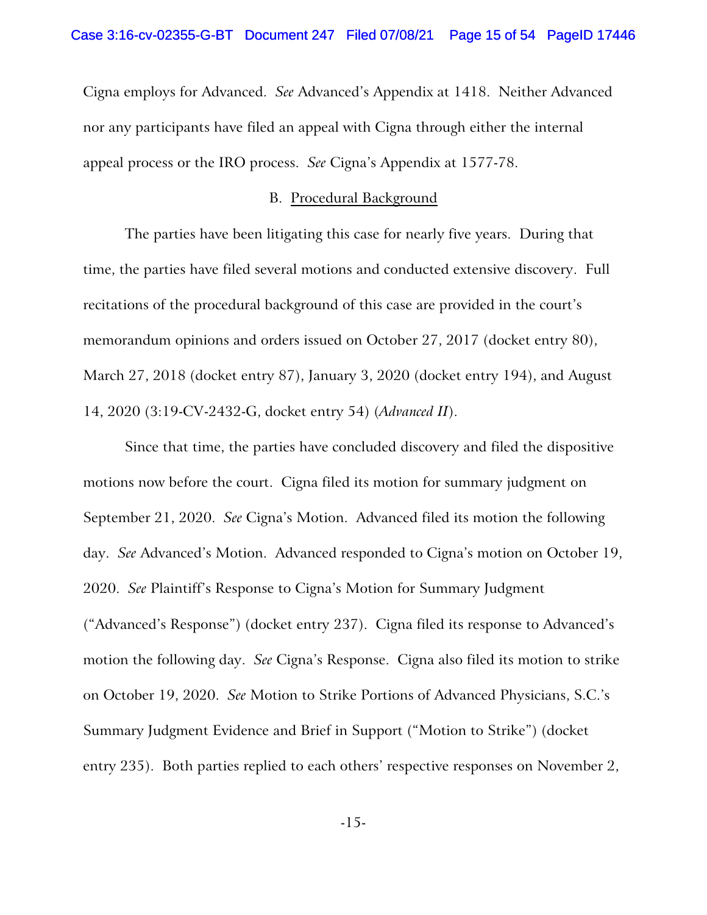Cigna employs for Advanced. *See* Advanced's Appendix at 1418. Neither Advanced nor any participants have filed an appeal with Cigna through either the internal appeal process or the IRO process. *See* Cigna's Appendix at 1577-78.

### B. Procedural Background

The parties have been litigating this case for nearly five years. During that time, the parties have filed several motions and conducted extensive discovery. Full recitations of the procedural background of this case are provided in the court's memorandum opinions and orders issued on October 27, 2017 (docket entry 80), March 27, 2018 (docket entry 87), January 3, 2020 (docket entry 194), and August 14, 2020 (3:19-CV-2432-G, docket entry 54) (*Advanced II*).

Since that time, the parties have concluded discovery and filed the dispositive motions now before the court. Cigna filed its motion for summary judgment on September 21, 2020. *See* Cigna's Motion. Advanced filed its motion the following day. *See* Advanced's Motion. Advanced responded to Cigna's motion on October 19, 2020. *See* Plaintiff's Response to Cigna's Motion for Summary Judgment ("Advanced's Response") (docket entry 237). Cigna filed its response to Advanced's motion the following day. *See* Cigna's Response. Cigna also filed its motion to strike on October 19, 2020. *See* Motion to Strike Portions of Advanced Physicians, S.C.'s Summary Judgment Evidence and Brief in Support ("Motion to Strike") (docket entry 235). Both parties replied to each others' respective responses on November 2,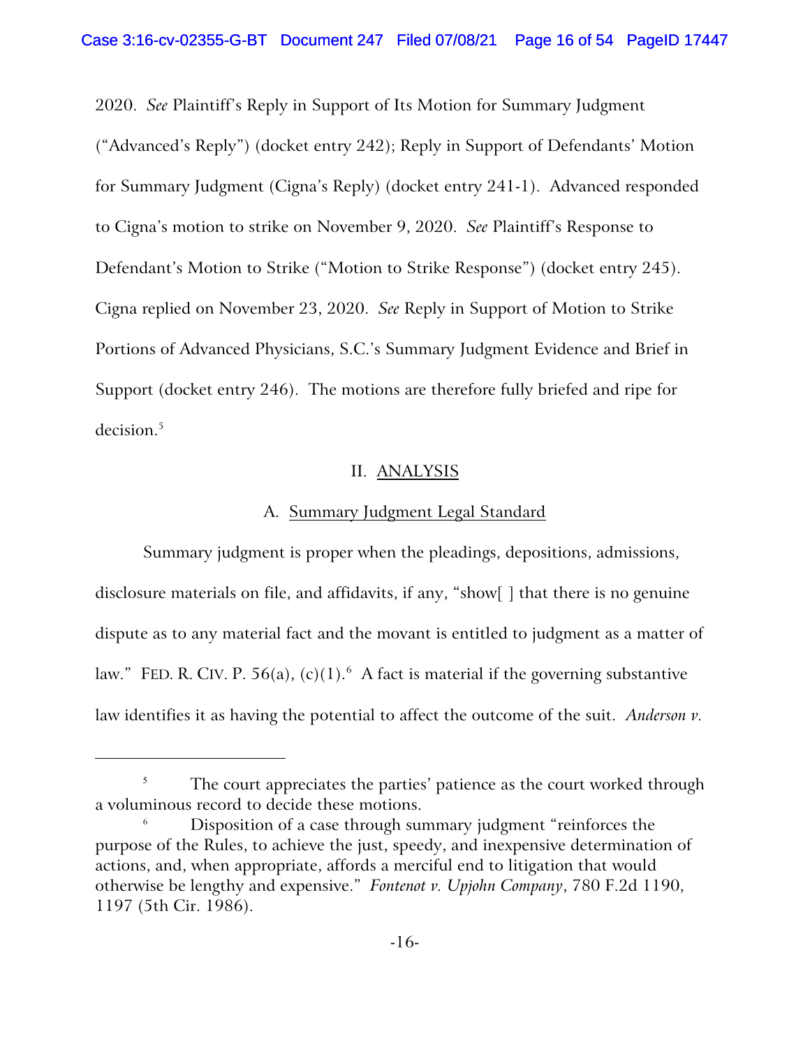2020. *See* Plaintiff's Reply in Support of Its Motion for Summary Judgment ("Advanced's Reply") (docket entry 242); Reply in Support of Defendants' Motion for Summary Judgment (Cigna's Reply) (docket entry 241-1). Advanced responded to Cigna's motion to strike on November 9, 2020. *See* Plaintiff's Response to Defendant's Motion to Strike ("Motion to Strike Response") (docket entry 245). Cigna replied on November 23, 2020. *See* Reply in Support of Motion to Strike Portions of Advanced Physicians, S.C.'s Summary Judgment Evidence and Brief in Support (docket entry 246). The motions are therefore fully briefed and ripe for decision.[5]

## II. ANALYSIS

### A. Summary Judgment Legal Standard

Summary judgment is proper when the pleadings, depositions, admissions, disclosure materials on file, and affidavits, if any, "show[ ] that there is no genuine dispute as to any material fact and the movant is entitled to judgment as a matter of law." FED. R. CIV. P. 56(a), (c)(1).[6] A fact is material if the governing substantive law identifies it as having the potential to affect the outcome of the suit. *Anderson v.*

---

[5] The court appreciates the parties' patience as the court worked through a voluminous record to decide these motions.

[6] Disposition of a case through summary judgment "reinforces the purpose of the Rules, to achieve the just, speedy, and inexpensive determination of actions, and, when appropriate, affords a merciful end to litigation that would otherwise be lengthy and expensive." *Fontenot v. Upjohn Company*, 780 F.2d 1190, 1197 (5th Cir. 1986).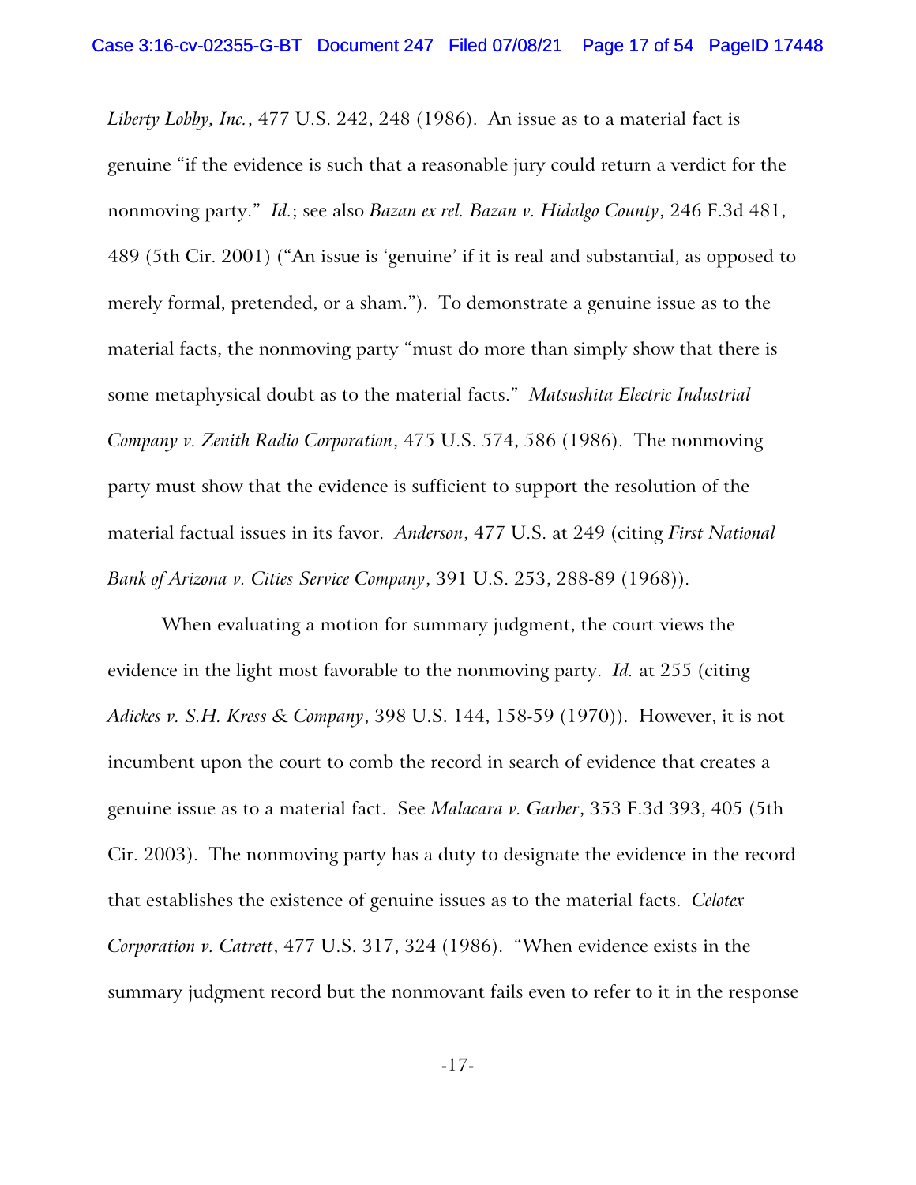*Liberty Lobby, Inc.*, 477 U.S. 242, 248 (1986). An issue as to a material fact is genuine "if the evidence is such that a reasonable jury could return a verdict for the nonmoving party." *Id.*; see also *Bazan ex rel. Bazan v. Hidalgo County*, 246 F.3d 481, 489 (5th Cir. 2001) ("An issue is 'genuine' if it is real and substantial, as opposed to merely formal, pretended, or a sham."). To demonstrate a genuine issue as to the material facts, the nonmoving party "must do more than simply show that there is some metaphysical doubt as to the material facts." *Matsushita Electric Industrial Company v. Zenith Radio Corporation*, 475 U.S. 574, 586 (1986). The nonmoving party must show that the evidence is sufficient to support the resolution of the material factual issues in its favor. *Anderson*, 477 U.S. at 249 (citing *First National Bank of Arizona v. Cities Service Company*, 391 U.S. 253, 288-89 (1968)).

When evaluating a motion for summary judgment, the court views the evidence in the light most favorable to the nonmoving party. *Id.* at 255 (citing *Adickes v. S.H. Kress & Company*, 398 U.S. 144, 158-59 (1970)). However, it is not incumbent upon the court to comb the record in search of evidence that creates a genuine issue as to a material fact. See *Malacara v. Garber*, 353 F.3d 393, 405 (5th Cir. 2003). The nonmoving party has a duty to designate the evidence in the record that establishes the existence of genuine issues as to the material facts. *Celotex Corporation v. Catrett*, 477 U.S. 317, 324 (1986). "When evidence exists in the summary judgment record but the nonmovant fails even to refer to it in the response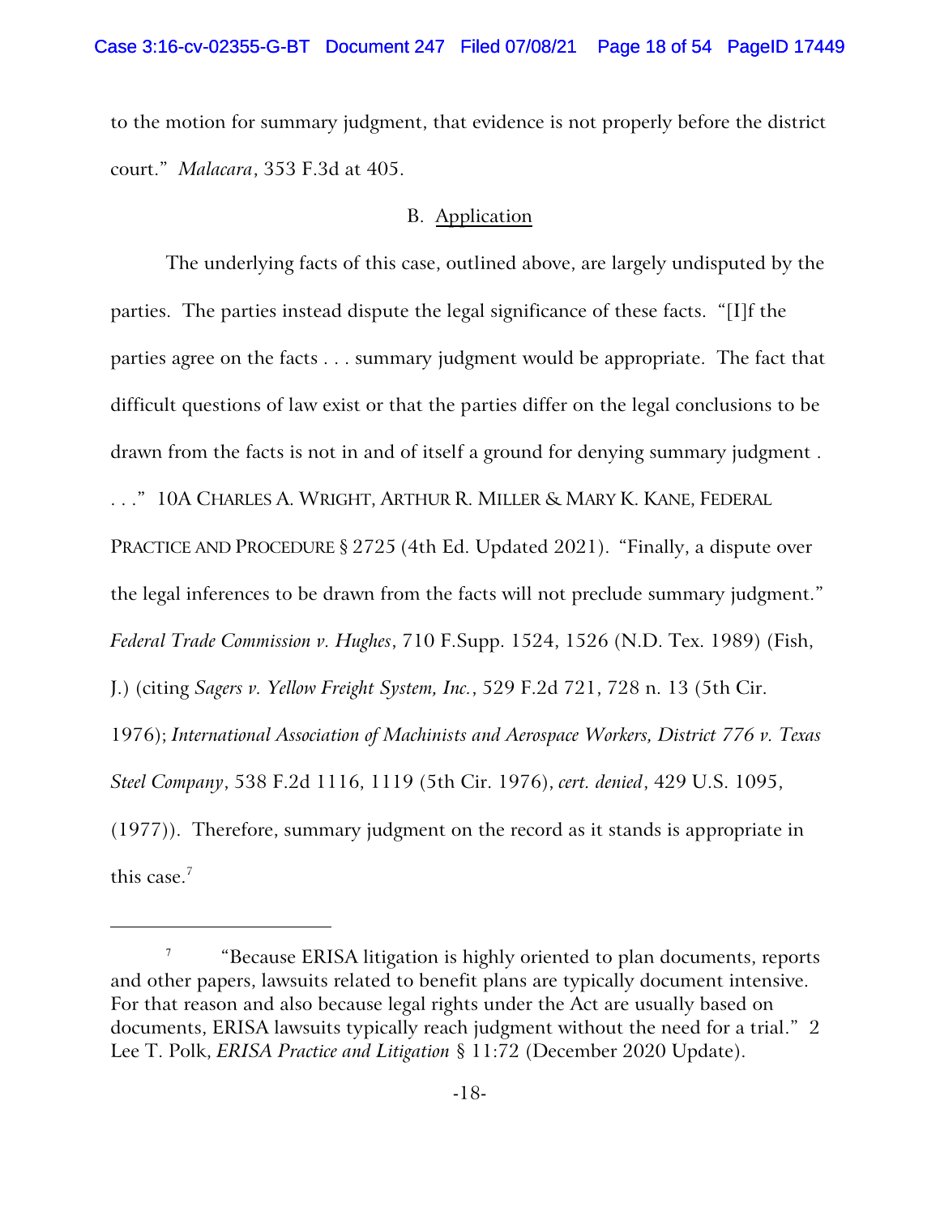to the motion for summary judgment, that evidence is not properly before the district court." *Malacara*, 353 F.3d at 405.

### B. Application

The underlying facts of this case, outlined above, are largely undisputed by the parties. The parties instead dispute the legal significance of these facts. "[I]f the parties agree on the facts . . . summary judgment would be appropriate. The fact that difficult questions of law exist or that the parties differ on the legal conclusions to be drawn from the facts is not in and of itself a ground for denying summary judgment . . . ." 10A CHARLES A. WRIGHT, ARTHUR R. MILLER & MARY K. KANE, FEDERAL PRACTICE AND PROCEDURE § 2725 (4th Ed. Updated 2021). "Finally, a dispute over the legal inferences to be drawn from the facts will not preclude summary judgment." *Federal Trade Commission v. Hughes*, 710 F.Supp. 1524, 1526 (N.D. Tex. 1989) (Fish, J.) (citing *Sagers v. Yellow Freight System, Inc.*, 529 F.2d 721, 728 n. 13 (5th Cir. 1976); *International Association of Machinists and Aerospace Workers, District 776 v. Texas Steel Company*, 538 F.2d 1116, 1119 (5th Cir. 1976), *cert. denied*, 429 U.S. 1095, (1977)). Therefore, summary judgment on the record as it stands is appropriate in this case.[7]

---

[7] "Because ERISA litigation is highly oriented to plan documents, reports and other papers, lawsuits related to benefit plans are typically document intensive. For that reason and also because legal rights under the Act are usually based on documents, ERISA lawsuits typically reach judgment without the need for a trial." 2 Lee T. Polk, *ERISA Practice and Litigation* § 11:72 (December 2020 Update).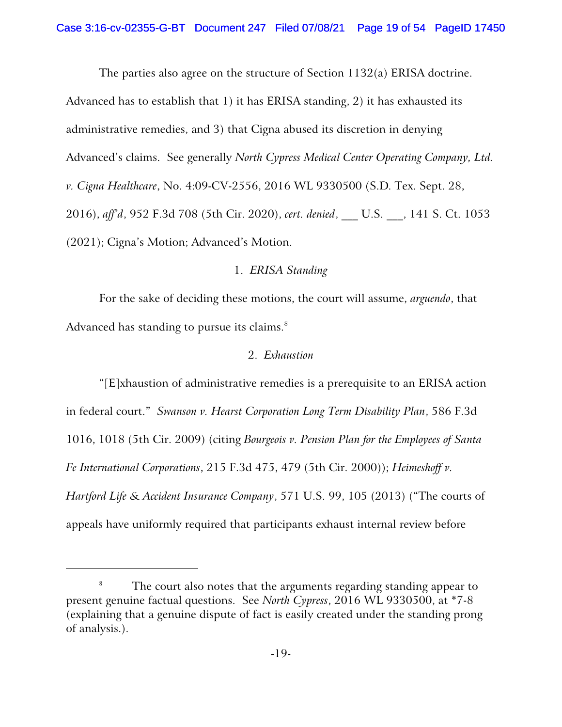The parties also agree on the structure of Section 1132(a) ERISA doctrine. Advanced has to establish that 1) it has ERISA standing, 2) it has exhausted its administrative remedies, and 3) that Cigna abused its discretion in denying Advanced's claims. See generally *North Cypress Medical Center Operating Company, Ltd. v. Cigna Healthcare*, No. 4:09-CV-2556, 2016 WL 9330500 (S.D. Tex. Sept. 28, 2016), *aff'd*, 952 F.3d 708 (5th Cir. 2020), *cert. denied*, ___ U.S. ___, 141 S. Ct. 1053 (2021); Cigna's Motion; Advanced's Motion.

### 1. *ERISA Standing*

For the sake of deciding these motions, the court will assume, *arguendo*, that Advanced has standing to pursue its claims.[8]

### 2. *Exhaustion*

"[E]xhaustion of administrative remedies is a prerequisite to an ERISA action in federal court." *Swanson v. Hearst Corporation Long Term Disability Plan*, 586 F.3d 1016, 1018 (5th Cir. 2009) (citing *Bourgeois v. Pension Plan for the Employees of Santa Fe International Corporations*, 215 F.3d 475, 479 (5th Cir. 2000)); *Heimeshoff v. Hartford Life & Accident Insurance Company*, 571 U.S. 99, 105 (2013) ("The courts of appeals have uniformly required that participants exhaust internal review before

---

[8] The court also notes that the arguments regarding standing appear to present genuine factual questions. See *North Cypress*, 2016 WL 9330500, at *7-8 (explaining that a genuine dispute of fact is easily created under the standing prong of analysis.).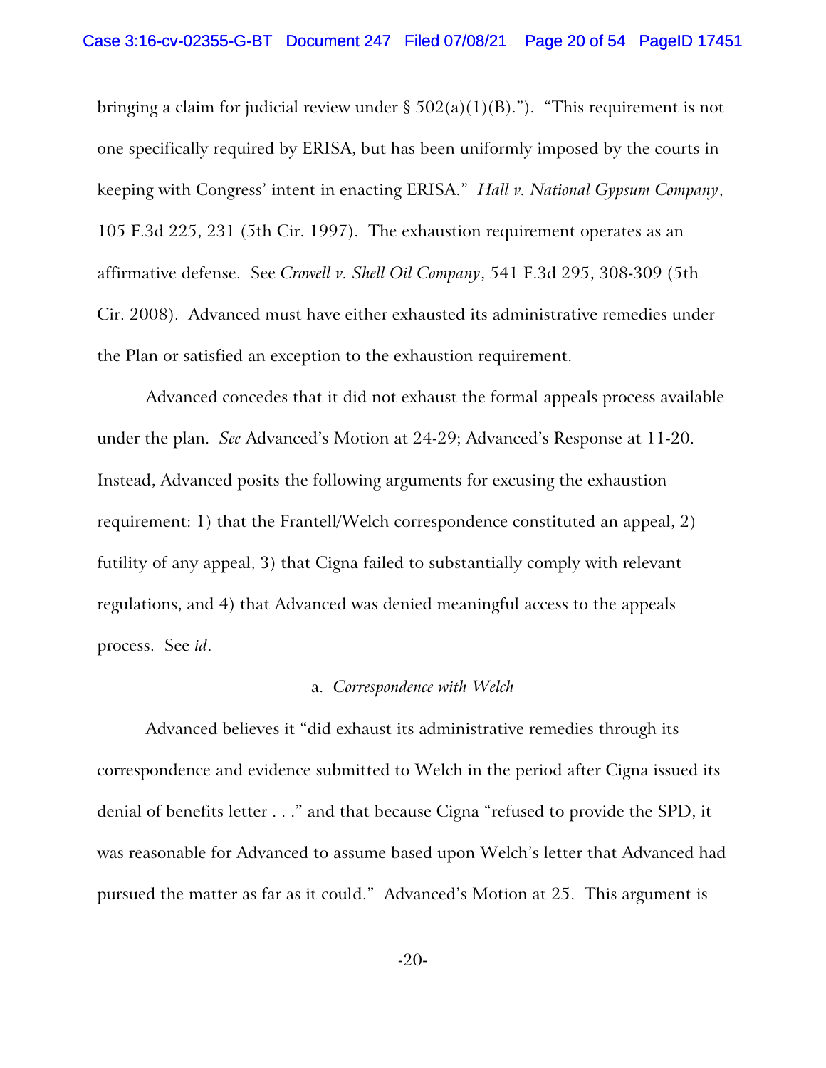bringing a claim for judicial review under § 502(a)(1)(B)."). "This requirement is not one specifically required by ERISA, but has been uniformly imposed by the courts in keeping with Congress' intent in enacting ERISA." *Hall v. National Gypsum Company*, 105 F.3d 225, 231 (5th Cir. 1997). The exhaustion requirement operates as an affirmative defense. See *Crowell v. Shell Oil Company*, 541 F.3d 295, 308-309 (5th Cir. 2008). Advanced must have either exhausted its administrative remedies under the Plan or satisfied an exception to the exhaustion requirement.

Advanced concedes that it did not exhaust the formal appeals process available under the plan. *See* Advanced's Motion at 24-29; Advanced's Response at 11-20. Instead, Advanced posits the following arguments for excusing the exhaustion requirement: 1) that the Frantell/Welch correspondence constituted an appeal, 2) futility of any appeal, 3) that Cigna failed to substantially comply with relevant regulations, and 4) that Advanced was denied meaningful access to the appeals process. See *id*.

a. *Correspondence with Welch*

Advanced believes it "did exhaust its administrative remedies through its correspondence and evidence submitted to Welch in the period after Cigna issued its denial of benefits letter . . ." and that because Cigna "refused to provide the SPD, it was reasonable for Advanced to assume based upon Welch's letter that Advanced had pursued the matter as far as it could." Advanced's Motion at 25. This argument is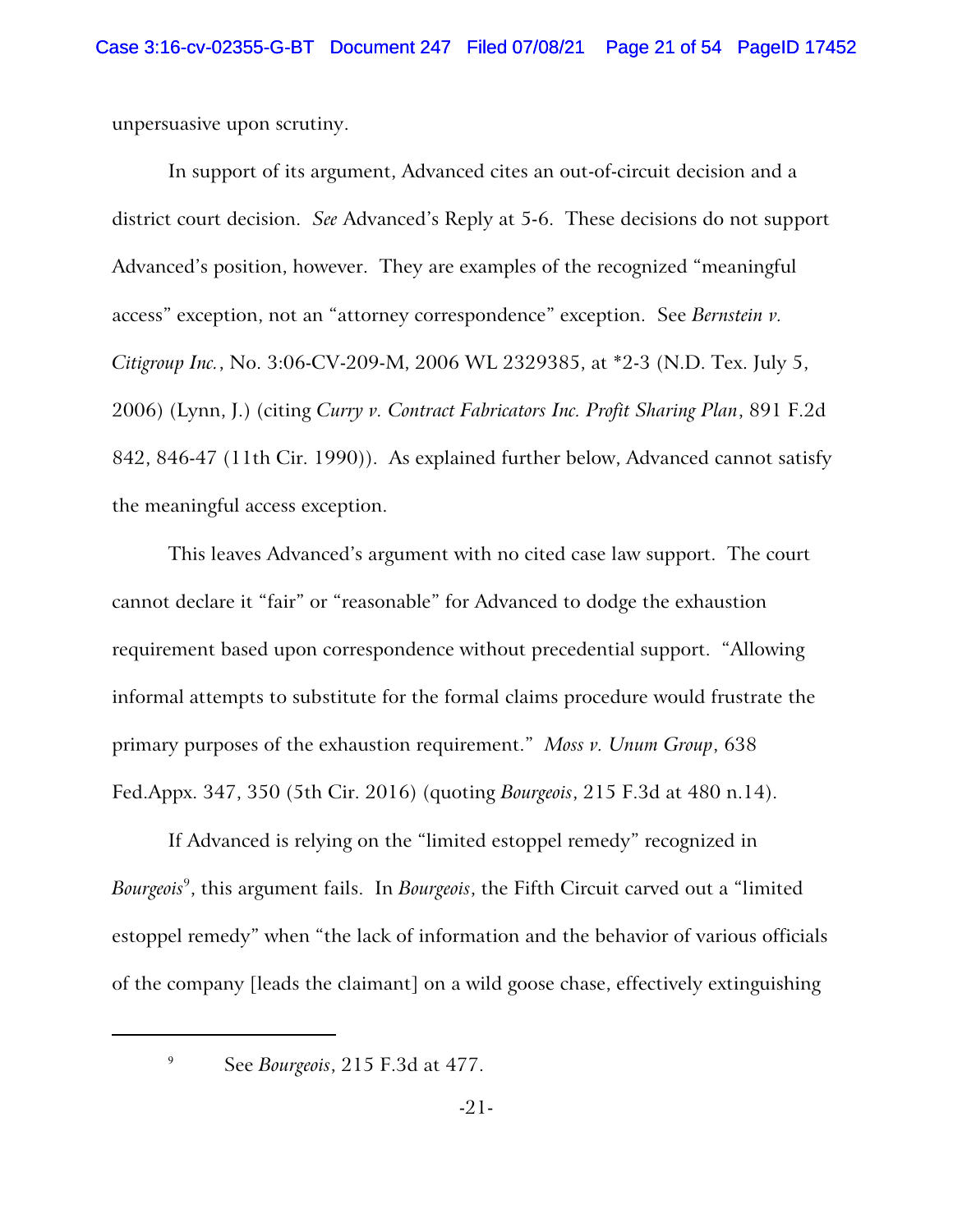unpersuasive upon scrutiny.

In support of its argument, Advanced cites an out-of-circuit decision and a district court decision. *See* Advanced's Reply at 5-6. These decisions do not support Advanced's position, however. They are examples of the recognized "meaningful access" exception, not an "attorney correspondence" exception. See *Bernstein v. Citigroup Inc.*, No. 3:06-CV-209-M, 2006 WL 2329385, at *2-3 (N.D. Tex. July 5, 2006) (Lynn, J.) (citing *Curry v. Contract Fabricators Inc. Profit Sharing Plan*, 891 F.2d 842, 846-47 (11th Cir. 1990)). As explained further below, Advanced cannot satisfy the meaningful access exception.

This leaves Advanced's argument with no cited case law support. The court cannot declare it "fair" or "reasonable" for Advanced to dodge the exhaustion requirement based upon correspondence without precedential support. "Allowing informal attempts to substitute for the formal claims procedure would frustrate the primary purposes of the exhaustion requirement." *Moss v. Unum Group*, 638 Fed.Appx. 347, 350 (5th Cir. 2016) (quoting *Bourgeois*, 215 F.3d at 480 n.14).

If Advanced is relying on the "limited estoppel remedy" recognized in *Bourgeois*[9], this argument fails. In *Bourgeois*, the Fifth Circuit carved out a "limited estoppel remedy" when "the lack of information and the behavior of various officials of the company [leads the claimant] on a wild goose chase, effectively extinguishing

[9] See *Bourgeois*, 215 F.3d at 477.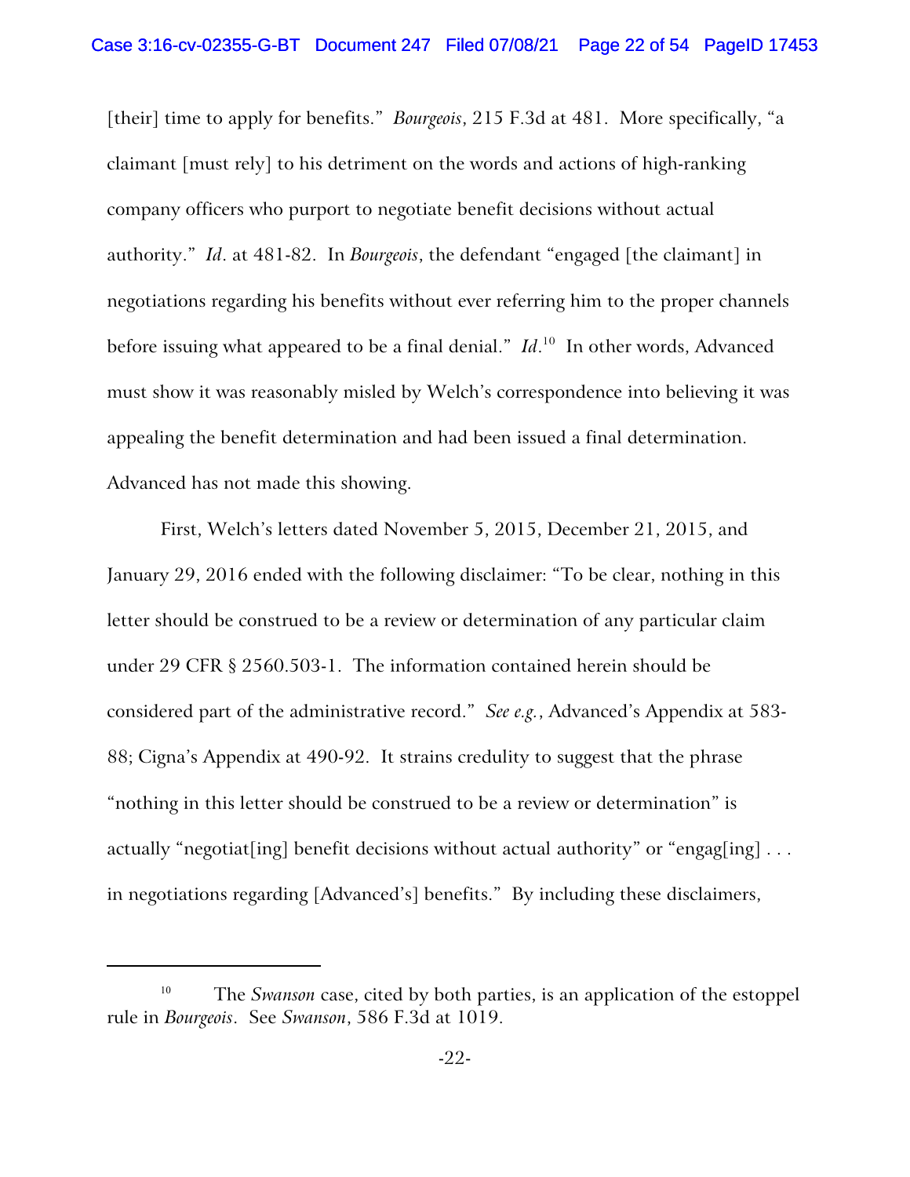[their] time to apply for benefits." *Bourgeois*, 215 F.3d at 481. More specifically, "a claimant [must rely] to his detriment on the words and actions of high-ranking company officers who purport to negotiate benefit decisions without actual authority." *Id*. at 481-82. In *Bourgeois*, the defendant "engaged [the claimant] in negotiations regarding his benefits without ever referring him to the proper channels before issuing what appeared to be a final denial." *Id*.[10] In other words, Advanced must show it was reasonably misled by Welch's correspondence into believing it was appealing the benefit determination and had been issued a final determination. Advanced has not made this showing.

First, Welch's letters dated November 5, 2015, December 21, 2015, and January 29, 2016 ended with the following disclaimer: "To be clear, nothing in this letter should be construed to be a review or determination of any particular claim under 29 CFR § 2560.503-1. The information contained herein should be considered part of the administrative record." *See e.g.*, Advanced's Appendix at 583-88; Cigna's Appendix at 490-92. It strains credulity to suggest that the phrase "nothing in this letter should be construed to be a review or determination" is actually "negotiat[ing] benefit decisions without actual authority" or "engag[ing] . . . in negotiations regarding [Advanced's] benefits." By including these disclaimers,

---

[10] The *Swanson* case, cited by both parties, is an application of the estoppel rule in *Bourgeois*. See *Swanson*, 586 F.3d at 1019.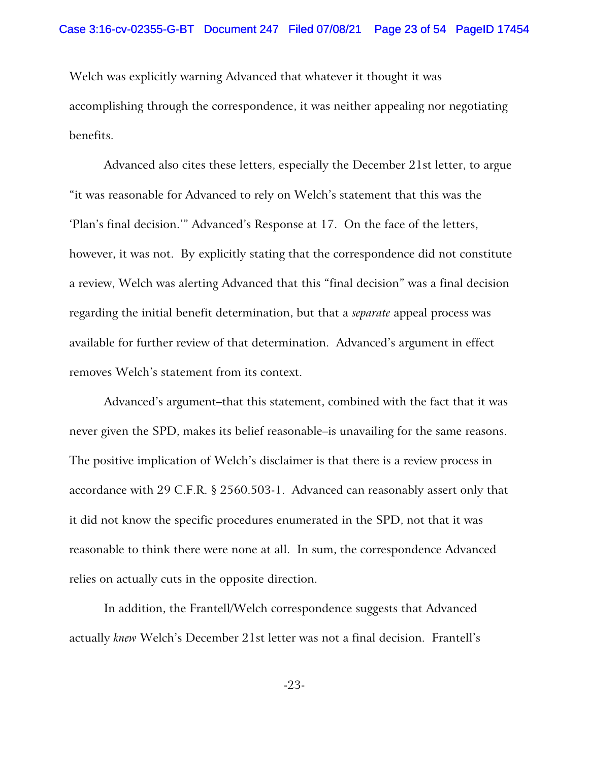Welch was explicitly warning Advanced that whatever it thought it was accomplishing through the correspondence, it was neither appealing nor negotiating benefits.

Advanced also cites these letters, especially the December 21st letter, to argue "it was reasonable for Advanced to rely on Welch's statement that this was the 'Plan's final decision.'" Advanced's Response at 17. On the face of the letters, however, it was not. By explicitly stating that the correspondence did not constitute a review, Welch was alerting Advanced that this "final decision" was a final decision regarding the initial benefit determination, but that a *separate* appeal process was available for further review of that determination. Advanced's argument in effect removes Welch's statement from its context.

Advanced's argument–that this statement, combined with the fact that it was never given the SPD, makes its belief reasonable–is unavailing for the same reasons. The positive implication of Welch's disclaimer is that there is a review process in accordance with 29 C.F.R. § 2560.503-1. Advanced can reasonably assert only that it did not know the specific procedures enumerated in the SPD, not that it was reasonable to think there were none at all. In sum, the correspondence Advanced relies on actually cuts in the opposite direction.

In addition, the Frantell/Welch correspondence suggests that Advanced actually *knew* Welch's December 21st letter was not a final decision. Frantell's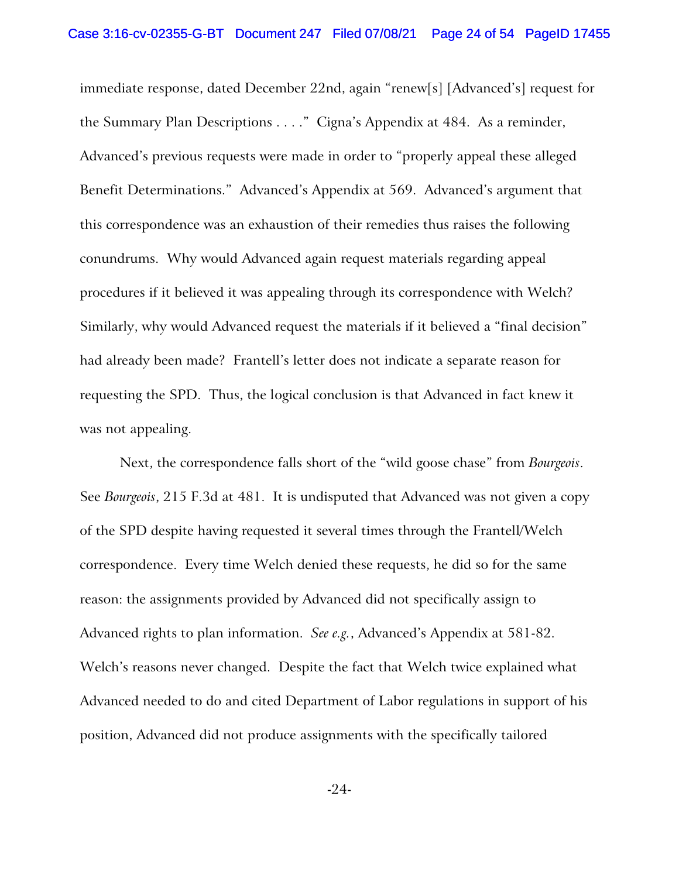immediate response, dated December 22nd, again "renew[s] [Advanced's] request for the Summary Plan Descriptions . . . ." Cigna's Appendix at 484. As a reminder, Advanced's previous requests were made in order to "properly appeal these alleged Benefit Determinations." Advanced's Appendix at 569. Advanced's argument that this correspondence was an exhaustion of their remedies thus raises the following conundrums. Why would Advanced again request materials regarding appeal procedures if it believed it was appealing through its correspondence with Welch? Similarly, why would Advanced request the materials if it believed a "final decision" had already been made? Frantell's letter does not indicate a separate reason for requesting the SPD. Thus, the logical conclusion is that Advanced in fact knew it was not appealing.

Next, the correspondence falls short of the "wild goose chase" from *Bourgeois*. See *Bourgeois*, 215 F.3d at 481. It is undisputed that Advanced was not given a copy of the SPD despite having requested it several times through the Frantell/Welch correspondence. Every time Welch denied these requests, he did so for the same reason: the assignments provided by Advanced did not specifically assign to Advanced rights to plan information. *See e.g.*, Advanced's Appendix at 581-82. Welch's reasons never changed. Despite the fact that Welch twice explained what Advanced needed to do and cited Department of Labor regulations in support of his position, Advanced did not produce assignments with the specifically tailored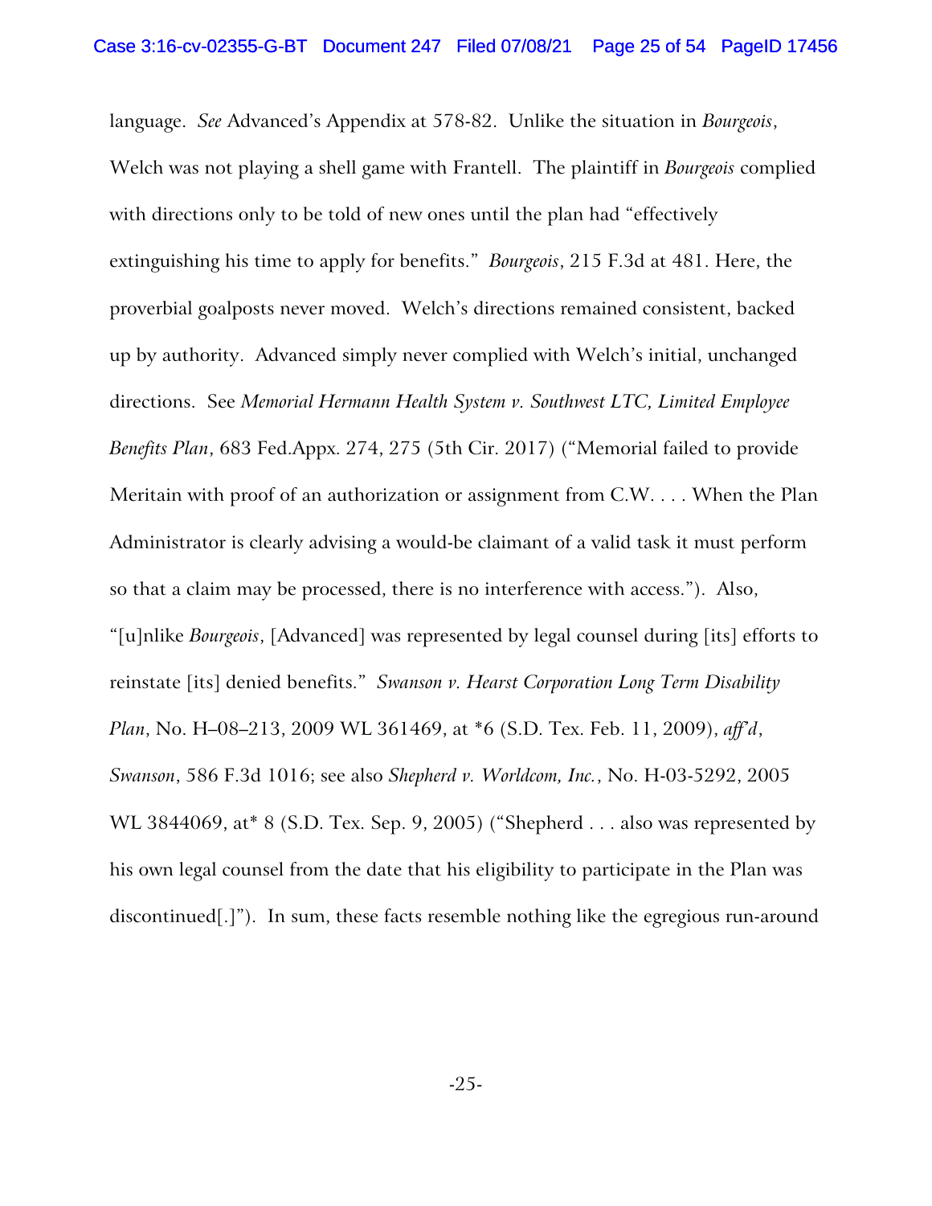language. *See* Advanced's Appendix at 578-82. Unlike the situation in *Bourgeois*, Welch was not playing a shell game with Frantell. The plaintiff in *Bourgeois* complied with directions only to be told of new ones until the plan had "effectively extinguishing his time to apply for benefits." *Bourgeois*, 215 F.3d at 481. Here, the proverbial goalposts never moved. Welch's directions remained consistent, backed up by authority. Advanced simply never complied with Welch's initial, unchanged directions. See *Memorial Hermann Health System v. Southwest LTC, Limited Employee Benefits Plan*, 683 Fed.Appx. 274, 275 (5th Cir. 2017) ("Memorial failed to provide Meritain with proof of an authorization or assignment from C.W. . . . When the Plan Administrator is clearly advising a would-be claimant of a valid task it must perform so that a claim may be processed, there is no interference with access."). Also, "[u]nlike *Bourgeois*, [Advanced] was represented by legal counsel during [its] efforts to reinstate [its] denied benefits." *Swanson v. Hearst Corporation Long Term Disability Plan*, No. H–08–213, 2009 WL 361469, at *6 (S.D. Tex. Feb. 11, 2009), *aff'd*, *Swanson*, 586 F.3d 1016; see also *Shepherd v. Worldcom, Inc.*, No. H-03-5292, 2005 WL 3844069, at* 8 (S.D. Tex. Sep. 9, 2005) ("Shepherd . . . also was represented by his own legal counsel from the date that his eligibility to participate in the Plan was discontinued[.]"). In sum, these facts resemble nothing like the egregious run-around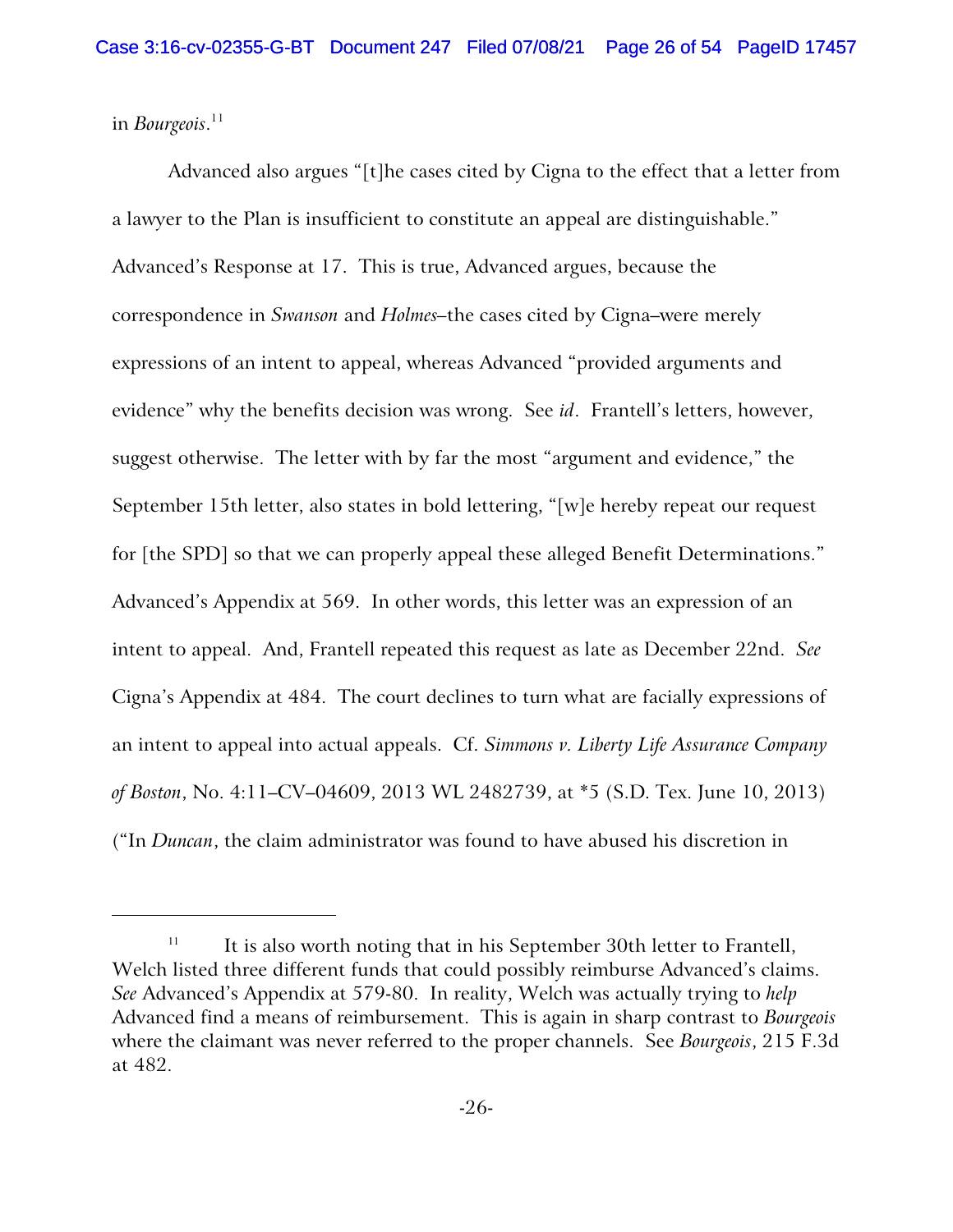in *Bourgeois*.[11]

Advanced also argues "[t]he cases cited by Cigna to the effect that a letter from a lawyer to the Plan is insufficient to constitute an appeal are distinguishable." Advanced's Response at 17. This is true, Advanced argues, because the correspondence in *Swanson* and *Holmes*–the cases cited by Cigna–were merely expressions of an intent to appeal, whereas Advanced "provided arguments and evidence" why the benefits decision was wrong. See *id*. Frantell's letters, however, suggest otherwise. The letter with by far the most "argument and evidence," the September 15th letter, also states in bold lettering, "[w]e hereby repeat our request for [the SPD] so that we can properly appeal these alleged Benefit Determinations." Advanced's Appendix at 569. In other words, this letter was an expression of an intent to appeal. And, Frantell repeated this request as late as December 22nd. *See* Cigna's Appendix at 484. The court declines to turn what are facially expressions of an intent to appeal into actual appeals. Cf. *Simmons v. Liberty Life Assurance Company of Boston*, No. 4:11–CV–04609, 2013 WL 2482739, at *5 (S.D. Tex. June 10, 2013) ("In *Duncan*, the claim administrator was found to have abused his discretion in

---

[11] It is also worth noting that in his September 30th letter to Frantell, Welch listed three different funds that could possibly reimburse Advanced's claims. *See* Advanced's Appendix at 579-80. In reality, Welch was actually trying to *help* Advanced find a means of reimbursement. This is again in sharp contrast to *Bourgeois* where the claimant was never referred to the proper channels. See *Bourgeois*, 215 F.3d at 482.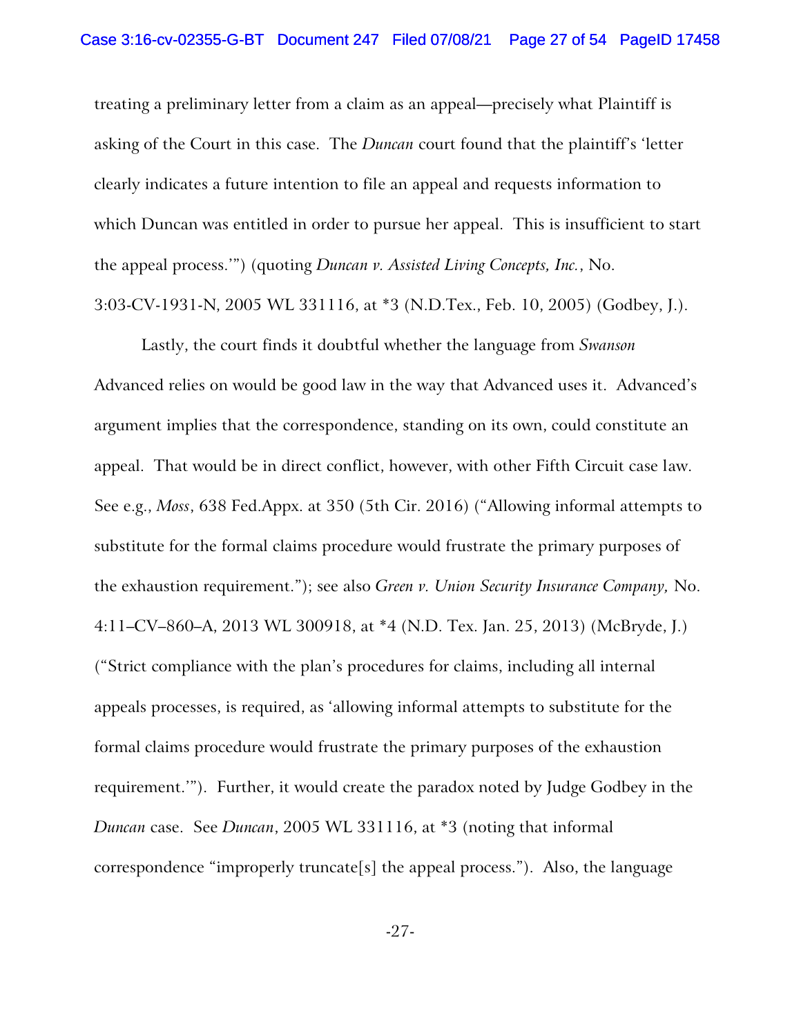treating a preliminary letter from a claim as an appeal—precisely what Plaintiff is asking of the Court in this case. The *Duncan* court found that the plaintiff's 'letter clearly indicates a future intention to file an appeal and requests information to which Duncan was entitled in order to pursue her appeal. This is insufficient to start the appeal process.'") (quoting *Duncan v. Assisted Living Concepts, Inc.*, No. 3:03-CV-1931-N, 2005 WL 331116, at *3 (N.D.Tex., Feb. 10, 2005) (Godbey, J.).

Lastly, the court finds it doubtful whether the language from *Swanson* Advanced relies on would be good law in the way that Advanced uses it. Advanced's argument implies that the correspondence, standing on its own, could constitute an appeal. That would be in direct conflict, however, with other Fifth Circuit case law. See e.g., *Moss*, 638 Fed.Appx. at 350 (5th Cir. 2016) ("Allowing informal attempts to substitute for the formal claims procedure would frustrate the primary purposes of the exhaustion requirement."); see also *Green v. Union Security Insurance Company,* No. 4:11–CV–860–A, 2013 WL 300918, at *4 (N.D. Tex. Jan. 25, 2013) (McBryde, J.) ("Strict compliance with the plan's procedures for claims, including all internal appeals processes, is required, as 'allowing informal attempts to substitute for the formal claims procedure would frustrate the primary purposes of the exhaustion requirement.'"). Further, it would create the paradox noted by Judge Godbey in the *Duncan* case. See *Duncan*, 2005 WL 331116, at *3 (noting that informal correspondence "improperly truncate[s] the appeal process."). Also, the language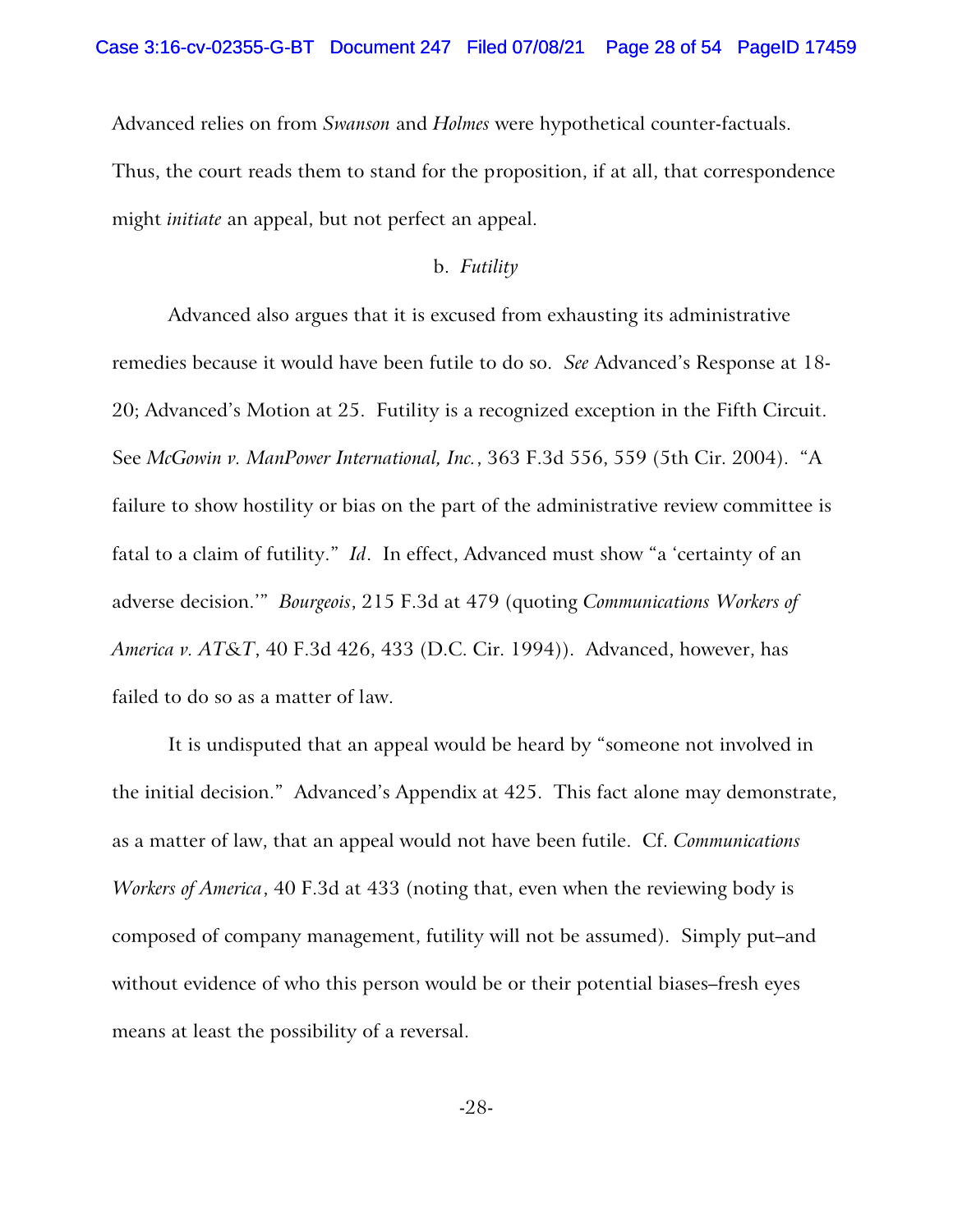Advanced relies on from *Swanson* and *Holmes* were hypothetical counter-factuals. Thus, the court reads them to stand for the proposition, if at all, that correspondence might *initiate* an appeal, but not perfect an appeal.

b. *Futility*

Advanced also argues that it is excused from exhausting its administrative remedies because it would have been futile to do so. *See* Advanced's Response at 18-20; Advanced's Motion at 25. Futility is a recognized exception in the Fifth Circuit. See *McGowin v. ManPower International, Inc.*, 363 F.3d 556, 559 (5th Cir. 2004). "A failure to show hostility or bias on the part of the administrative review committee is fatal to a claim of futility." *Id*. In effect, Advanced must show "a 'certainty of an adverse decision.'" *Bourgeois*, 215 F.3d at 479 (quoting *Communications Workers of America v. AT&T*, 40 F.3d 426, 433 (D.C. Cir. 1994)). Advanced, however, has failed to do so as a matter of law.

It is undisputed that an appeal would be heard by "someone not involved in the initial decision." Advanced's Appendix at 425. This fact alone may demonstrate, as a matter of law, that an appeal would not have been futile. Cf. *Communications Workers of America*, 40 F.3d at 433 (noting that, even when the reviewing body is composed of company management, futility will not be assumed). Simply put–and without evidence of who this person would be or their potential biases–fresh eyes means at least the possibility of a reversal.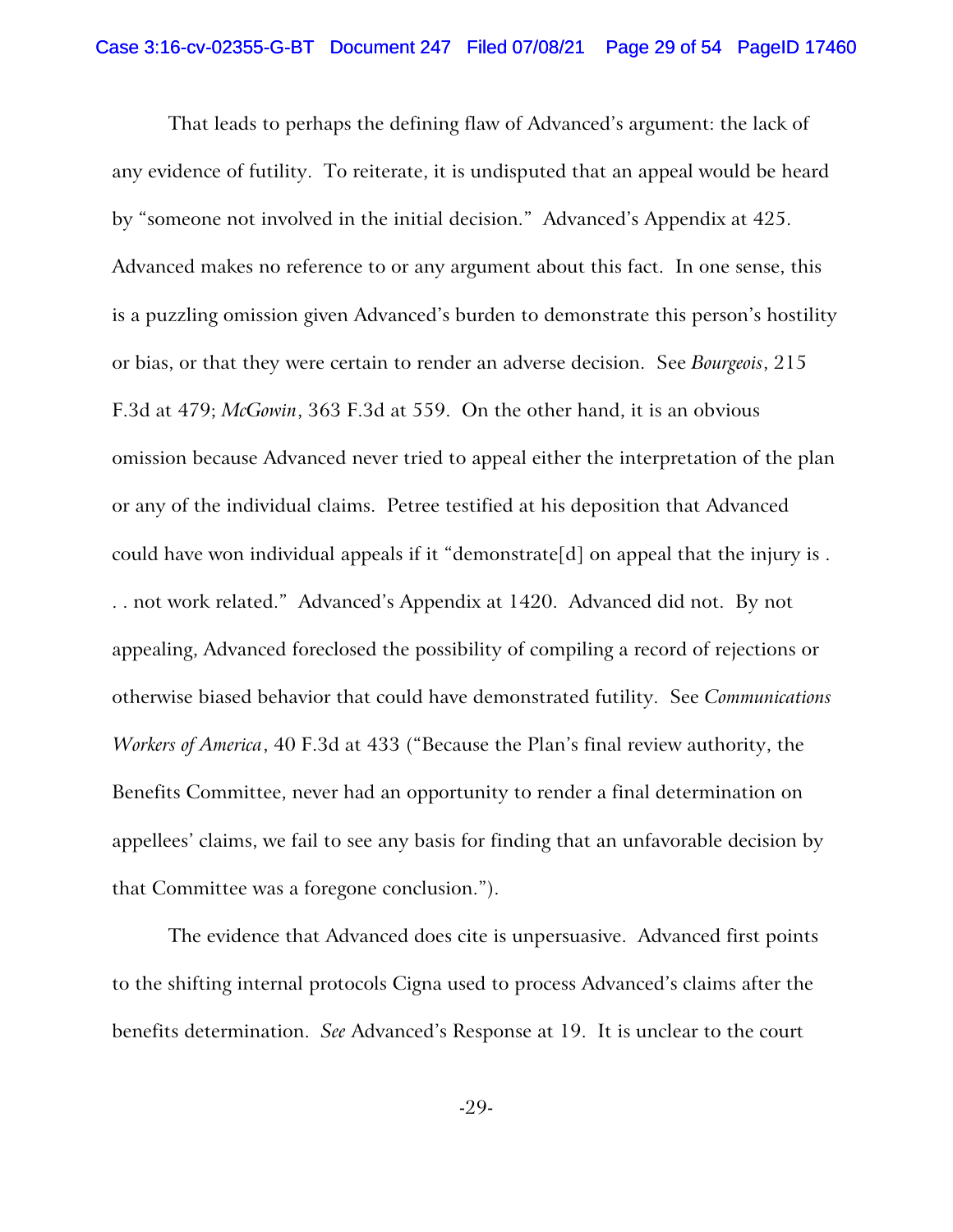That leads to perhaps the defining flaw of Advanced's argument: the lack of any evidence of futility. To reiterate, it is undisputed that an appeal would be heard by "someone not involved in the initial decision." Advanced's Appendix at 425. Advanced makes no reference to or any argument about this fact. In one sense, this is a puzzling omission given Advanced's burden to demonstrate this person's hostility or bias, or that they were certain to render an adverse decision. See *Bourgeois*, 215 F.3d at 479; *McGowin*, 363 F.3d at 559. On the other hand, it is an obvious omission because Advanced never tried to appeal either the interpretation of the plan or any of the individual claims. Petree testified at his deposition that Advanced could have won individual appeals if it "demonstrate[d] on appeal that the injury is . . . not work related." Advanced's Appendix at 1420. Advanced did not. By not appealing, Advanced foreclosed the possibility of compiling a record of rejections or otherwise biased behavior that could have demonstrated futility. See *Communications Workers of America*, 40 F.3d at 433 ("Because the Plan's final review authority, the Benefits Committee, never had an opportunity to render a final determination on appellees' claims, we fail to see any basis for finding that an unfavorable decision by that Committee was a foregone conclusion.").

The evidence that Advanced does cite is unpersuasive. Advanced first points to the shifting internal protocols Cigna used to process Advanced's claims after the benefits determination. *See* Advanced's Response at 19. It is unclear to the court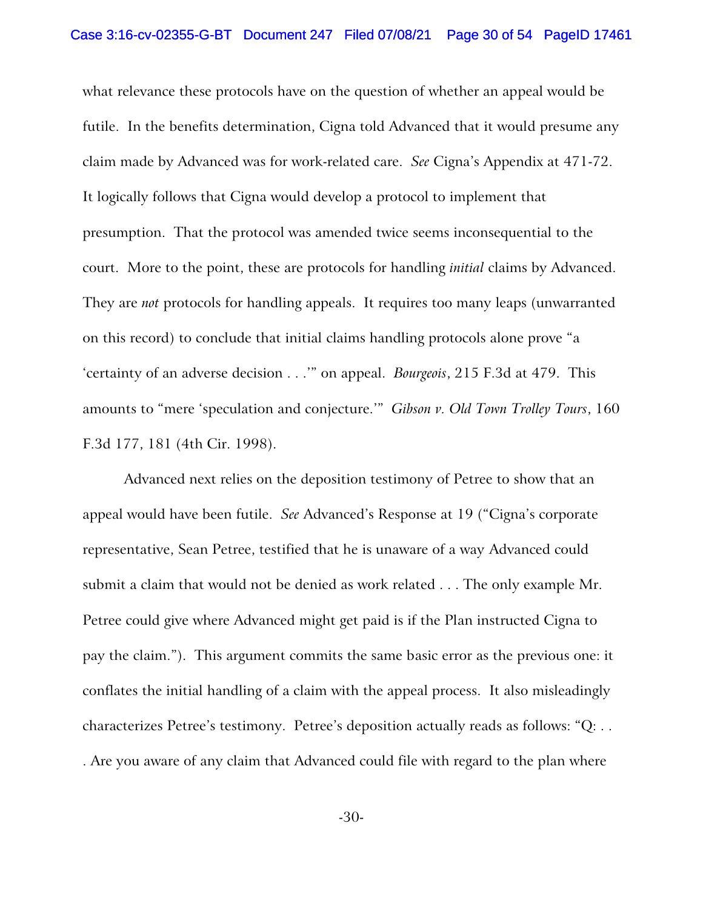what relevance these protocols have on the question of whether an appeal would be futile. In the benefits determination, Cigna told Advanced that it would presume any claim made by Advanced was for work-related care. *See* Cigna's Appendix at 471-72. It logically follows that Cigna would develop a protocol to implement that presumption. That the protocol was amended twice seems inconsequential to the court. More to the point, these are protocols for handling *initial* claims by Advanced. They are *not* protocols for handling appeals. It requires too many leaps (unwarranted on this record) to conclude that initial claims handling protocols alone prove "a 'certainty of an adverse decision . . .'" on appeal. *Bourgeois*, 215 F.3d at 479. This amounts to "mere 'speculation and conjecture.'" *Gibson v. Old Town Trolley Tours*, 160 F.3d 177, 181 (4th Cir. 1998).

Advanced next relies on the deposition testimony of Petree to show that an appeal would have been futile. *See* Advanced's Response at 19 ("Cigna's corporate representative, Sean Petree, testified that he is unaware of a way Advanced could submit a claim that would not be denied as work related . . . The only example Mr. Petree could give where Advanced might get paid is if the Plan instructed Cigna to pay the claim."). This argument commits the same basic error as the previous one: it conflates the initial handling of a claim with the appeal process. It also misleadingly characterizes Petree's testimony. Petree's deposition actually reads as follows: "Q: . . . Are you aware of any claim that Advanced could file with regard to the plan where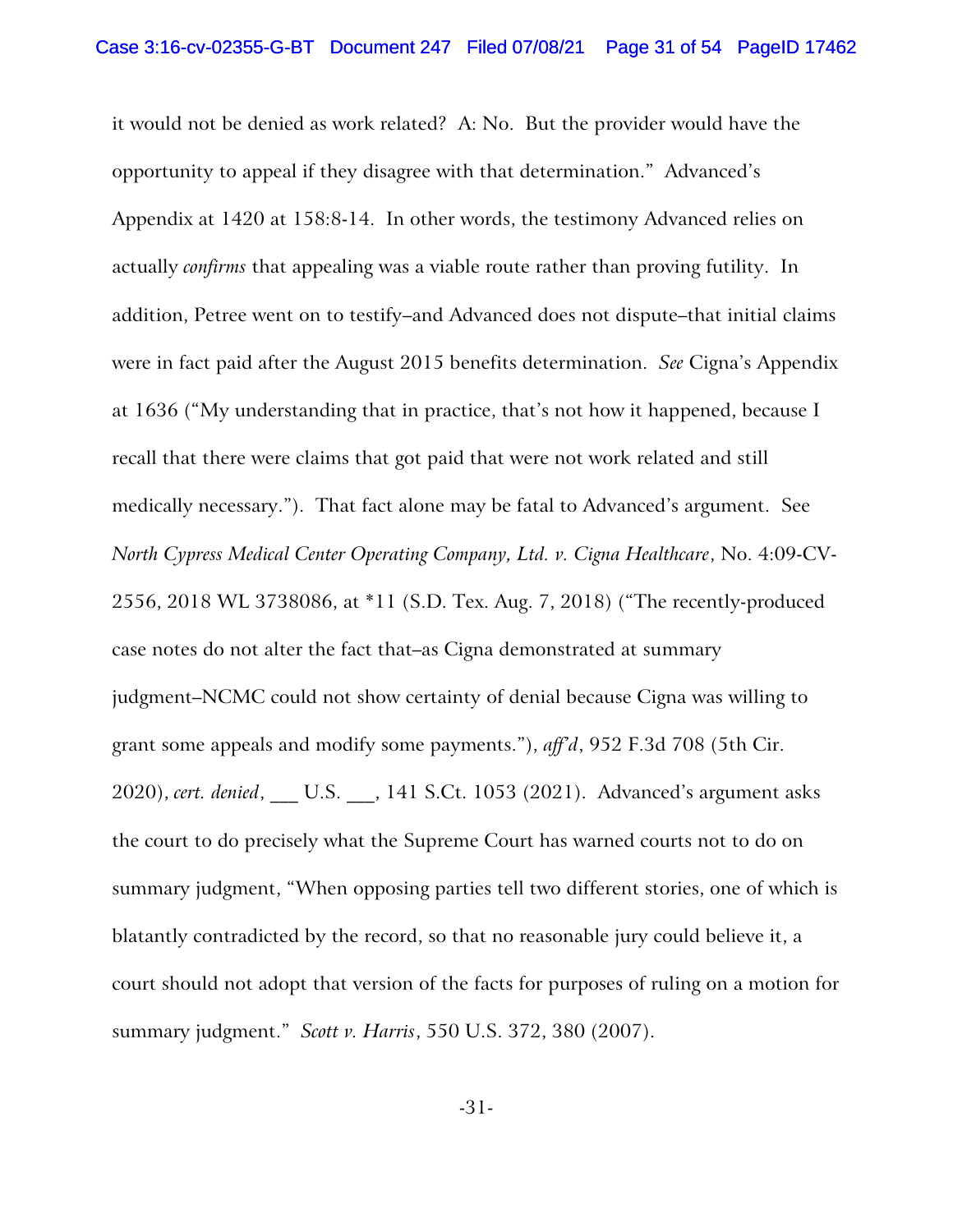it would not be denied as work related? A: No. But the provider would have the opportunity to appeal if they disagree with that determination." Advanced's Appendix at 1420 at 158:8-14. In other words, the testimony Advanced relies on actually *confirms* that appealing was a viable route rather than proving futility. In addition, Petree went on to testify–and Advanced does not dispute–that initial claims were in fact paid after the August 2015 benefits determination. *See* Cigna's Appendix at 1636 ("My understanding that in practice, that's not how it happened, because I recall that there were claims that got paid that were not work related and still medically necessary."). That fact alone may be fatal to Advanced's argument. See *North Cypress Medical Center Operating Company, Ltd. v. Cigna Healthcare*, No. 4:09-CV-2556, 2018 WL 3738086, at *11 (S.D. Tex. Aug. 7, 2018) ("The recently-produced case notes do not alter the fact that–as Cigna demonstrated at summary judgment–NCMC could not show certainty of denial because Cigna was willing to grant some appeals and modify some payments."), *aff'd*, 952 F.3d 708 (5th Cir. 2020), *cert. denied*, ___ U.S. ___, 141 S.Ct. 1053 (2021). Advanced's argument asks the court to do precisely what the Supreme Court has warned courts not to do on summary judgment, "When opposing parties tell two different stories, one of which is blatantly contradicted by the record, so that no reasonable jury could believe it, a court should not adopt that version of the facts for purposes of ruling on a motion for summary judgment." *Scott v. Harris*, 550 U.S. 372, 380 (2007).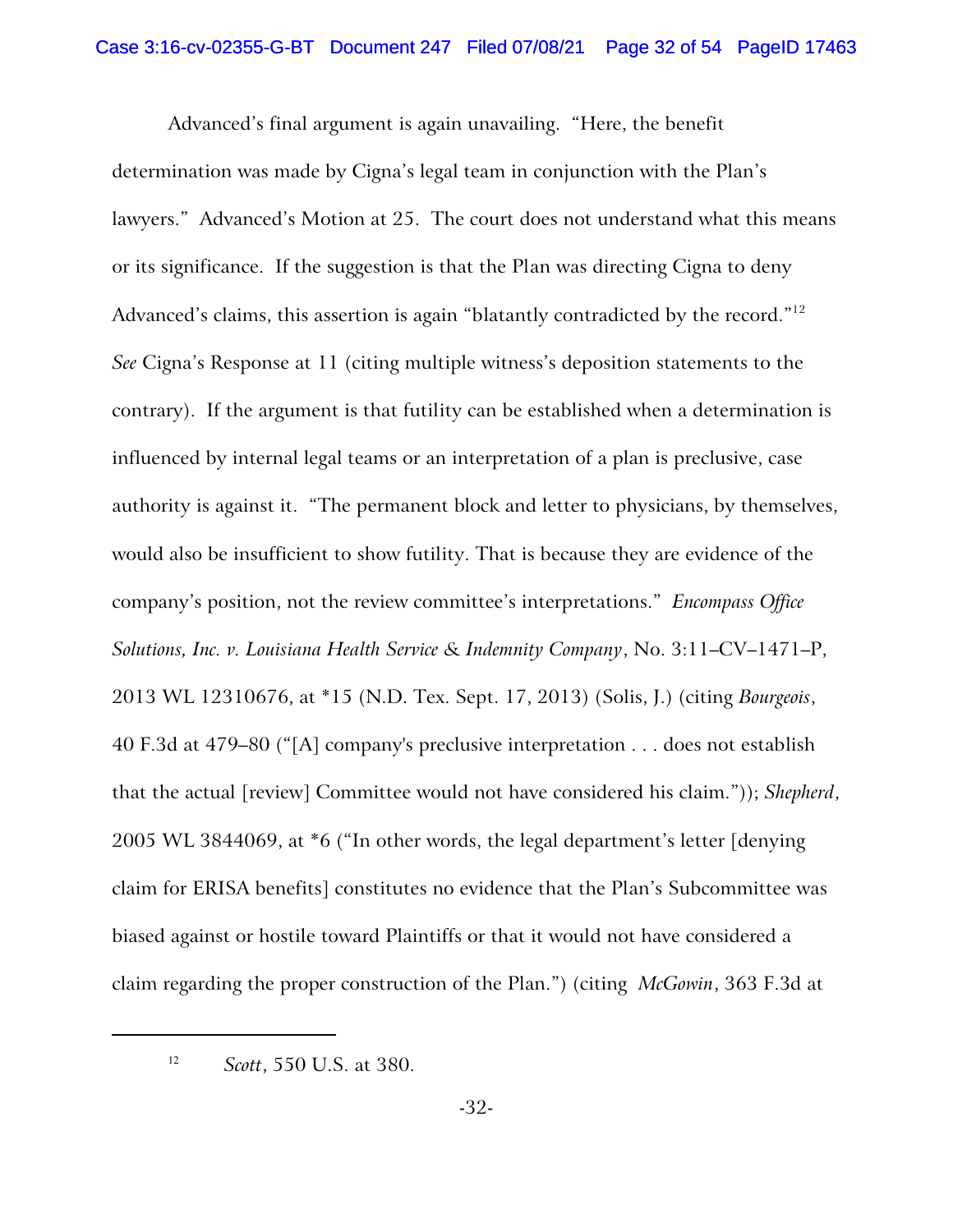Advanced's final argument is again unavailing. "Here, the benefit determination was made by Cigna's legal team in conjunction with the Plan's lawyers." Advanced's Motion at 25. The court does not understand what this means or its significance. If the suggestion is that the Plan was directing Cigna to deny Advanced's claims, this assertion is again "blatantly contradicted by the record."[12] *See* Cigna's Response at 11 (citing multiple witness's deposition statements to the contrary). If the argument is that futility can be established when a determination is influenced by internal legal teams or an interpretation of a plan is preclusive, case authority is against it. "The permanent block and letter to physicians, by themselves, would also be insufficient to show futility. That is because they are evidence of the company's position, not the review committee's interpretations." *Encompass Office Solutions, Inc. v. Louisiana Health Service & Indemnity Company*, No. 3:11–CV–1471–P, 2013 WL 12310676, at *15 (N.D. Tex. Sept. 17, 2013) (Solis, J.) (citing *Bourgeois*, 40 F.3d at 479–80 ("[A] company's preclusive interpretation . . . does not establish that the actual [review] Committee would not have considered his claim.")); *Shepherd*, 2005 WL 3844069, at *6 ("In other words, the legal department's letter [denying claim for ERISA benefits] constitutes no evidence that the Plan's Subcommittee was biased against or hostile toward Plaintiffs or that it would not have considered a claim regarding the proper construction of the Plan.") (citing *McGowin*, 363 F.3d at

---

[12] *Scott*, 550 U.S. at 380.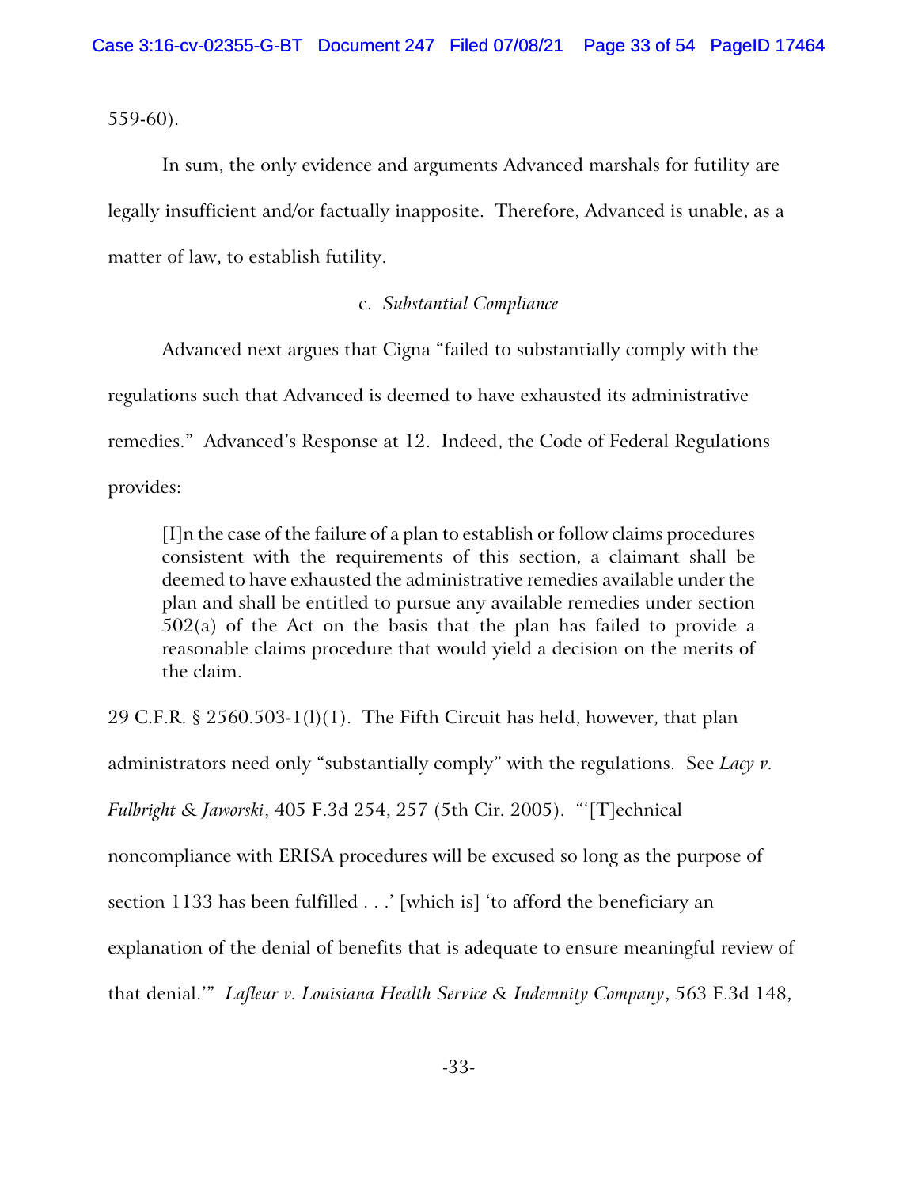559-60).

In sum, the only evidence and arguments Advanced marshals for futility are legally insufficient and/or factually inapposite. Therefore, Advanced is unable, as a matter of law, to establish futility.

c. *Substantial Compliance*

Advanced next argues that Cigna "failed to substantially comply with the regulations such that Advanced is deemed to have exhausted its administrative remedies." Advanced's Response at 12. Indeed, the Code of Federal Regulations provides:

> [I]n the case of the failure of a plan to establish or follow claims procedures consistent with the requirements of this section, a claimant shall be deemed to have exhausted the administrative remedies available under the plan and shall be entitled to pursue any available remedies under section 502(a) of the Act on the basis that the plan has failed to provide a reasonable claims procedure that would yield a decision on the merits of the claim.

29 C.F.R. § 2560.503-1(l)(1). The Fifth Circuit has held, however, that plan administrators need only "substantially comply" with the regulations. See *Lacy v. Fulbright & Jaworski*, 405 F.3d 254, 257 (5th Cir. 2005). "'[T]echnical noncompliance with ERISA procedures will be excused so long as the purpose of section 1133 has been fulfilled . . .' [which is] 'to afford the beneficiary an explanation of the denial of benefits that is adequate to ensure meaningful review of that denial.'" *Lafleur v. Louisiana Health Service & Indemnity Company*, 563 F.3d 148,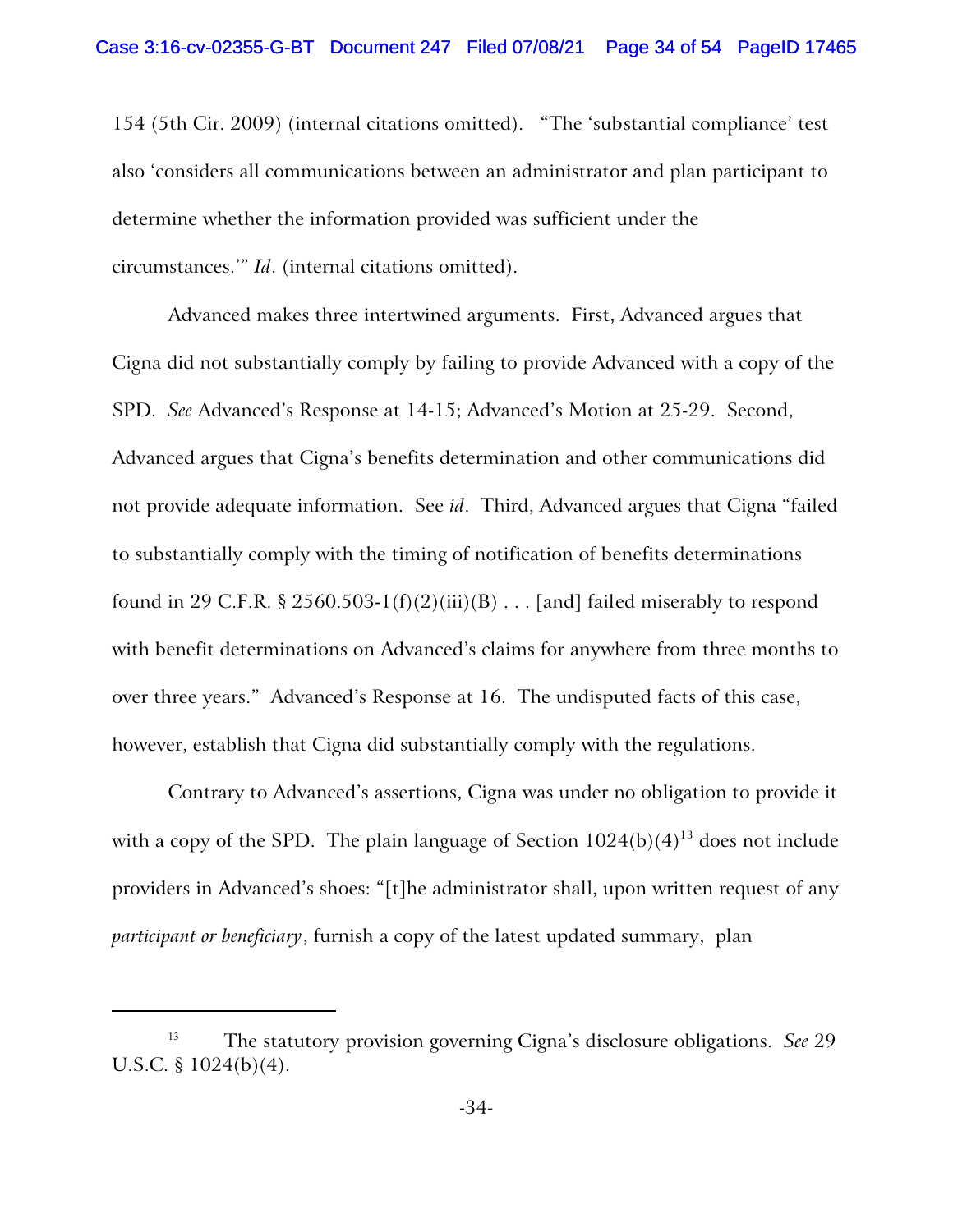154 (5th Cir. 2009) (internal citations omitted). "The 'substantial compliance' test also 'considers all communications between an administrator and plan participant to determine whether the information provided was sufficient under the circumstances.'" *Id*. (internal citations omitted).

Advanced makes three intertwined arguments. First, Advanced argues that Cigna did not substantially comply by failing to provide Advanced with a copy of the SPD. *See* Advanced's Response at 14-15; Advanced's Motion at 25-29. Second, Advanced argues that Cigna's benefits determination and other communications did not provide adequate information. See *id*. Third, Advanced argues that Cigna "failed to substantially comply with the timing of notification of benefits determinations found in 29 C.F.R. § 2560.503-1(f)(2)(iii)(B) . . . [and] failed miserably to respond with benefit determinations on Advanced's claims for anywhere from three months to over three years." Advanced's Response at 16. The undisputed facts of this case, however, establish that Cigna did substantially comply with the regulations.

Contrary to Advanced's assertions, Cigna was under no obligation to provide it with a copy of the SPD. The plain language of Section 1024(b)(4)[13] does not include providers in Advanced's shoes: "[t]he administrator shall, upon written request of any *participant or beneficiary*, furnish a copy of the latest updated summary, plan

---

[13] The statutory provision governing Cigna's disclosure obligations. *See* 29 U.S.C. § 1024(b)(4).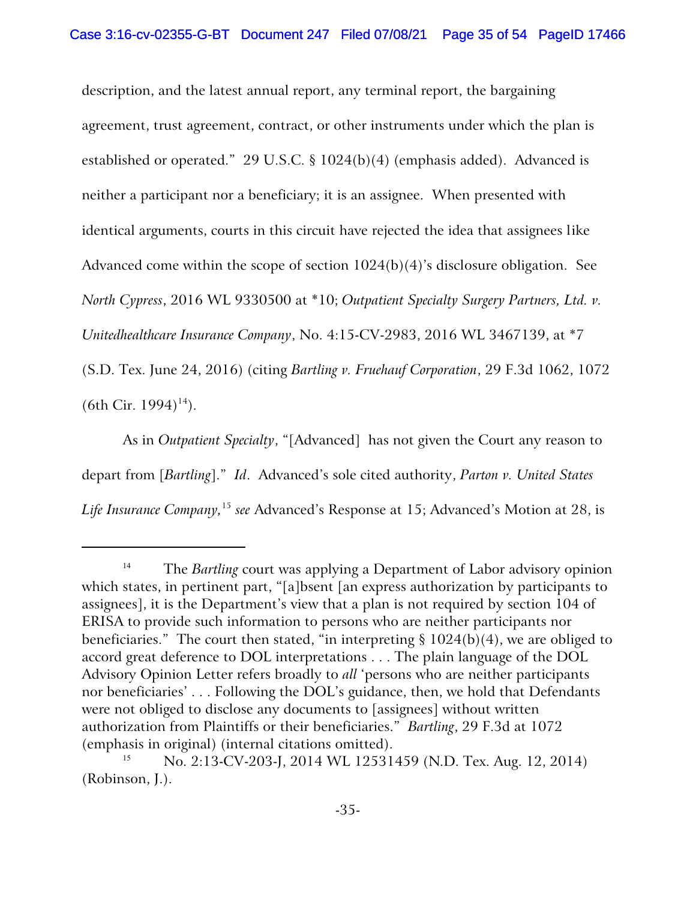description, and the latest annual report, any terminal report, the bargaining agreement, trust agreement, contract, or other instruments under which the plan is established or operated." 29 U.S.C. § 1024(b)(4) (emphasis added). Advanced is neither a participant nor a beneficiary; it is an assignee. When presented with identical arguments, courts in this circuit have rejected the idea that assignees like Advanced come within the scope of section 1024(b)(4)'s disclosure obligation. See *North Cypress*, 2016 WL 9330500 at *10; *Outpatient Specialty Surgery Partners, Ltd. v. Unitedhealthcare Insurance Company*, No. 4:15-CV-2983, 2016 WL 3467139, at *7 (S.D. Tex. June 24, 2016) (citing *Bartling v. Fruehauf Corporation*, 29 F.3d 1062, 1072 (6th Cir. 1994)[14]).

As in *Outpatient Specialty*, "[Advanced] has not given the Court any reason to depart from [*Bartling*]." *Id*. Advanced's sole cited authority, *Parton v. United States Life Insurance Company,*[15] *see* Advanced's Response at 15; Advanced's Motion at 28, is

---

[14] The *Bartling* court was applying a Department of Labor advisory opinion which states, in pertinent part, "[a]bsent [an express authorization by participants to assignees], it is the Department's view that a plan is not required by section 104 of ERISA to provide such information to persons who are neither participants nor beneficiaries." The court then stated, "in interpreting § 1024(b)(4), we are obliged to accord great deference to DOL interpretations . . . The plain language of the DOL Advisory Opinion Letter refers broadly to *all* 'persons who are neither participants nor beneficiaries' . . . Following the DOL's guidance, then, we hold that Defendants were not obliged to disclose any documents to [assignees] without written authorization from Plaintiffs or their beneficiaries." *Bartling*, 29 F.3d at 1072 (emphasis in original) (internal citations omitted).

[15] No. 2:13-CV-203-J, 2014 WL 12531459 (N.D. Tex. Aug. 12, 2014) (Robinson, J.).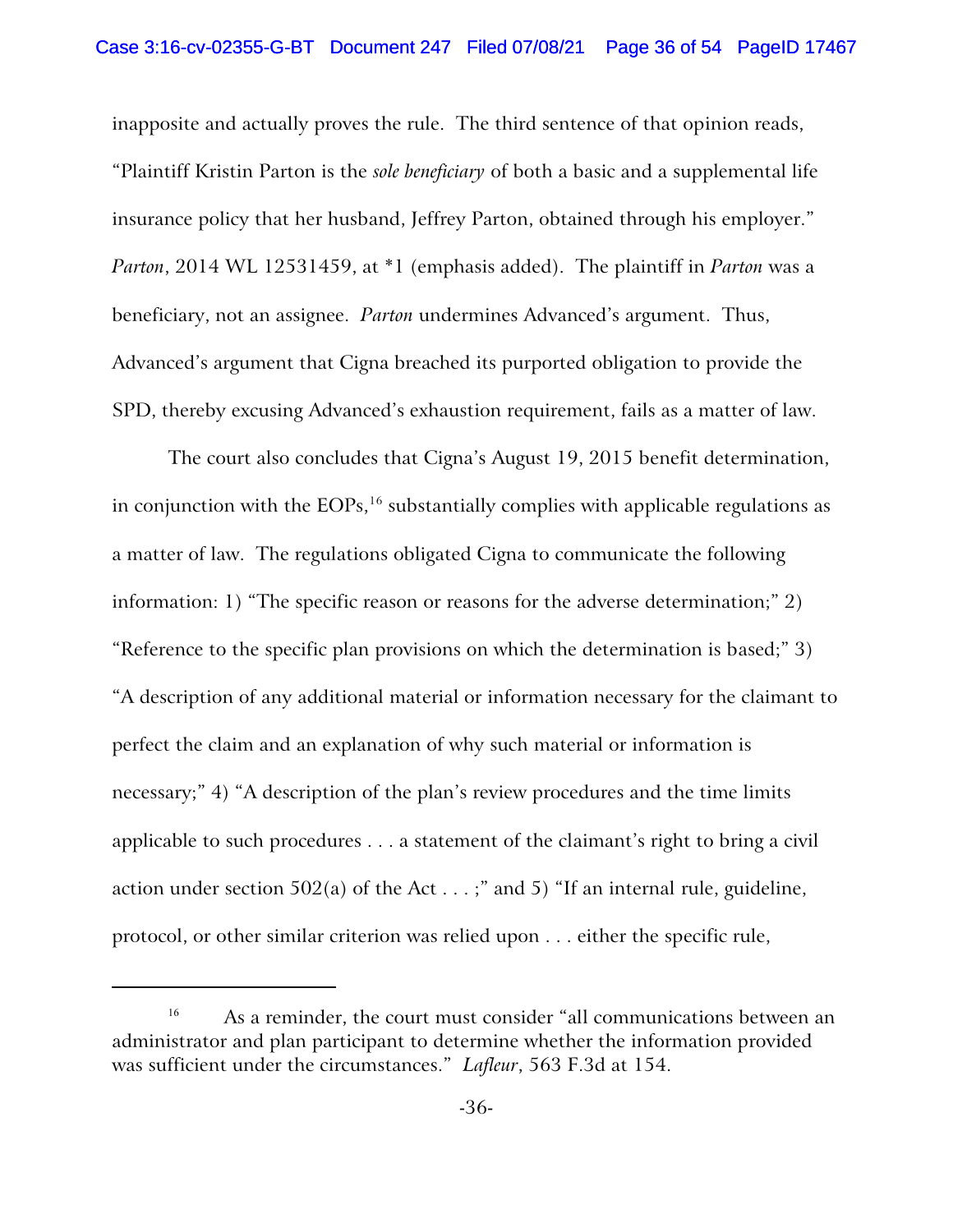inapposite and actually proves the rule. The third sentence of that opinion reads, "Plaintiff Kristin Parton is the *sole beneficiary* of both a basic and a supplemental life insurance policy that her husband, Jeffrey Parton, obtained through his employer." *Parton*, 2014 WL 12531459, at *1 (emphasis added). The plaintiff in *Parton* was a beneficiary, not an assignee. *Parton* undermines Advanced's argument. Thus, Advanced's argument that Cigna breached its purported obligation to provide the SPD, thereby excusing Advanced's exhaustion requirement, fails as a matter of law.

The court also concludes that Cigna's August 19, 2015 benefit determination, in conjunction with the EOPs,[16] substantially complies with applicable regulations as a matter of law. The regulations obligated Cigna to communicate the following information: 1) "The specific reason or reasons for the adverse determination;" 2) "Reference to the specific plan provisions on which the determination is based;" 3) "A description of any additional material or information necessary for the claimant to perfect the claim and an explanation of why such material or information is necessary;" 4) "A description of the plan's review procedures and the time limits applicable to such procedures . . . a statement of the claimant's right to bring a civil action under section 502(a) of the Act . . . ;" and 5) "If an internal rule, guideline, protocol, or other similar criterion was relied upon . . . either the specific rule,

---

[16] As a reminder, the court must consider "all communications between an administrator and plan participant to determine whether the information provided was sufficient under the circumstances." *Lafleur*, 563 F.3d at 154.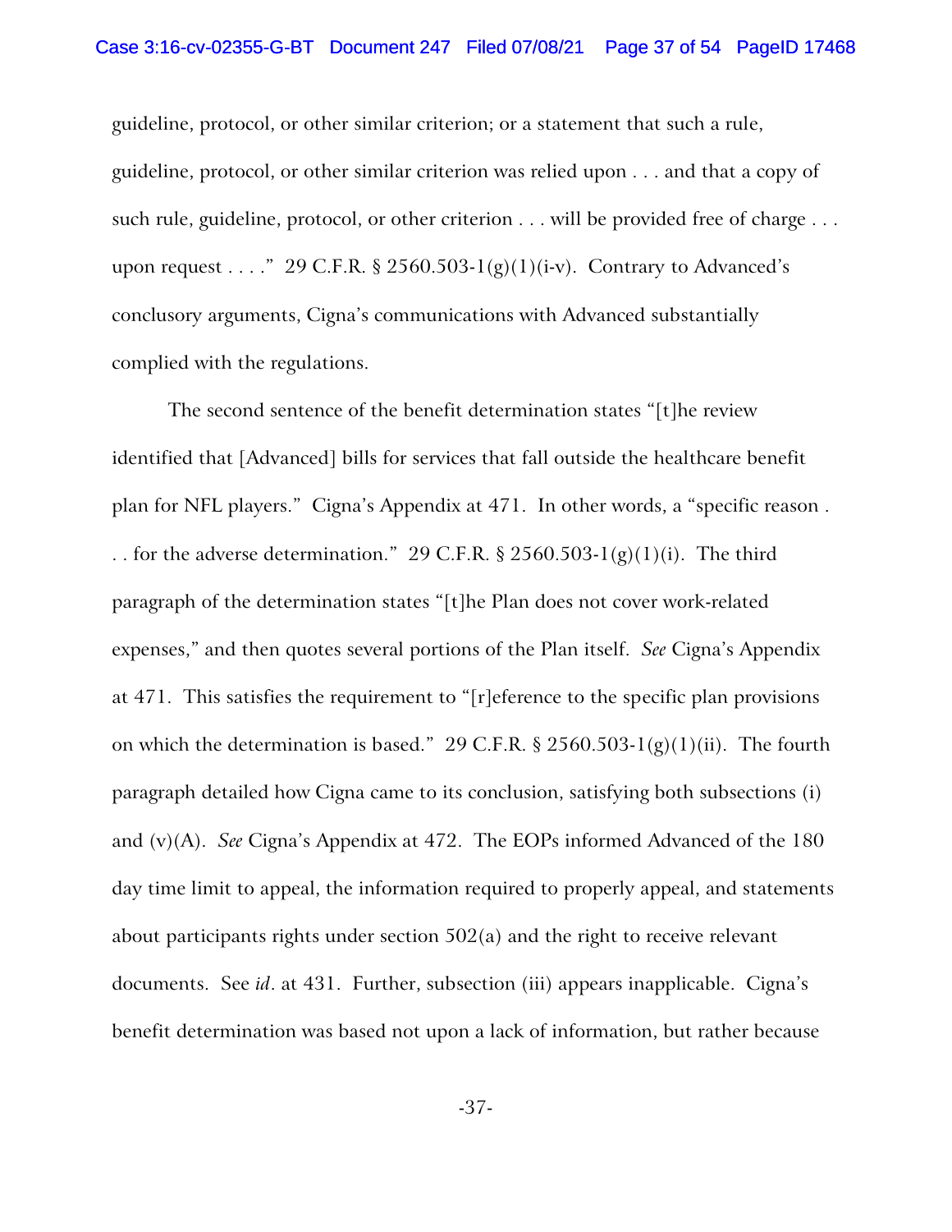guideline, protocol, or other similar criterion; or a statement that such a rule, guideline, protocol, or other similar criterion was relied upon . . . and that a copy of such rule, guideline, protocol, or other criterion . . . will be provided free of charge . . . upon request . . . ." 29 C.F.R. § 2560.503-1(g)(1)(i-v). Contrary to Advanced's conclusory arguments, Cigna's communications with Advanced substantially complied with the regulations.

The second sentence of the benefit determination states "[t]he review identified that [Advanced] bills for services that fall outside the healthcare benefit plan for NFL players." Cigna's Appendix at 471. In other words, a "specific reason . . . for the adverse determination." 29 C.F.R. § 2560.503-1(g)(1)(i). The third paragraph of the determination states "[t]he Plan does not cover work-related expenses," and then quotes several portions of the Plan itself. *See* Cigna's Appendix at 471. This satisfies the requirement to "[r]eference to the specific plan provisions on which the determination is based." 29 C.F.R. § 2560.503-1(g)(1)(ii). The fourth paragraph detailed how Cigna came to its conclusion, satisfying both subsections (i) and (v)(A). *See* Cigna's Appendix at 472. The EOPs informed Advanced of the 180 day time limit to appeal, the information required to properly appeal, and statements about participants rights under section 502(a) and the right to receive relevant documents. See *id*. at 431. Further, subsection (iii) appears inapplicable. Cigna's benefit determination was based not upon a lack of information, but rather because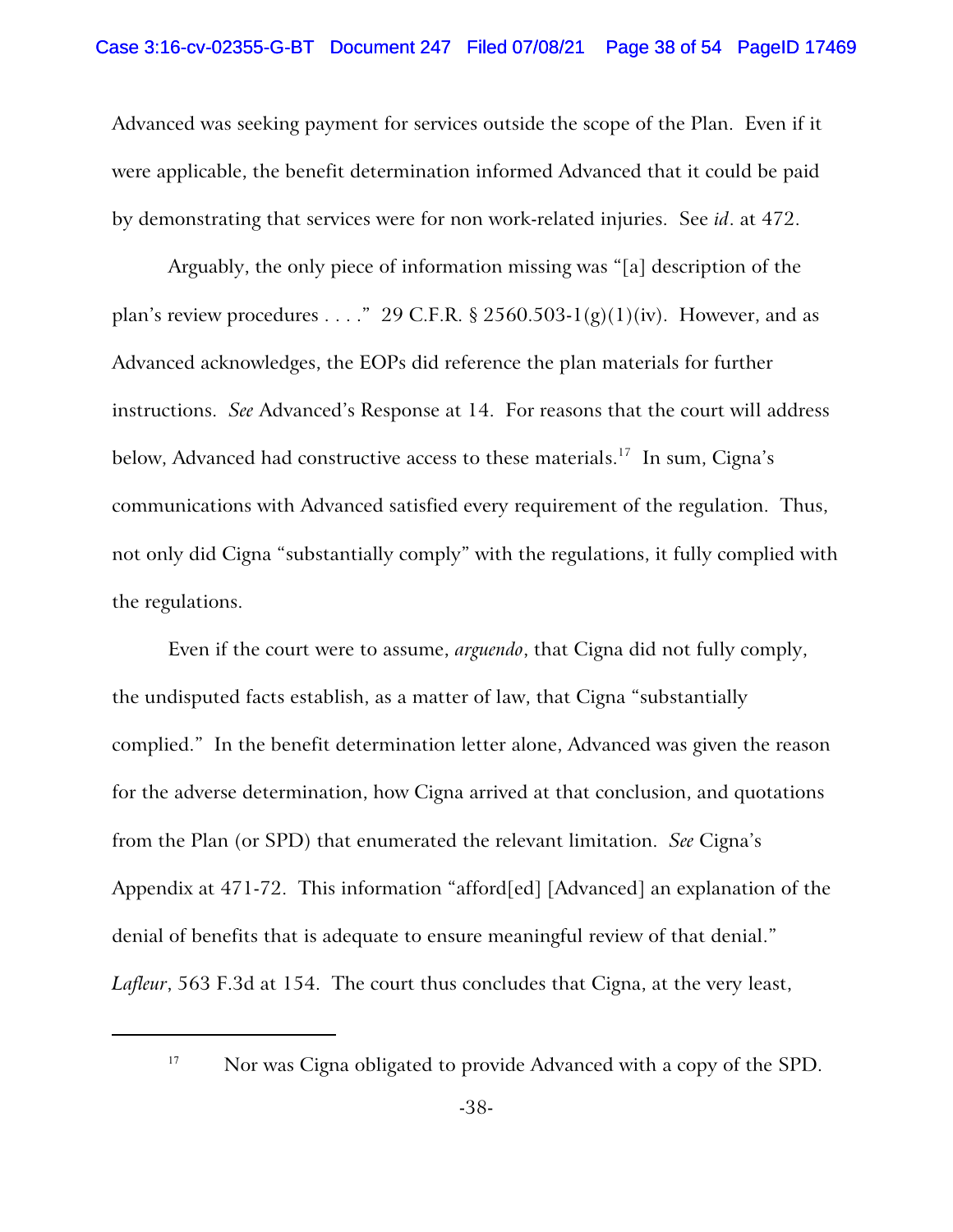Advanced was seeking payment for services outside the scope of the Plan. Even if it were applicable, the benefit determination informed Advanced that it could be paid by demonstrating that services were for non work-related injuries. See *id*. at 472.

Arguably, the only piece of information missing was "[a] description of the plan's review procedures . . . ." 29 C.F.R. § 2560.503-1(g)(1)(iv). However, and as Advanced acknowledges, the EOPs did reference the plan materials for further instructions. *See* Advanced's Response at 14. For reasons that the court will address below, Advanced had constructive access to these materials.[17] In sum, Cigna's communications with Advanced satisfied every requirement of the regulation. Thus, not only did Cigna "substantially comply" with the regulations, it fully complied with the regulations.

Even if the court were to assume, *arguendo*, that Cigna did not fully comply, the undisputed facts establish, as a matter of law, that Cigna "substantially complied." In the benefit determination letter alone, Advanced was given the reason for the adverse determination, how Cigna arrived at that conclusion, and quotations from the Plan (or SPD) that enumerated the relevant limitation. *See* Cigna's Appendix at 471-72. This information "afford[ed] [Advanced] an explanation of the denial of benefits that is adequate to ensure meaningful review of that denial." *Lafleur*, 563 F.3d at 154. The court thus concludes that Cigna, at the very least,

---

[17] Nor was Cigna obligated to provide Advanced with a copy of the SPD.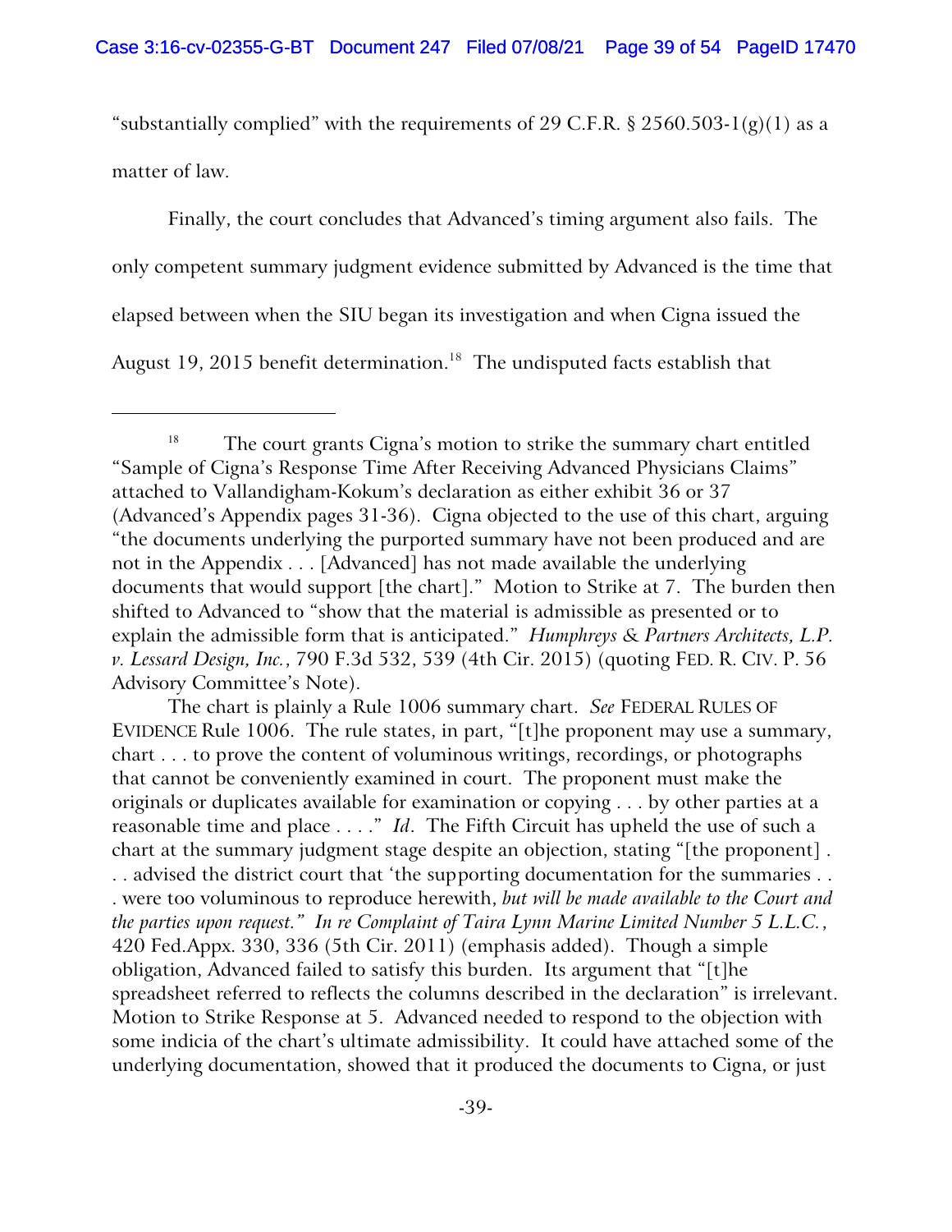"substantially complied" with the requirements of 29 C.F.R. § 2560.503-1(g)(1) as a matter of law.

Finally, the court concludes that Advanced's timing argument also fails. The only competent summary judgment evidence submitted by Advanced is the time that elapsed between when the SIU began its investigation and when Cigna issued the August 19, 2015 benefit determination.[18] The undisputed facts establish that

---

[18] The court grants Cigna's motion to strike the summary chart entitled "Sample of Cigna's Response Time After Receiving Advanced Physicians Claims" attached to Vallandigham-Kokum's declaration as either exhibit 36 or 37 (Advanced's Appendix pages 31-36). Cigna objected to the use of this chart, arguing "the documents underlying the purported summary have not been produced and are not in the Appendix . . . [Advanced] has not made available the underlying documents that would support [the chart]." Motion to Strike at 7. The burden then shifted to Advanced to "show that the material is admissible as presented or to explain the admissible form that is anticipated." *Humphreys & Partners Architects, L.P. v. Lessard Design, Inc.*, 790 F.3d 532, 539 (4th Cir. 2015) (quoting FED. R. CIV. P. 56 Advisory Committee's Note).

The chart is plainly a Rule 1006 summary chart. *See* FEDERAL RULES OF EVIDENCE Rule 1006. The rule states, in part, "[t]he proponent may use a summary, chart . . . to prove the content of voluminous writings, recordings, or photographs that cannot be conveniently examined in court. The proponent must make the originals or duplicates available for examination or copying . . . by other parties at a reasonable time and place . . . ." *Id*. The Fifth Circuit has upheld the use of such a chart at the summary judgment stage despite an objection, stating "[the proponent] . . . advised the district court that 'the supporting documentation for the summaries . . . were too voluminous to reproduce herewith, *but will be made available to the Court and the parties upon request.*" *In re Complaint of Taira Lynn Marine Limited Number 5 L.L.C.*, 420 Fed.Appx. 330, 336 (5th Cir. 2011) (emphasis added). Though a simple obligation, Advanced failed to satisfy this burden. Its argument that "[t]he spreadsheet referred to reflects the columns described in the declaration" is irrelevant. Motion to Strike Response at 5. Advanced needed to respond to the objection with some indicia of the chart's ultimate admissibility. It could have attached some of the underlying documentation, showed that it produced the documents to Cigna, or just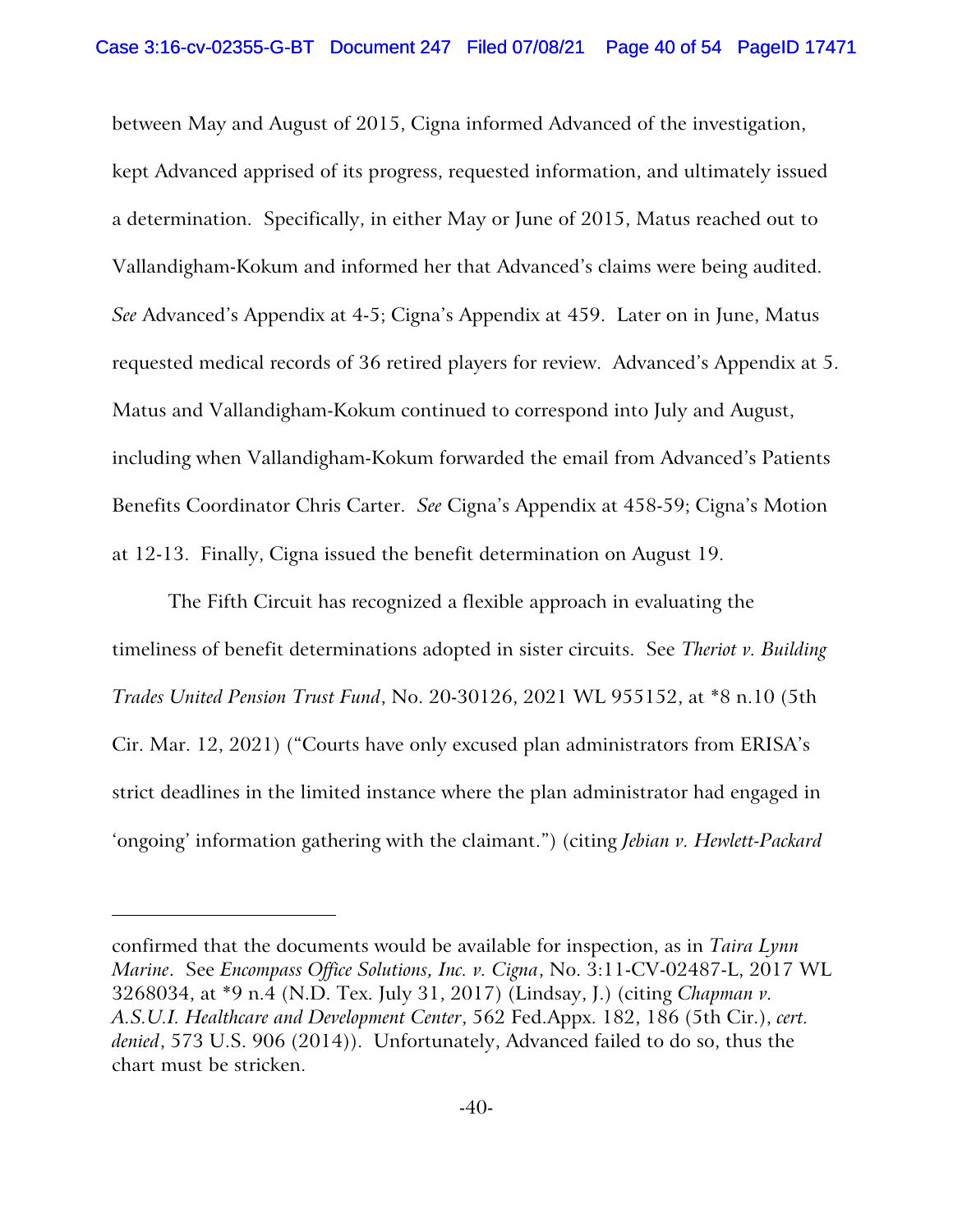between May and August of 2015, Cigna informed Advanced of the investigation, kept Advanced apprised of its progress, requested information, and ultimately issued a determination. Specifically, in either May or June of 2015, Matus reached out to Vallandigham-Kokum and informed her that Advanced's claims were being audited. *See* Advanced's Appendix at 4-5; Cigna's Appendix at 459. Later on in June, Matus requested medical records of 36 retired players for review. Advanced's Appendix at 5. Matus and Vallandigham-Kokum continued to correspond into July and August, including when Vallandigham-Kokum forwarded the email from Advanced's Patients Benefits Coordinator Chris Carter. *See* Cigna's Appendix at 458-59; Cigna's Motion at 12-13. Finally, Cigna issued the benefit determination on August 19.

The Fifth Circuit has recognized a flexible approach in evaluating the timeliness of benefit determinations adopted in sister circuits. See *Theriot v. Building Trades United Pension Trust Fund*, No. 20-30126, 2021 WL 955152, at *8 n.10 (5th Cir. Mar. 12, 2021) ("Courts have only excused plan administrators from ERISA's strict deadlines in the limited instance where the plan administrator had engaged in 'ongoing' information gathering with the claimant.") (citing *Jebian v. Hewlett-Packard*

---

confirmed that the documents would be available for inspection, as in *Taira Lynn Marine*. See *Encompass Office Solutions, Inc. v. Cigna*, No. 3:11-CV-02487-L, 2017 WL 3268034, at *9 n.4 (N.D. Tex. July 31, 2017) (Lindsay, J.) (citing *Chapman v. A.S.U.I. Healthcare and Development Center*, 562 Fed.Appx. 182, 186 (5th Cir.), *cert. denied*, 573 U.S. 906 (2014)). Unfortunately, Advanced failed to do so, thus the chart must be stricken.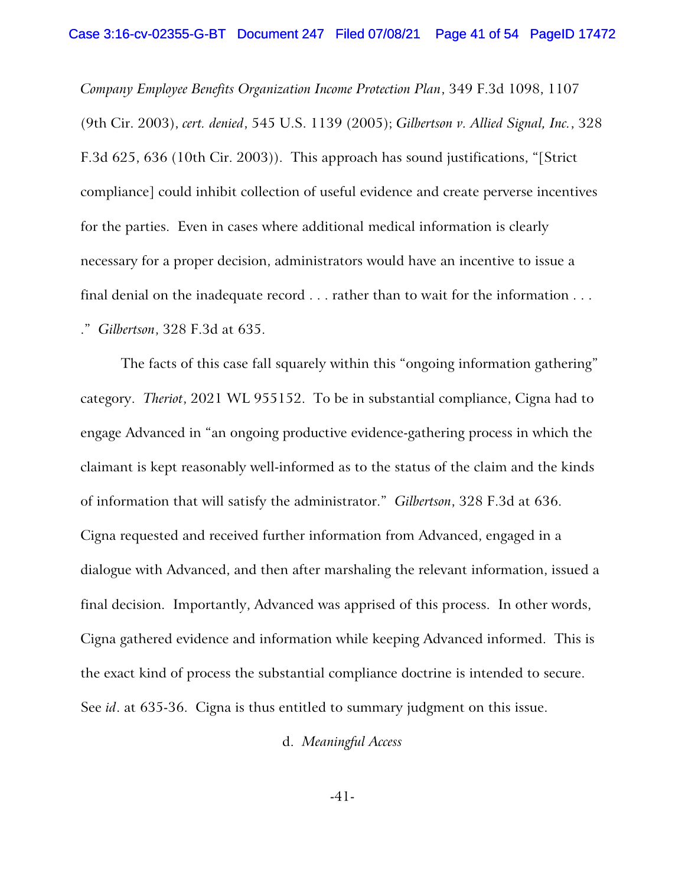*Company Employee Benefits Organization Income Protection Plan*, 349 F.3d 1098, 1107 (9th Cir. 2003), *cert. denied*, 545 U.S. 1139 (2005); *Gilbertson v. Allied Signal, Inc.*, 328 F.3d 625, 636 (10th Cir. 2003)). This approach has sound justifications, "[Strict compliance] could inhibit collection of useful evidence and create perverse incentives for the parties. Even in cases where additional medical information is clearly necessary for a proper decision, administrators would have an incentive to issue a final denial on the inadequate record . . . rather than to wait for the information . . . ." *Gilbertson*, 328 F.3d at 635.

The facts of this case fall squarely within this "ongoing information gathering" category. *Theriot*, 2021 WL 955152. To be in substantial compliance, Cigna had to engage Advanced in "an ongoing productive evidence-gathering process in which the claimant is kept reasonably well-informed as to the status of the claim and the kinds of information that will satisfy the administrator." *Gilbertson*, 328 F.3d at 636. Cigna requested and received further information from Advanced, engaged in a dialogue with Advanced, and then after marshaling the relevant information, issued a final decision. Importantly, Advanced was apprised of this process. In other words, Cigna gathered evidence and information while keeping Advanced informed. This is the exact kind of process the substantial compliance doctrine is intended to secure. See *id*. at 635-36. Cigna is thus entitled to summary judgment on this issue.

d. *Meaningful Access*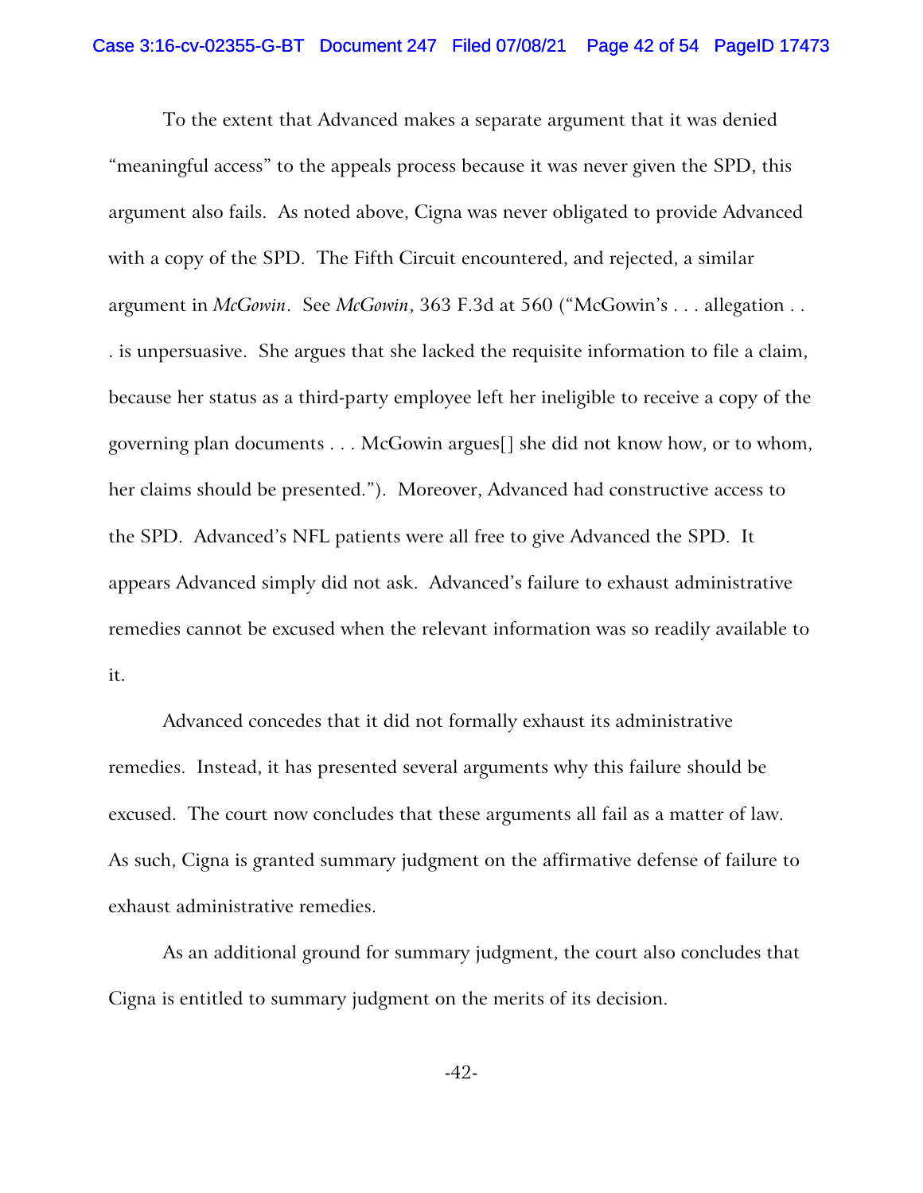To the extent that Advanced makes a separate argument that it was denied "meaningful access" to the appeals process because it was never given the SPD, this argument also fails. As noted above, Cigna was never obligated to provide Advanced with a copy of the SPD. The Fifth Circuit encountered, and rejected, a similar argument in *McGowin*. See *McGowin*, 363 F.3d at 560 ("McGowin's . . . allegation . . . is unpersuasive. She argues that she lacked the requisite information to file a claim, because her status as a third-party employee left her ineligible to receive a copy of the governing plan documents . . . McGowin argues[] she did not know how, or to whom, her claims should be presented."). Moreover, Advanced had constructive access to the SPD. Advanced's NFL patients were all free to give Advanced the SPD. It appears Advanced simply did not ask. Advanced's failure to exhaust administrative remedies cannot be excused when the relevant information was so readily available to it.

Advanced concedes that it did not formally exhaust its administrative remedies. Instead, it has presented several arguments why this failure should be excused. The court now concludes that these arguments all fail as a matter of law. As such, Cigna is granted summary judgment on the affirmative defense of failure to exhaust administrative remedies.

As an additional ground for summary judgment, the court also concludes that Cigna is entitled to summary judgment on the merits of its decision.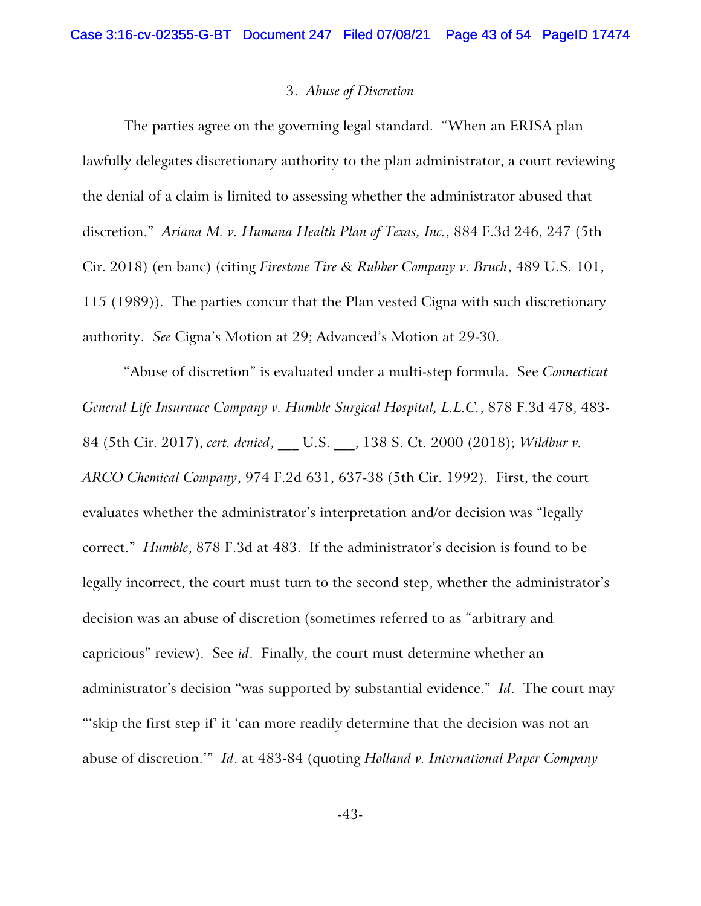### 3. *Abuse of Discretion*

The parties agree on the governing legal standard. "When an ERISA plan lawfully delegates discretionary authority to the plan administrator, a court reviewing the denial of a claim is limited to assessing whether the administrator abused that discretion." *Ariana M. v. Humana Health Plan of Texas, Inc.*, 884 F.3d 246, 247 (5th Cir. 2018) (en banc) (citing *Firestone Tire & Rubber Company v. Bruch*, 489 U.S. 101, 115 (1989)). The parties concur that the Plan vested Cigna with such discretionary authority. *See* Cigna's Motion at 29; Advanced's Motion at 29-30.

"Abuse of discretion" is evaluated under a multi-step formula. See *Connecticut General Life Insurance Company v. Humble Surgical Hospital, L.L.C.*, 878 F.3d 478, 483-84 (5th Cir. 2017), *cert. denied*, ___ U.S. ___, 138 S. Ct. 2000 (2018); *Wildbur v. ARCO Chemical Company*, 974 F.2d 631, 637-38 (5th Cir. 1992). First, the court evaluates whether the administrator's interpretation and/or decision was "legally correct." *Humble*, 878 F.3d at 483. If the administrator's decision is found to be legally incorrect, the court must turn to the second step, whether the administrator's decision was an abuse of discretion (sometimes referred to as "arbitrary and capricious" review). See *id*. Finally, the court must determine whether an administrator's decision "was supported by substantial evidence." *Id*. The court may "'skip the first step if' it 'can more readily determine that the decision was not an abuse of discretion.'" *Id*. at 483-84 (quoting *Holland v. International Paper Company*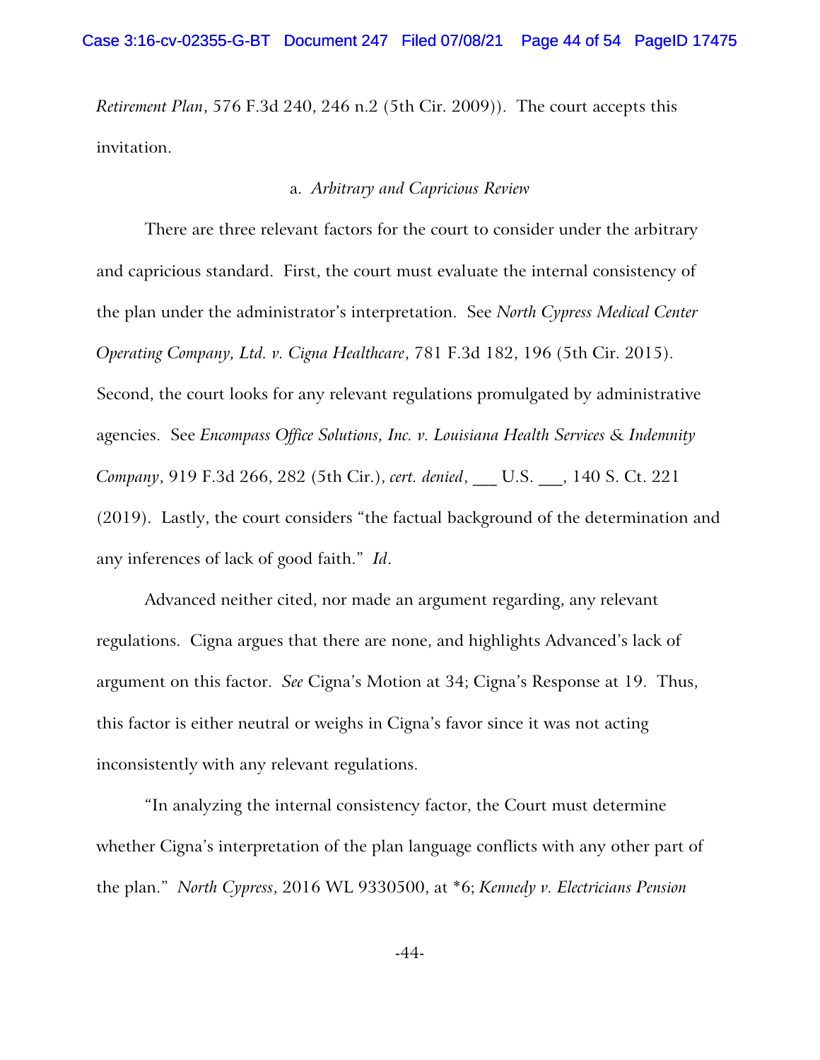*Retirement Plan*, 576 F.3d 240, 246 n.2 (5th Cir. 2009)). The court accepts this invitation.

### a. *Arbitrary and Capricious Review*

There are three relevant factors for the court to consider under the arbitrary and capricious standard. First, the court must evaluate the internal consistency of the plan under the administrator's interpretation. See *North Cypress Medical Center Operating Company, Ltd. v. Cigna Healthcare*, 781 F.3d 182, 196 (5th Cir. 2015). Second, the court looks for any relevant regulations promulgated by administrative agencies. See *Encompass Office Solutions, Inc. v. Louisiana Health Services & Indemnity Company*, 919 F.3d 266, 282 (5th Cir.), *cert. denied*, ___ U.S. ___, 140 S. Ct. 221 (2019). Lastly, the court considers "the factual background of the determination and any inferences of lack of good faith." *Id*.

Advanced neither cited, nor made an argument regarding, any relevant regulations. Cigna argues that there are none, and highlights Advanced's lack of argument on this factor. *See* Cigna's Motion at 34; Cigna's Response at 19. Thus, this factor is either neutral or weighs in Cigna's favor since it was not acting inconsistently with any relevant regulations.

"In analyzing the internal consistency factor, the Court must determine whether Cigna's interpretation of the plan language conflicts with any other part of the plan." *North Cypress*, 2016 WL 9330500, at *6; *Kennedy v. Electricians Pension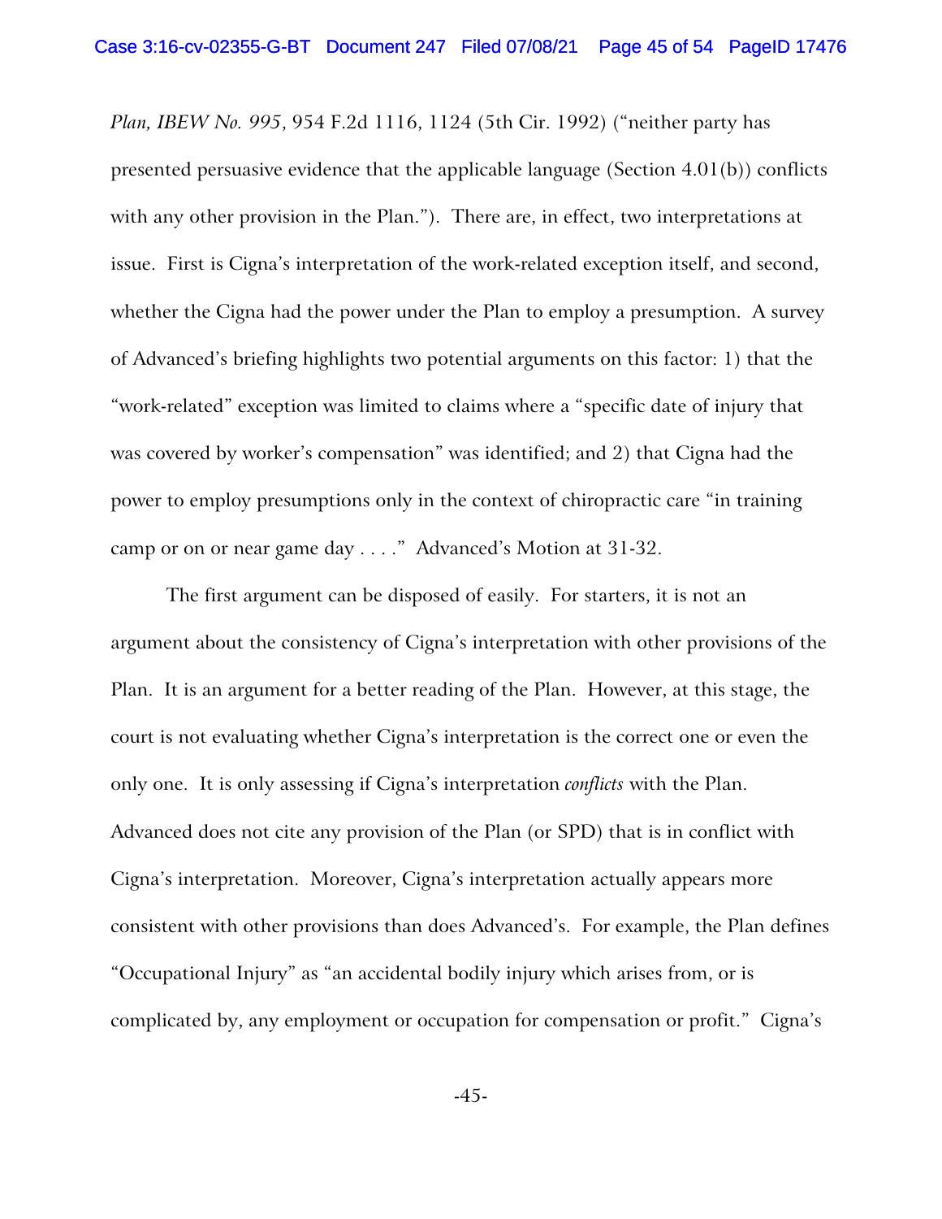*Plan, IBEW No. 995*, 954 F.2d 1116, 1124 (5th Cir. 1992) ("neither party has presented persuasive evidence that the applicable language (Section 4.01(b)) conflicts with any other provision in the Plan."). There are, in effect, two interpretations at issue. First is Cigna's interpretation of the work-related exception itself, and second, whether the Cigna had the power under the Plan to employ a presumption. A survey of Advanced's briefing highlights two potential arguments on this factor: 1) that the "work-related" exception was limited to claims where a "specific date of injury that was covered by worker's compensation" was identified; and 2) that Cigna had the power to employ presumptions only in the context of chiropractic care "in training camp or on or near game day . . . ." Advanced's Motion at 31-32.

The first argument can be disposed of easily. For starters, it is not an argument about the consistency of Cigna's interpretation with other provisions of the Plan. It is an argument for a better reading of the Plan. However, at this stage, the court is not evaluating whether Cigna's interpretation is the correct one or even the only one. It is only assessing if Cigna's interpretation *conflicts* with the Plan. Advanced does not cite any provision of the Plan (or SPD) that is in conflict with Cigna's interpretation. Moreover, Cigna's interpretation actually appears more consistent with other provisions than does Advanced's. For example, the Plan defines "Occupational Injury" as "an accidental bodily injury which arises from, or is complicated by, any employment or occupation for compensation or profit." Cigna's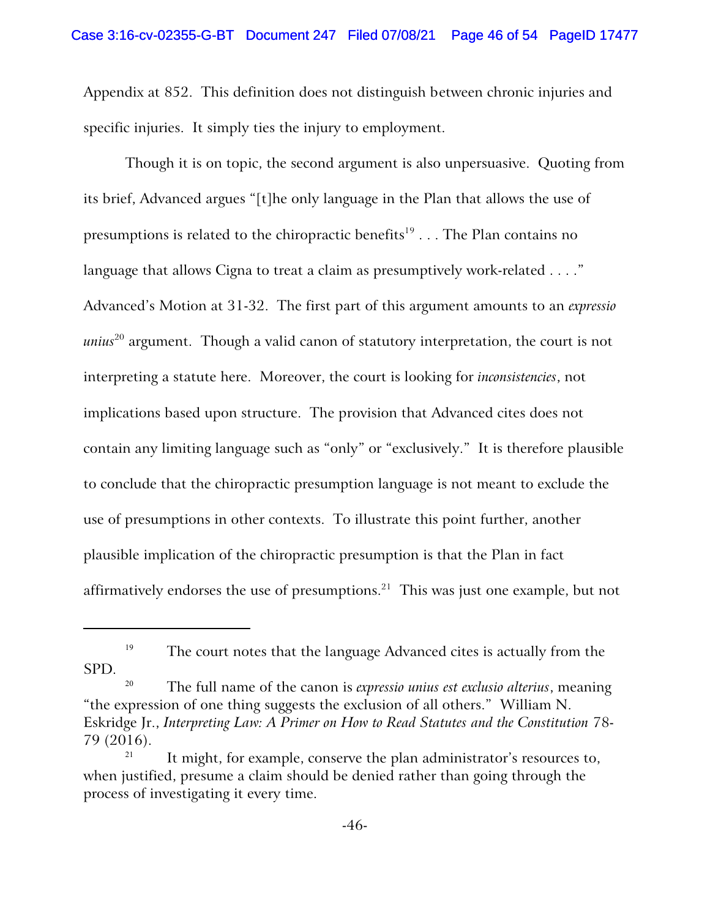Appendix at 852. This definition does not distinguish between chronic injuries and specific injuries. It simply ties the injury to employment.

Though it is on topic, the second argument is also unpersuasive. Quoting from its brief, Advanced argues "[t]he only language in the Plan that allows the use of presumptions is related to the chiropractic benefits[19] . . . The Plan contains no language that allows Cigna to treat a claim as presumptively work-related . . . ." Advanced's Motion at 31-32. The first part of this argument amounts to an *expressio unius*[20] argument. Though a valid canon of statutory interpretation, the court is not interpreting a statute here. Moreover, the court is looking for *inconsistencies*, not implications based upon structure. The provision that Advanced cites does not contain any limiting language such as "only" or "exclusively." It is therefore plausible to conclude that the chiropractic presumption language is not meant to exclude the use of presumptions in other contexts. To illustrate this point further, another plausible implication of the chiropractic presumption is that the Plan in fact affirmatively endorses the use of presumptions.[21] This was just one example, but not

---

[19] The court notes that the language Advanced cites is actually from the SPD.

[20] The full name of the canon is *expressio unius est exclusio alterius*, meaning "the expression of one thing suggests the exclusion of all others." William N. Eskridge Jr., *Interpreting Law: A Primer on How to Read Statutes and the Constitution* 78-79 (2016).

[21] It might, for example, conserve the plan administrator's resources to, when justified, presume a claim should be denied rather than going through the process of investigating it every time.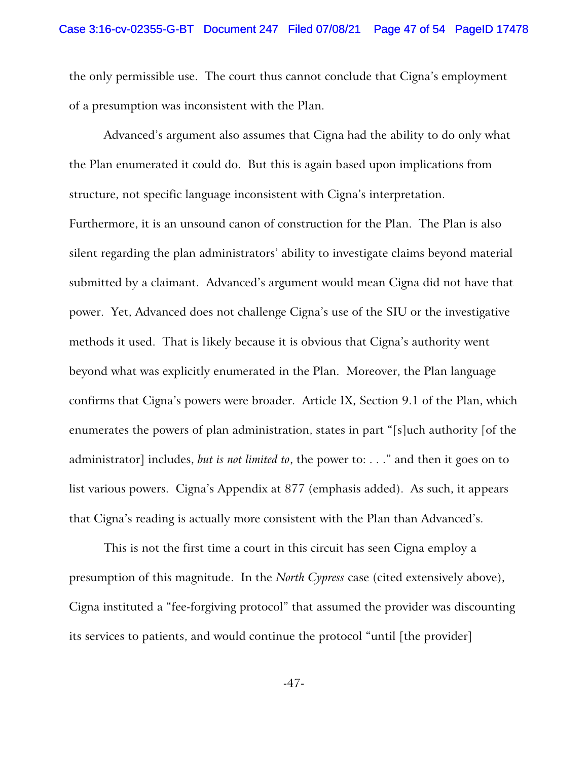the only permissible use. The court thus cannot conclude that Cigna's employment of a presumption was inconsistent with the Plan.

Advanced's argument also assumes that Cigna had the ability to do only what the Plan enumerated it could do. But this is again based upon implications from structure, not specific language inconsistent with Cigna's interpretation. Furthermore, it is an unsound canon of construction for the Plan. The Plan is also silent regarding the plan administrators' ability to investigate claims beyond material submitted by a claimant. Advanced's argument would mean Cigna did not have that power. Yet, Advanced does not challenge Cigna's use of the SIU or the investigative methods it used. That is likely because it is obvious that Cigna's authority went beyond what was explicitly enumerated in the Plan. Moreover, the Plan language confirms that Cigna's powers were broader. Article IX, Section 9.1 of the Plan, which enumerates the powers of plan administration, states in part "[s]uch authority [of the administrator] includes, *but is not limited to*, the power to: . . ." and then it goes on to list various powers. Cigna's Appendix at 877 (emphasis added). As such, it appears that Cigna's reading is actually more consistent with the Plan than Advanced's.

This is not the first time a court in this circuit has seen Cigna employ a presumption of this magnitude. In the *North Cypress* case (cited extensively above), Cigna instituted a "fee-forgiving protocol" that assumed the provider was discounting its services to patients, and would continue the protocol "until [the provider]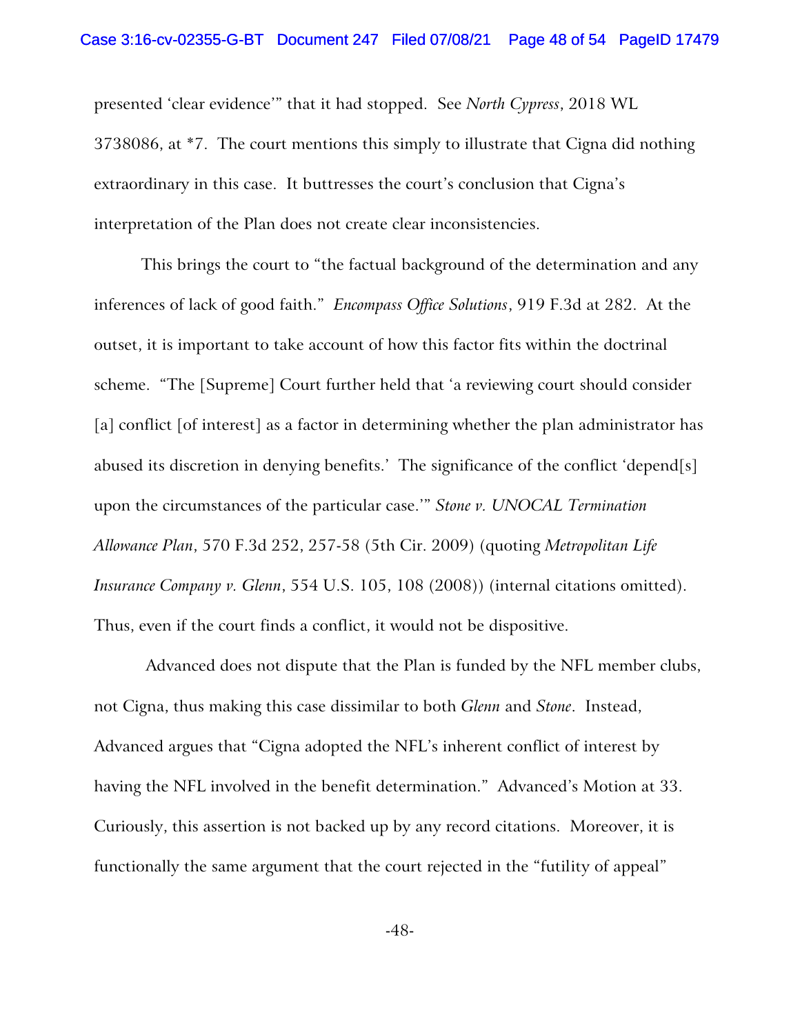presented 'clear evidence'" that it had stopped. See *North Cypress*, 2018 WL 3738086, at *7. The court mentions this simply to illustrate that Cigna did nothing extraordinary in this case. It buttresses the court's conclusion that Cigna's interpretation of the Plan does not create clear inconsistencies.

This brings the court to "the factual background of the determination and any inferences of lack of good faith." *Encompass Office Solutions*, 919 F.3d at 282. At the outset, it is important to take account of how this factor fits within the doctrinal scheme. "The [Supreme] Court further held that 'a reviewing court should consider [a] conflict [of interest] as a factor in determining whether the plan administrator has abused its discretion in denying benefits.' The significance of the conflict 'depend[s] upon the circumstances of the particular case.'" *Stone v. UNOCAL Termination Allowance Plan*, 570 F.3d 252, 257-58 (5th Cir. 2009) (quoting *Metropolitan Life Insurance Company v. Glenn*, 554 U.S. 105, 108 (2008)) (internal citations omitted). Thus, even if the court finds a conflict, it would not be dispositive.

Advanced does not dispute that the Plan is funded by the NFL member clubs, not Cigna, thus making this case dissimilar to both *Glenn* and *Stone*. Instead, Advanced argues that "Cigna adopted the NFL's inherent conflict of interest by having the NFL involved in the benefit determination." Advanced's Motion at 33. Curiously, this assertion is not backed up by any record citations. Moreover, it is functionally the same argument that the court rejected in the "futility of appeal"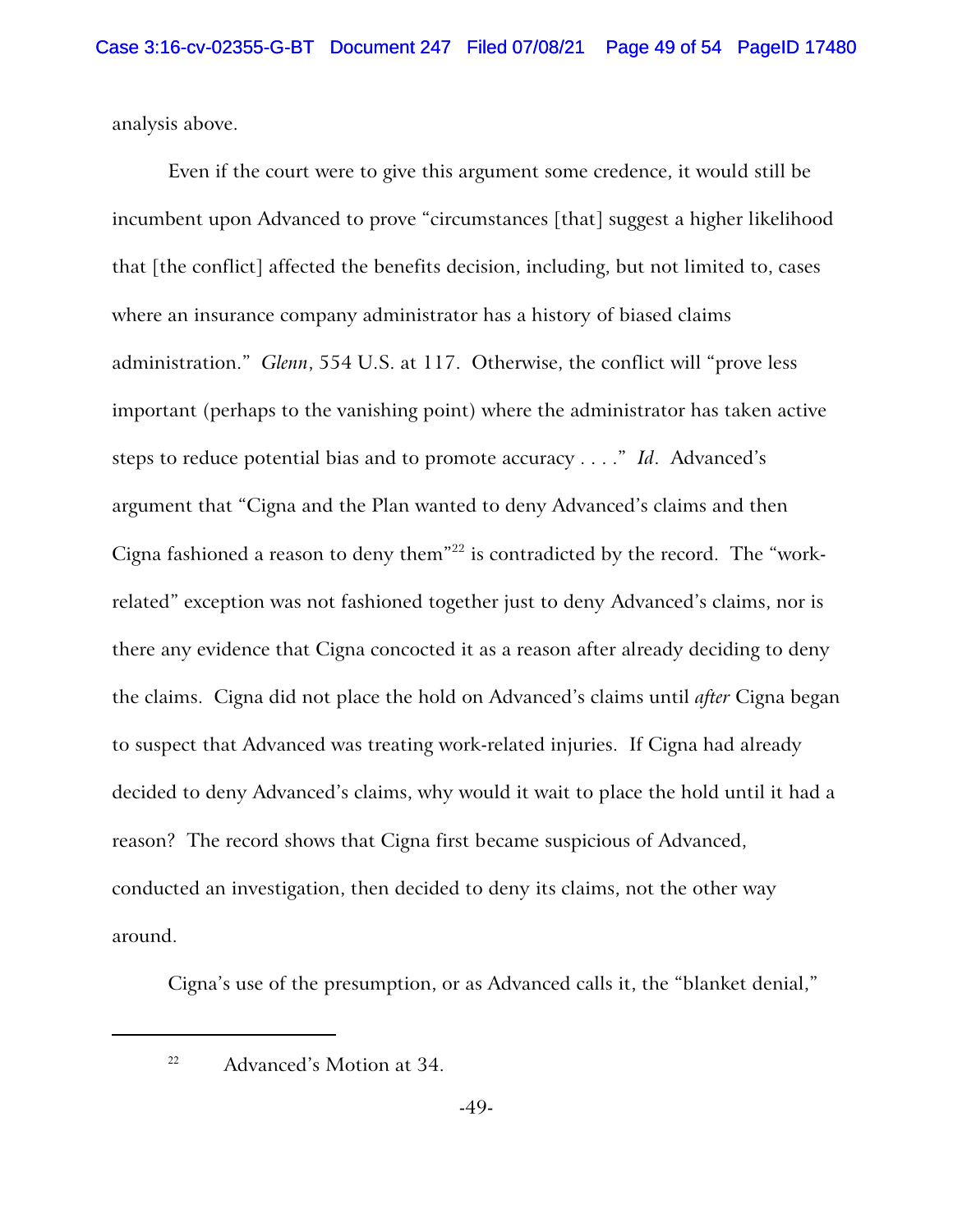analysis above.

Even if the court were to give this argument some credence, it would still be incumbent upon Advanced to prove "circumstances [that] suggest a higher likelihood that [the conflict] affected the benefits decision, including, but not limited to, cases where an insurance company administrator has a history of biased claims administration." *Glenn*, 554 U.S. at 117. Otherwise, the conflict will "prove less important (perhaps to the vanishing point) where the administrator has taken active steps to reduce potential bias and to promote accuracy . . . ." *Id*. Advanced's argument that "Cigna and the Plan wanted to deny Advanced's claims and then Cigna fashioned a reason to deny them"[22] is contradicted by the record. The "work-related" exception was not fashioned together just to deny Advanced's claims, nor is there any evidence that Cigna concocted it as a reason after already deciding to deny the claims. Cigna did not place the hold on Advanced's claims until *after* Cigna began to suspect that Advanced was treating work-related injuries. If Cigna had already decided to deny Advanced's claims, why would it wait to place the hold until it had a reason? The record shows that Cigna first became suspicious of Advanced, conducted an investigation, then decided to deny its claims, not the other way around.

Cigna's use of the presumption, or as Advanced calls it, the "blanket denial,"

---

[22] Advanced's Motion at 34.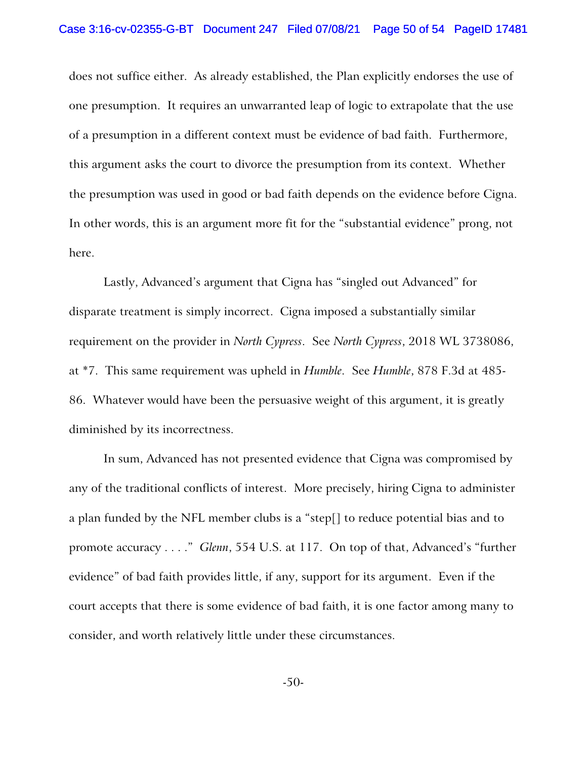does not suffice either. As already established, the Plan explicitly endorses the use of one presumption. It requires an unwarranted leap of logic to extrapolate that the use of a presumption in a different context must be evidence of bad faith. Furthermore, this argument asks the court to divorce the presumption from its context. Whether the presumption was used in good or bad faith depends on the evidence before Cigna. In other words, this is an argument more fit for the "substantial evidence" prong, not here.

Lastly, Advanced's argument that Cigna has "singled out Advanced" for disparate treatment is simply incorrect. Cigna imposed a substantially similar requirement on the provider in *North Cypress*. See *North Cypress*, 2018 WL 3738086, at *7. This same requirement was upheld in *Humble*. See *Humble*, 878 F.3d at 485-86. Whatever would have been the persuasive weight of this argument, it is greatly diminished by its incorrectness.

In sum, Advanced has not presented evidence that Cigna was compromised by any of the traditional conflicts of interest. More precisely, hiring Cigna to administer a plan funded by the NFL member clubs is a "step[] to reduce potential bias and to promote accuracy . . . ." *Glenn*, 554 U.S. at 117. On top of that, Advanced's "further evidence" of bad faith provides little, if any, support for its argument. Even if the court accepts that there is some evidence of bad faith, it is one factor among many to consider, and worth relatively little under these circumstances.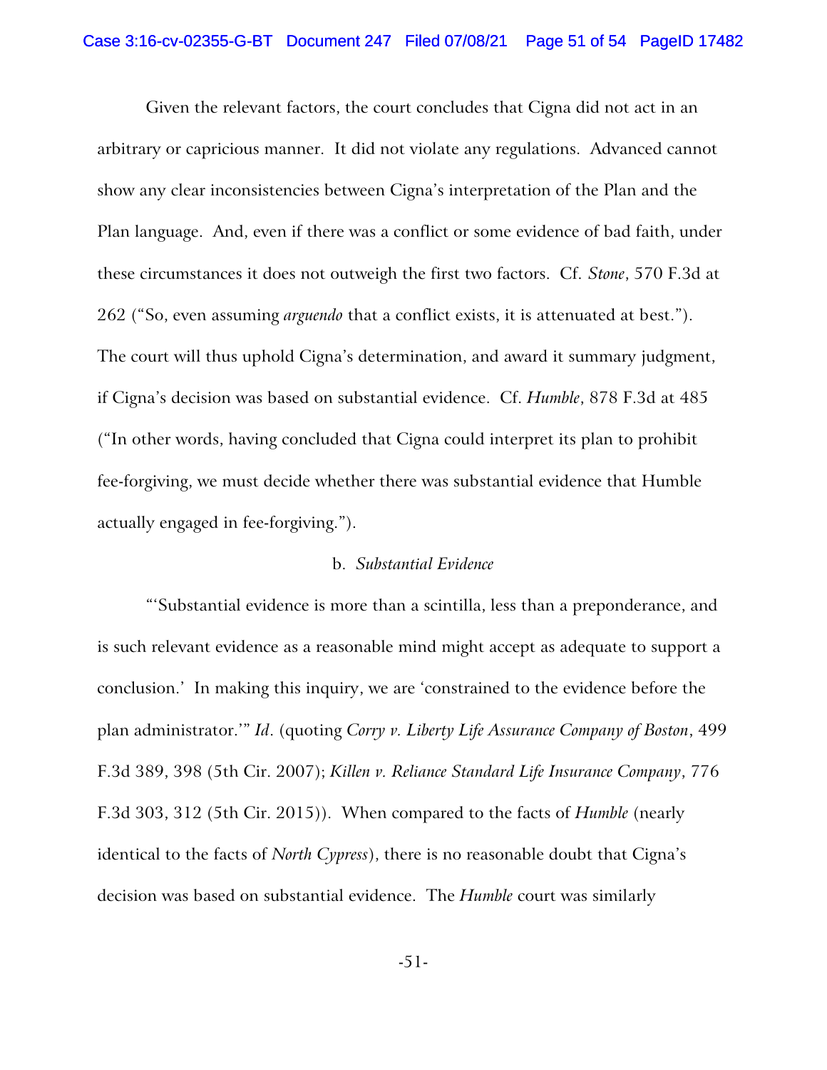Given the relevant factors, the court concludes that Cigna did not act in an arbitrary or capricious manner. It did not violate any regulations. Advanced cannot show any clear inconsistencies between Cigna's interpretation of the Plan and the Plan language. And, even if there was a conflict or some evidence of bad faith, under these circumstances it does not outweigh the first two factors. Cf. *Stone*, 570 F.3d at 262 ("So, even assuming *arguendo* that a conflict exists, it is attenuated at best."). The court will thus uphold Cigna's determination, and award it summary judgment, if Cigna's decision was based on substantial evidence. Cf. *Humble*, 878 F.3d at 485 ("In other words, having concluded that Cigna could interpret its plan to prohibit fee-forgiving, we must decide whether there was substantial evidence that Humble actually engaged in fee-forgiving.").

b. *Substantial Evidence*

"'Substantial evidence is more than a scintilla, less than a preponderance, and is such relevant evidence as a reasonable mind might accept as adequate to support a conclusion.' In making this inquiry, we are 'constrained to the evidence before the plan administrator.'" *Id*. (quoting *Corry v. Liberty Life Assurance Company of Boston*, 499 F.3d 389, 398 (5th Cir. 2007); *Killen v. Reliance Standard Life Insurance Company*, 776 F.3d 303, 312 (5th Cir. 2015)). When compared to the facts of *Humble* (nearly identical to the facts of *North Cypress*), there is no reasonable doubt that Cigna's decision was based on substantial evidence. The *Humble* court was similarly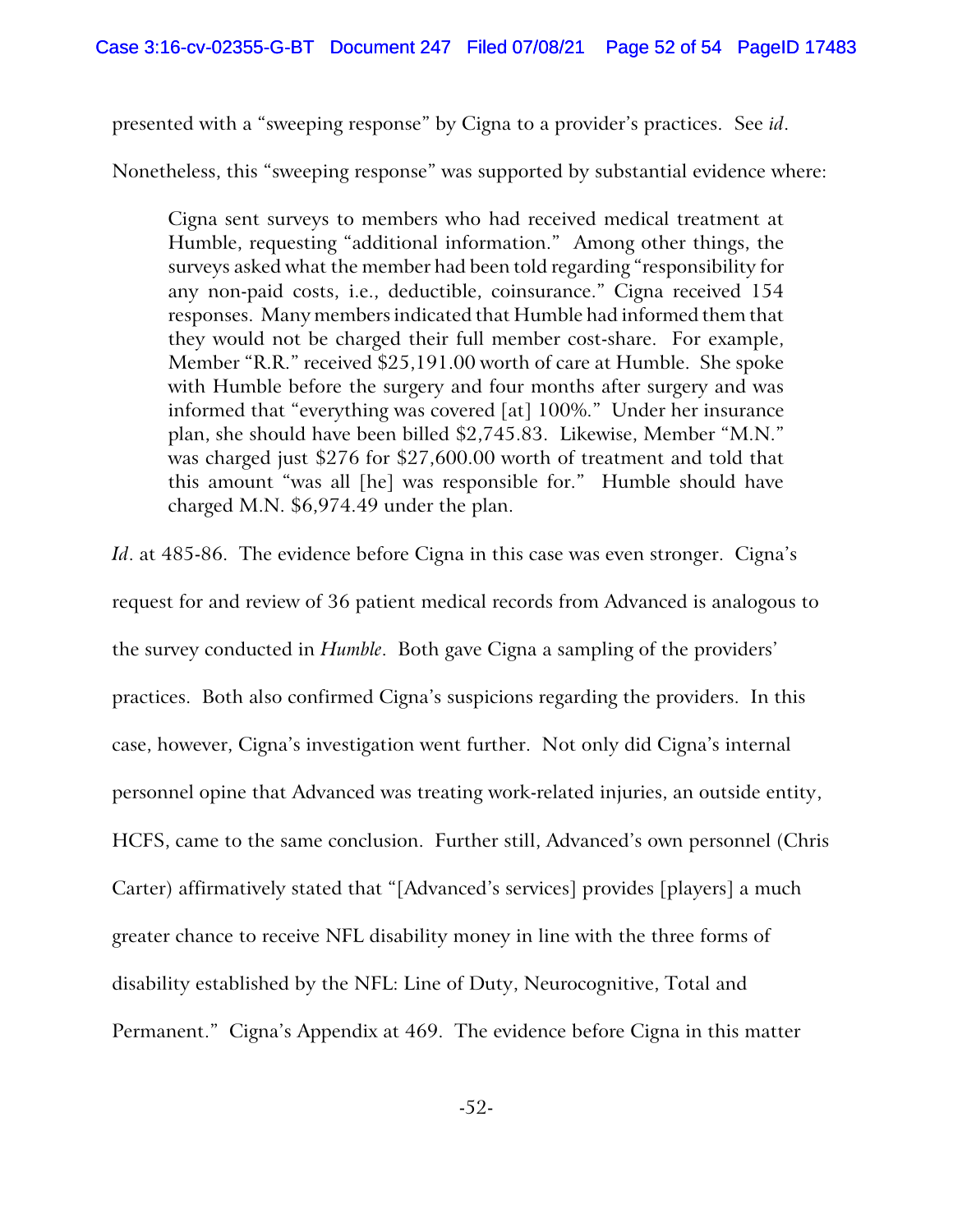presented with a "sweeping response" by Cigna to a provider's practices. See *id*.

Nonetheless, this "sweeping response" was supported by substantial evidence where:

> Cigna sent surveys to members who had received medical treatment at Humble, requesting "additional information." Among other things, the surveys asked what the member had been told regarding "responsibility for any non-paid costs, i.e., deductible, coinsurance." Cigna received 154 responses. Many members indicated that Humble had informed them that they would not be charged their full member cost-share. For example, Member "R.R." received $25,191.00 worth of care at Humble. She spoke with Humble before the surgery and four months after surgery and was informed that "everything was covered [at] 100%." Under her insurance plan, she should have been billed $2,745.83. Likewise, Member "M.N." was charged just $276 for $27,600.00 worth of treatment and told that this amount "was all [he] was responsible for." Humble should have charged M.N. $6,974.49 under the plan.

*Id*. at 485-86. The evidence before Cigna in this case was even stronger. Cigna's request for and review of 36 patient medical records from Advanced is analogous to the survey conducted in *Humble*. Both gave Cigna a sampling of the providers' practices. Both also confirmed Cigna's suspicions regarding the providers. In this case, however, Cigna's investigation went further. Not only did Cigna's internal personnel opine that Advanced was treating work-related injuries, an outside entity, HCFS, came to the same conclusion. Further still, Advanced's own personnel (Chris Carter) affirmatively stated that "[Advanced's services] provides [players] a much greater chance to receive NFL disability money in line with the three forms of disability established by the NFL: Line of Duty, Neurocognitive, Total and Permanent." Cigna's Appendix at 469. The evidence before Cigna in this matter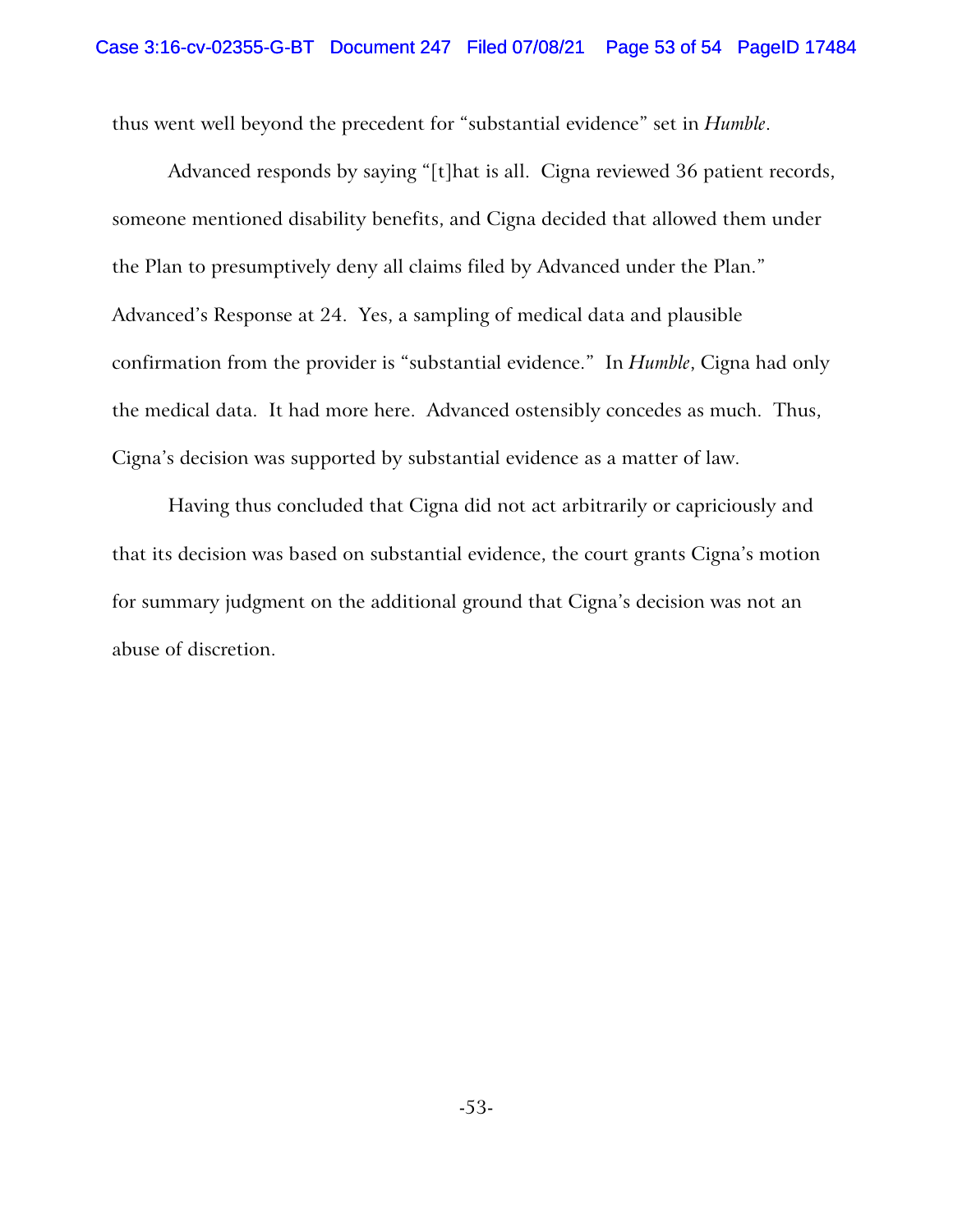thus went well beyond the precedent for "substantial evidence" set in *Humble*.

Advanced responds by saying "[t]hat is all. Cigna reviewed 36 patient records, someone mentioned disability benefits, and Cigna decided that allowed them under the Plan to presumptively deny all claims filed by Advanced under the Plan." Advanced's Response at 24. Yes, a sampling of medical data and plausible confirmation from the provider is "substantial evidence." In *Humble*, Cigna had only the medical data. It had more here. Advanced ostensibly concedes as much. Thus, Cigna's decision was supported by substantial evidence as a matter of law.

Having thus concluded that Cigna did not act arbitrarily or capriciously and that its decision was based on substantial evidence, the court grants Cigna's motion for summary judgment on the additional ground that Cigna's decision was not an abuse of discretion.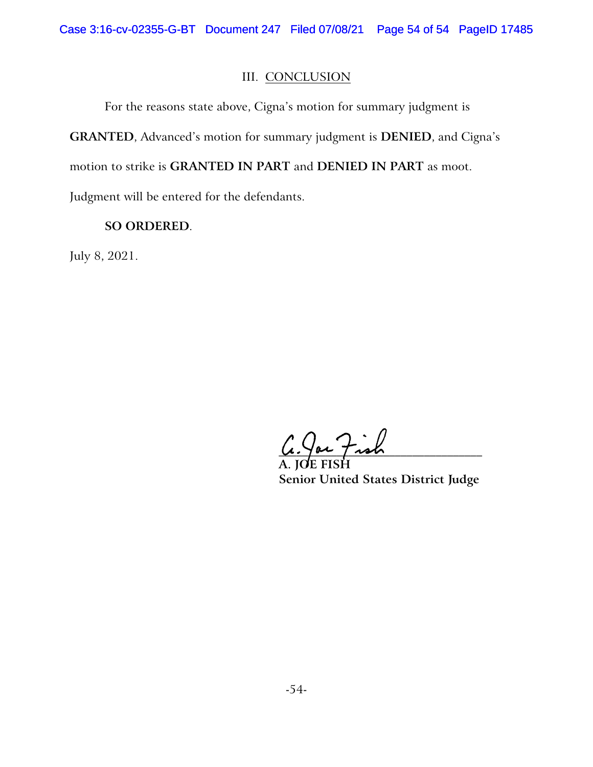## III. CONCLUSION

For the reasons state above, Cigna's motion for summary judgment is **GRANTED**, Advanced's motion for summary judgment is **DENIED**, and Cigna's motion to strike is **GRANTED IN PART** and **DENIED IN PART** as moot. Judgment will be entered for the defendants.

**SO ORDERED**.

July 8, 2021.

A. Joe Fish

**A. JOE FISH**
**Senior United States District Judge**